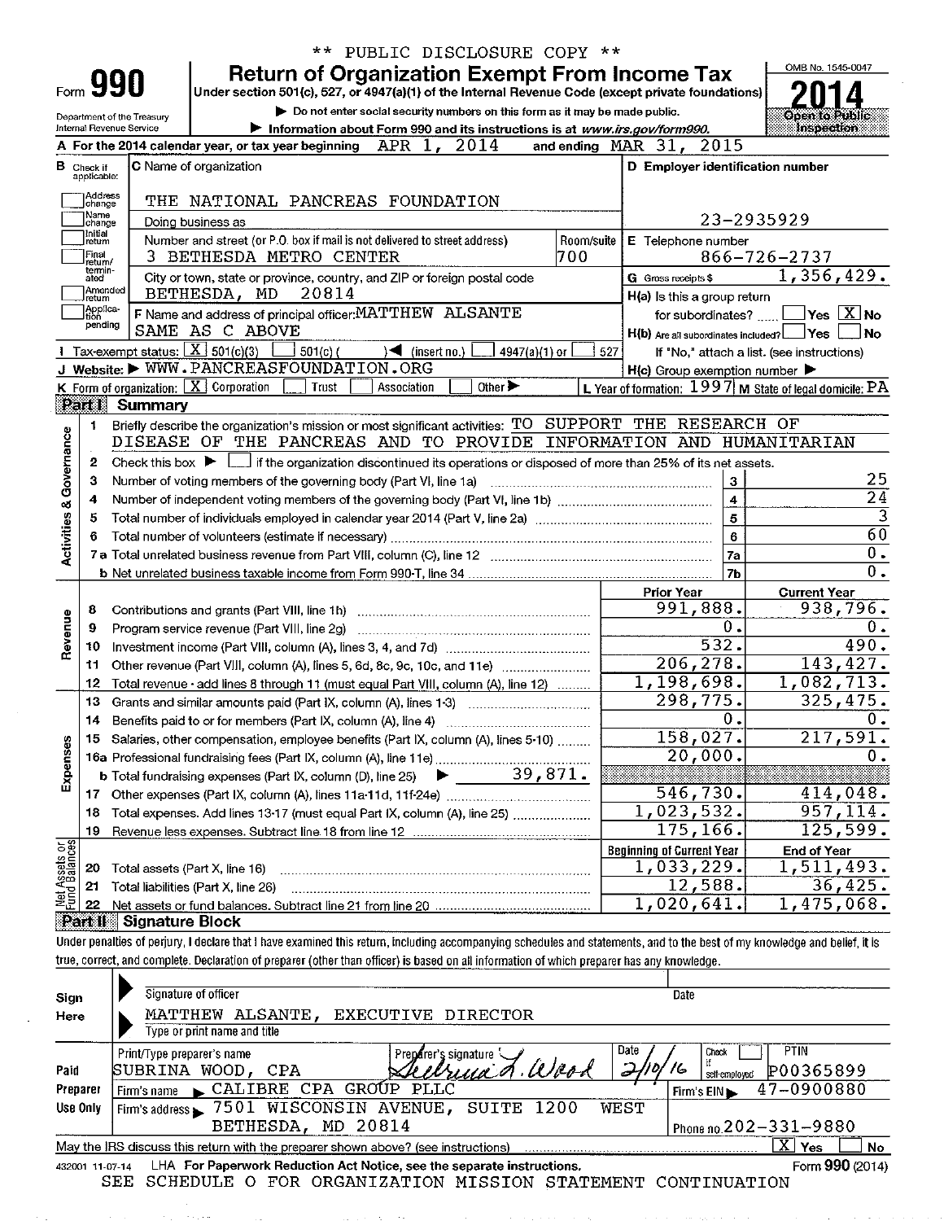\*\* PUBLIC DISCLOSURE COPY \*\*

# Form 990 — Return of Organization Exempt From Income Tax — 2014

Under section 501(c), 527, or 4947(a)(1) of the Internal Revenue Code (except private foundations)

▶ Do not enter social security numbers on this form as it may be made public.
▶ Information about Form 990 and its instructions is at www.irs.gov/form990.

Department of the Treasury
Internal Revenue Service

OMB No. 1545-0047
Open to Public Inspection

**A** For the 2014 calendar year, or tax year beginning APR 1, 2014 and ending MAR 31, 2015

**B** Check if applicable: Address change, Name change, Initial return, Final return/terminated, Amended return, Application pending

**C** Name of organization: THE NATIONAL PANCREAS FOUNDATION
Doing business as

Number and street (or P.O. box if mail is not delivered to street address): 3 BETHESDA METRO CENTER — Room/suite: 700

City or town, state or province, country, and ZIP or foreign postal code: BETHESDA, MD 20814

**D** Employer identification number: 23-2935929

**E** Telephone number: 866-726-2737

**G** Gross receipts $ 1,356,429.

**F** Name and address of principal officer: MATTHEW ALSANTE
SAME AS C ABOVE

**H(a)** Is this a group return for subordinates? ☐ Yes ☒ No
**H(b)** Are all subordinates included? ☐ Yes ☐ No
If "No," attach a list. (see instructions)
**H(c)** Group exemption number ▶

**I** Tax-exempt status: ☒ 501(c)(3) ☐ 501(c) ( ) ◀ (insert no.) ☐ 4947(a)(1) or ☐ 527

**J** Website: ▶ WWW.PANCREASFOUNDATION.ORG

**K** Form of organization: ☒ Corporation ☐ Trust ☐ Association ☐ Other ▶

**L** Year of formation: 1997 **M** State of legal domicile: PA

## Part I Summary

**Activities & Governance**

1. Briefly describe the organization's mission or most significant activities: TO SUPPORT THE RESEARCH OF DISEASE OF THE PANCREAS AND TO PROVIDE INFORMATION AND HUMANITARIAN
2. Check this box ▶ ☐ if the organization discontinued its operations or disposed of more than 25% of its net assets.

| | | Line | |
|---|---|---|---|
| 3 | Number of voting members of the governing body (Part VI, line 1a) | 3 | 25 |
| 4 | Number of independent voting members of the governing body (Part VI, line 1b) | 4 | 24 |
| 5 | Total number of individuals employed in calendar year 2014 (Part V, line 2a) | 5 | 3 |
| 6 | Total number of volunteers (estimate if necessary) | 6 | 60 |
| 7a | Total unrelated business revenue from Part VIII, column (C), line 12 | 7a | 0. |
| b | Net unrelated business taxable income from Form 990-T, line 34 | 7b | 0. |

| | | Prior Year | Current Year |
|---|---|---|---|
| **Revenue** | | | |
| 8 | Contributions and grants (Part VIII, line 1h) | 991,888. | 938,796. |
| 9 | Program service revenue (Part VIII, line 2g) | 0. | 0. |
| 10 | Investment income (Part VIII, column (A), lines 3, 4, and 7d) | 532. | 490. |
| 11 | Other revenue (Part VIII, column (A), lines 5, 6d, 8c, 9c, 10c, and 11e) | 206,278. | 143,427. |
| 12 | Total revenue - add lines 8 through 11 (must equal Part VIII, column (A), line 12) | 1,198,698. | 1,082,713. |
| **Expenses** | | | |
| 13 | Grants and similar amounts paid (Part IX, column (A), lines 1-3) | 298,775. | 325,475. |
| 14 | Benefits paid to or for members (Part IX, column (A), line 4) | 0. | 0. |
| 15 | Salaries, other compensation, employee benefits (Part IX, column (A), lines 5-10) | 158,027. | 217,591. |
| 16a | Professional fundraising fees (Part IX, column (A), line 11e) | 20,000. | 0. |
| b | Total fundraising expenses (Part IX, column (D), line 25) ▶ 39,871. | | |
| 17 | Other expenses (Part IX, column (A), lines 11a-11d, 11f-24e) | 546,730. | 414,048. |
| 18 | Total expenses. Add lines 13-17 (must equal Part IX, column (A), line 25) | 1,023,532. | 957,114. |
| 19 | Revenue less expenses. Subtract line 18 from line 12 | 175,166. | 125,599. |

| **Net Assets or Fund Balances** | | Beginning of Current Year | End of Year |
|---|---|---|---|
| 20 | Total assets (Part X, line 16) | 1,033,229. | 1,511,493. |
| 21 | Total liabilities (Part X, line 26) | 12,588. | 36,425. |
| 22 | Net assets or fund balances. Subtract line 21 from line 20 | 1,020,641. | 1,475,068. |

## Part II Signature Block

Under penalties of perjury, I declare that I have examined this return, including accompanying schedules and statements, and to the best of my knowledge and belief, it is true, correct, and complete. Declaration of preparer (other than officer) is based on all information of which preparer has any knowledge.

**Sign Here**
Signature of officer — Date
MATTHEW ALSANTE, EXECUTIVE DIRECTOR
Type or print name and title

**Paid Preparer Use Only**

| Print/Type preparer's name | Preparer's signature | Date | Check if self-employed | PTIN |
|---|---|---|---|---|
| SUBRINA WOOD, CPA | Subrina L. Wood | 2/10/16 | ☐ | P00365899 |

Firm's name ▶ CALIBRE CPA GROUP PLLC — Firm's EIN ▶ 47-0900880

Firm's address ▶ 7501 WISCONSIN AVENUE, SUITE 1200 WEST, BETHESDA, MD 20814 — Phone no. 202-331-9880

May the IRS discuss this return with the preparer shown above? (see instructions) ☒ Yes ☐ No

432001 11-07-14 LHA For Paperwork Reduction Act Notice, see the separate instructions. Form 990 (2014)

SEE SCHEDULE O FOR ORGANIZATION MISSION STATEMENT CONTINUATION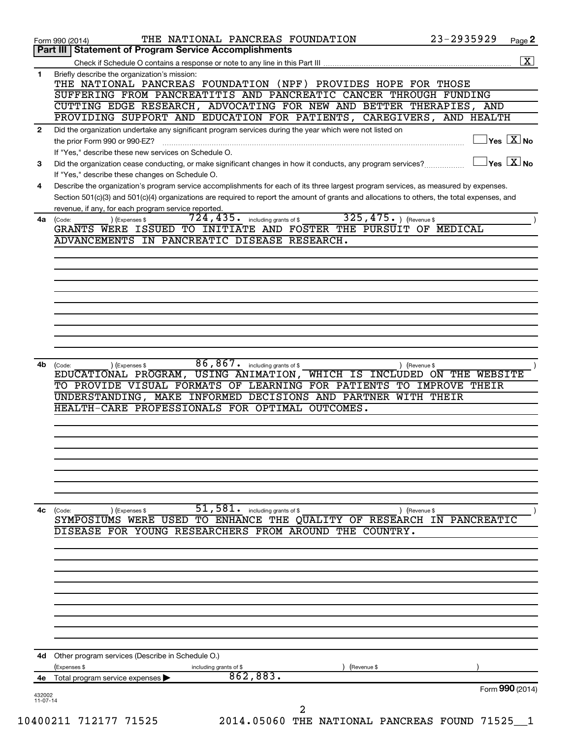Form 990 (2014) THE NATIONAL PANCREAS FOUNDATION 23-2935929 Page 2

## Part III | Statement of Program Service Accomplishments

Check if Schedule O contains a response or note to any line in this Part III ..... [X]

**1** Briefly describe the organization's mission:

THE NATIONAL PANCREAS FOUNDATION (NPF) PROVIDES HOPE FOR THOSE SUFFERING FROM PANCREATITIS AND PANCREATIC CANCER THROUGH FUNDING CUTTING EDGE RESEARCH, ADVOCATING FOR NEW AND BETTER THERAPIES, AND PROVIDING SUPPORT AND EDUCATION FOR PATIENTS, CAREGIVERS, AND HEALTH

**2** Did the organization undertake any significant program services during the year which were not listed on the prior Form 990 or 990-EZ? ..... Yes [ ] No [X]

If "Yes," describe these new services on Schedule O.

**3** Did the organization cease conducting, or make significant changes in how it conducts, any program services? ..... Yes [ ] No [X]

If "Yes," describe these changes on Schedule O.

**4** Describe the organization's program service accomplishments for each of its three largest program services, as measured by expenses. Section 501(c)(3) and 501(c)(4) organizations are required to report the amount of grants and allocations to others, the total expenses, and revenue, if any, for each program service reported.

**4a** (Code: ) (Expenses $ 724,435. including grants of $ 325,475. ) (Revenue $ )

GRANTS WERE ISSUED TO INITIATE AND FOSTER THE PURSUIT OF MEDICAL ADVANCEMENTS IN PANCREATIC DISEASE RESEARCH.

**4b** (Code: ) (Expenses $ 86,867. including grants of $ ) (Revenue $ )

EDUCATIONAL PROGRAM, USING ANIMATION, WHICH IS INCLUDED ON THE WEBSITE TO PROVIDE VISUAL FORMATS OF LEARNING FOR PATIENTS TO IMPROVE THEIR UNDERSTANDING, MAKE INFORMED DECISIONS AND PARTNER WITH THEIR HEALTH-CARE PROFESSIONALS FOR OPTIMAL OUTCOMES.

**4c** (Code: ) (Expenses $ 51,581. including grants of $ ) (Revenue $ )

SYMPOSIUMS WERE USED TO ENHANCE THE QUALITY OF RESEARCH IN PANCREATIC DISEASE FOR YOUNG RESEARCHERS FROM AROUND THE COUNTRY.

**4d** Other program services (Describe in Schedule O.)

(Expenses $ including grants of $ ) (Revenue $ )

**4e** Total program service expenses ▶ 862,883.

Form **990** (2014)

432002 11-07-14

10400211 712177 71525 2014.05060 THE NATIONAL PANCREAS FOUND 71525__1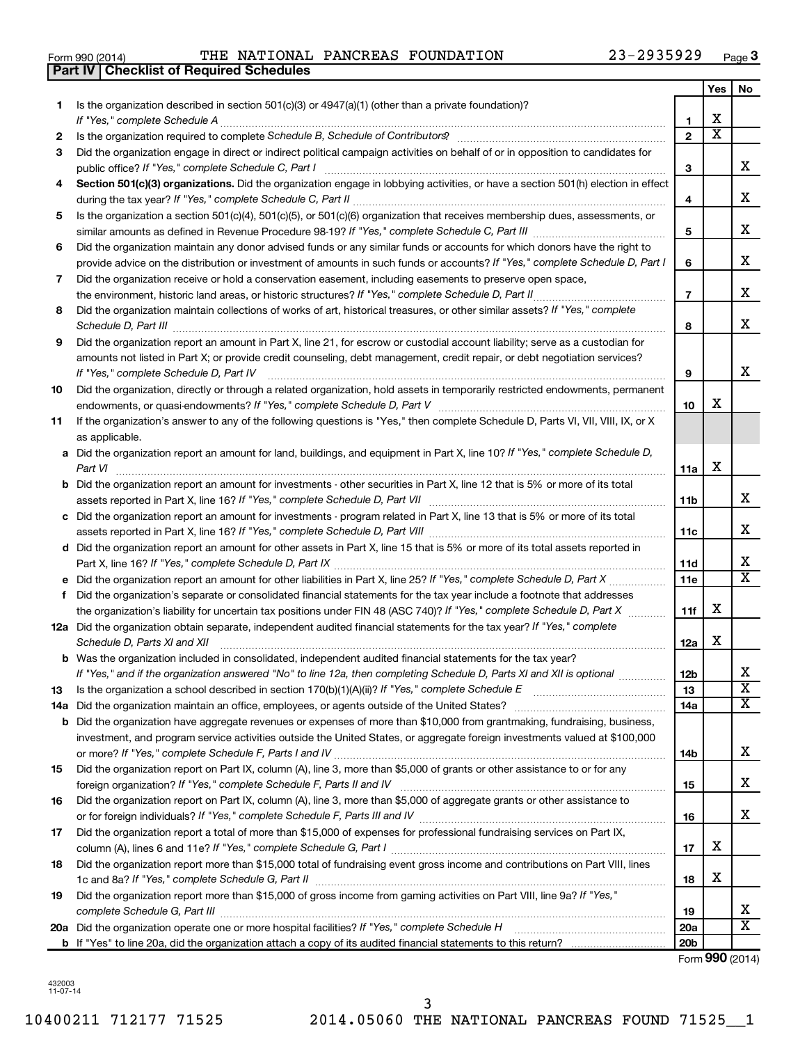Form 990 (2014) THE NATIONAL PANCREAS FOUNDATION 23-2935929 Page 3

**Part IV Checklist of Required Schedules**

| | | | Yes | No |
|---|---|---|---|---|
| 1 | Is the organization described in section 501(c)(3) or 4947(a)(1) (other than a private foundation)? *If "Yes," complete Schedule A* | 1 | X | |
| 2 | Is the organization required to complete *Schedule B, Schedule of Contributors*? | 2 | X | |
| 3 | Did the organization engage in direct or indirect political campaign activities on behalf of or in opposition to candidates for public office? *If "Yes," complete Schedule C, Part I* | 3 | | X |
| 4 | **Section 501(c)(3) organizations.** Did the organization engage in lobbying activities, or have a section 501(h) election in effect during the tax year? *If "Yes," complete Schedule C, Part II* | 4 | | X |
| 5 | Is the organization a section 501(c)(4), 501(c)(5), or 501(c)(6) organization that receives membership dues, assessments, or similar amounts as defined in Revenue Procedure 98-19? *If "Yes," complete Schedule C, Part III* | 5 | | X |
| 6 | Did the organization maintain any donor advised funds or any similar funds or accounts for which donors have the right to provide advice on the distribution or investment of amounts in such funds or accounts? *If "Yes," complete Schedule D, Part I* | 6 | | X |
| 7 | Did the organization receive or hold a conservation easement, including easements to preserve open space, the environment, historic land areas, or historic structures? *If "Yes," complete Schedule D, Part II* | 7 | | X |
| 8 | Did the organization maintain collections of works of art, historical treasures, or other similar assets? *If "Yes," complete Schedule D, Part III* | 8 | | X |
| 9 | Did the organization report an amount in Part X, line 21, for escrow or custodial account liability; serve as a custodian for amounts not listed in Part X; or provide credit counseling, debt management, credit repair, or debt negotiation services? *If "Yes," complete Schedule D, Part IV* | 9 | | X |
| 10 | Did the organization, directly or through a related organization, hold assets in temporarily restricted endowments, permanent endowments, or quasi-endowments? *If "Yes," complete Schedule D, Part V* | 10 | X | |
| 11 | If the organization's answer to any of the following questions is "Yes," then complete Schedule D, Parts VI, VII, VIII, IX, or X as applicable. | | | |
| a | Did the organization report an amount for land, buildings, and equipment in Part X, line 10? *If "Yes," complete Schedule D, Part VI* | 11a | X | |
| b | Did the organization report an amount for investments - other securities in Part X, line 12 that is 5% or more of its total assets reported in Part X, line 16? *If "Yes," complete Schedule D, Part VII* | 11b | | X |
| c | Did the organization report an amount for investments - program related in Part X, line 13 that is 5% or more of its total assets reported in Part X, line 16? *If "Yes," complete Schedule D, Part VIII* | 11c | | X |
| d | Did the organization report an amount for other assets in Part X, line 15 that is 5% or more of its total assets reported in Part X, line 16? *If "Yes," complete Schedule D, Part IX* | 11d | | X |
| e | Did the organization report an amount for other liabilities in Part X, line 25? *If "Yes," complete Schedule D, Part X* | 11e | | X |
| f | Did the organization's separate or consolidated financial statements for the tax year include a footnote that addresses the organization's liability for uncertain tax positions under FIN 48 (ASC 740)? *If "Yes," complete Schedule D, Part X* | 11f | X | |
| 12a | Did the organization obtain separate, independent audited financial statements for the tax year? *If "Yes," complete Schedule D, Parts XI and XII* | 12a | X | |
| b | Was the organization included in consolidated, independent audited financial statements for the tax year? *If "Yes," and if the organization answered "No" to line 12a, then completing Schedule D, Parts XI and XII is optional* | 12b | | X |
| 13 | Is the organization a school described in section 170(b)(1)(A)(ii)? *If "Yes," complete Schedule E* | 13 | | X |
| 14a | Did the organization maintain an office, employees, or agents outside of the United States? | 14a | | X |
| b | Did the organization have aggregate revenues or expenses of more than $10,000 from grantmaking, fundraising, business, investment, and program service activities outside the United States, or aggregate foreign investments valued at $100,000 or more? *If "Yes," complete Schedule F, Parts I and IV* | 14b | | X |
| 15 | Did the organization report on Part IX, column (A), line 3, more than $5,000 of grants or other assistance to or for any foreign organization? *If "Yes," complete Schedule F, Parts II and IV* | 15 | | X |
| 16 | Did the organization report on Part IX, column (A), line 3, more than $5,000 of aggregate grants or other assistance to or for foreign individuals? *If "Yes," complete Schedule F, Parts III and IV* | 16 | | X |
| 17 | Did the organization report a total of more than $15,000 of expenses for professional fundraising services on Part IX, column (A), lines 6 and 11e? *If "Yes," complete Schedule G, Part I* | 17 | X | |
| 18 | Did the organization report more than $15,000 total of fundraising event gross income and contributions on Part VIII, lines 1c and 8a? *If "Yes," complete Schedule G, Part II* | 18 | X | |
| 19 | Did the organization report more than $15,000 of gross income from gaming activities on Part VIII, line 9a? *If "Yes," complete Schedule G, Part III* | 19 | | X |
| 20a | Did the organization operate one or more hospital facilities? *If "Yes," complete Schedule H* | 20a | | X |
| b | If "Yes" to line 20a, did the organization attach a copy of its audited financial statements to this return? | 20b | | |

Form **990** (2014)

432003 11-07-14

10400211 712177 71525 2014.05060 THE NATIONAL PANCREAS FOUND 71525__1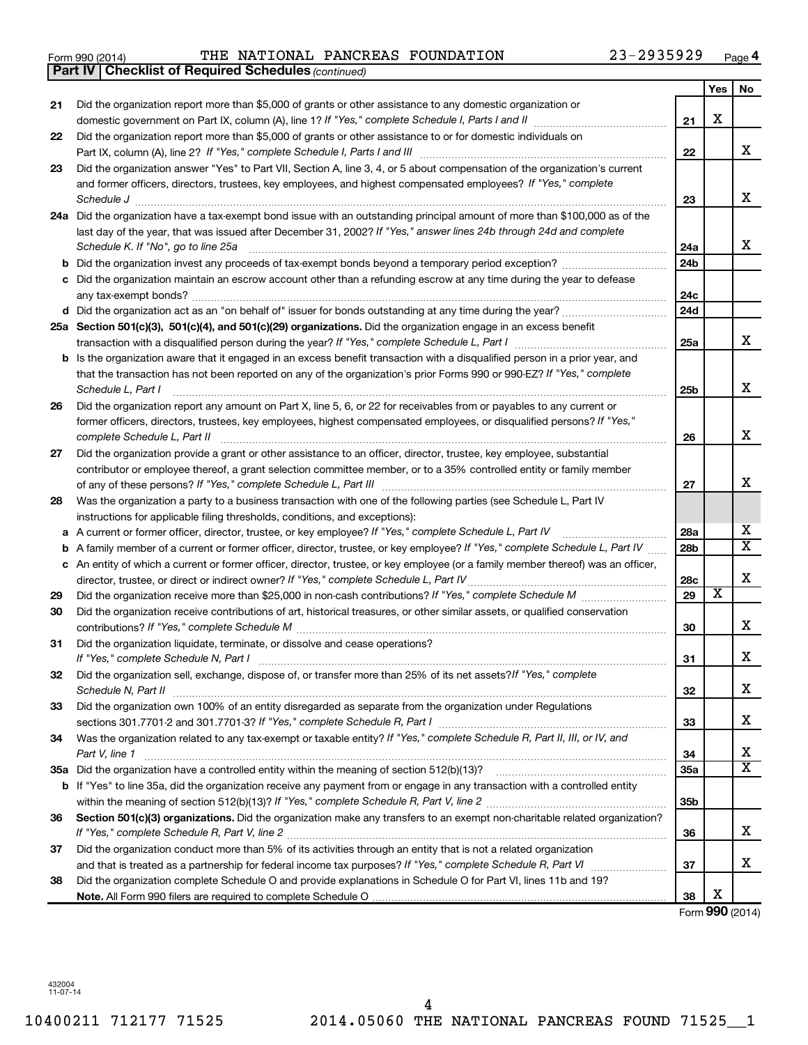Form 990 (2014) THE NATIONAL PANCREAS FOUNDATION 23-2935929

**Part IV | Checklist of Required Schedules** *(continued)*

| | | | Yes | No |
|---|---|---|---|---|
| 21 | Did the organization report more than $5,000 of grants or other assistance to any domestic organization or domestic government on Part IX, column (A), line 1? *If "Yes," complete Schedule I, Parts I and II* | 21 | X | |
| 22 | Did the organization report more than $5,000 of grants or other assistance to or for domestic individuals on Part IX, column (A), line 2? *If "Yes," complete Schedule I, Parts I and III* | 22 | | X |
| 23 | Did the organization answer "Yes" to Part VII, Section A, line 3, 4, or 5 about compensation of the organization's current and former officers, directors, trustees, key employees, and highest compensated employees? *If "Yes," complete Schedule J* | 23 | | X |
| 24a | Did the organization have a tax-exempt bond issue with an outstanding principal amount of more than $100,000 as of the last day of the year, that was issued after December 31, 2002? *If "Yes," answer lines 24b through 24d and complete Schedule K. If "No", go to line 25a* | 24a | | X |
| b | Did the organization invest any proceeds of tax-exempt bonds beyond a temporary period exception? | 24b | | |
| c | Did the organization maintain an escrow account other than a refunding escrow at any time during the year to defease any tax-exempt bonds? | 24c | | |
| d | Did the organization act as an "on behalf of" issuer for bonds outstanding at any time during the year? | 24d | | |
| 25a | **Section 501(c)(3), 501(c)(4), and 501(c)(29) organizations.** Did the organization engage in an excess benefit transaction with a disqualified person during the year? *If "Yes," complete Schedule L, Part I* | 25a | | X |
| b | Is the organization aware that it engaged in an excess benefit transaction with a disqualified person in a prior year, and that the transaction has not been reported on any of the organization's prior Forms 990 or 990-EZ? *If "Yes," complete Schedule L, Part I* | 25b | | X |
| 26 | Did the organization report any amount on Part X, line 5, 6, or 22 for receivables from or payables to any current or former officers, directors, trustees, key employees, highest compensated employees, or disqualified persons? *If "Yes," complete Schedule L, Part II* | 26 | | X |
| 27 | Did the organization provide a grant or other assistance to an officer, director, trustee, key employee, substantial contributor or employee thereof, a grant selection committee member, or to a 35% controlled entity or family member of any of these persons? *If "Yes," complete Schedule L, Part III* | 27 | | X |
| 28 | Was the organization a party to a business transaction with one of the following parties (see Schedule L, Part IV instructions for applicable filing thresholds, conditions, and exceptions): | | | |
| a | A current or former officer, director, trustee, or key employee? *If "Yes," complete Schedule L, Part IV* | 28a | | X |
| b | A family member of a current or former officer, director, trustee, or key employee? *If "Yes," complete Schedule L, Part IV* | 28b | | X |
| c | An entity of which a current or former officer, director, trustee, or key employee (or a family member thereof) was an officer, director, trustee, or direct or indirect owner? *If "Yes," complete Schedule L, Part IV* | 28c | | X |
| 29 | Did the organization receive more than $25,000 in non-cash contributions? *If "Yes," complete Schedule M* | 29 | X | |
| 30 | Did the organization receive contributions of art, historical treasures, or other similar assets, or qualified conservation contributions? *If "Yes," complete Schedule M* | 30 | | X |
| 31 | Did the organization liquidate, terminate, or dissolve and cease operations? *If "Yes," complete Schedule N, Part I* | 31 | | X |
| 32 | Did the organization sell, exchange, dispose of, or transfer more than 25% of its net assets? *If "Yes," complete Schedule N, Part II* | 32 | | X |
| 33 | Did the organization own 100% of an entity disregarded as separate from the organization under Regulations sections 301.7701-2 and 301.7701-3? *If "Yes," complete Schedule R, Part I* | 33 | | X |
| 34 | Was the organization related to any tax-exempt or taxable entity? *If "Yes," complete Schedule R, Part II, III, or IV, and Part V, line 1* | 34 | | X |
| 35a | Did the organization have a controlled entity within the meaning of section 512(b)(13)? | 35a | | X |
| b | If "Yes" to line 35a, did the organization receive any payment from or engage in any transaction with a controlled entity within the meaning of section 512(b)(13)? *If "Yes," complete Schedule R, Part V, line 2* | 35b | | |
| 36 | **Section 501(c)(3) organizations.** Did the organization make any transfers to an exempt non-charitable related organization? *If "Yes," complete Schedule R, Part V, line 2* | 36 | | X |
| 37 | Did the organization conduct more than 5% of its activities through an entity that is not a related organization and that is treated as a partnership for federal income tax purposes? *If "Yes," complete Schedule R, Part VI* | 37 | | X |
| 38 | Did the organization complete Schedule O and provide explanations in Schedule O for Part VI, lines 11b and 19? **Note.** All Form 990 filers are required to complete Schedule O | 38 | X | |

Form **990** (2014)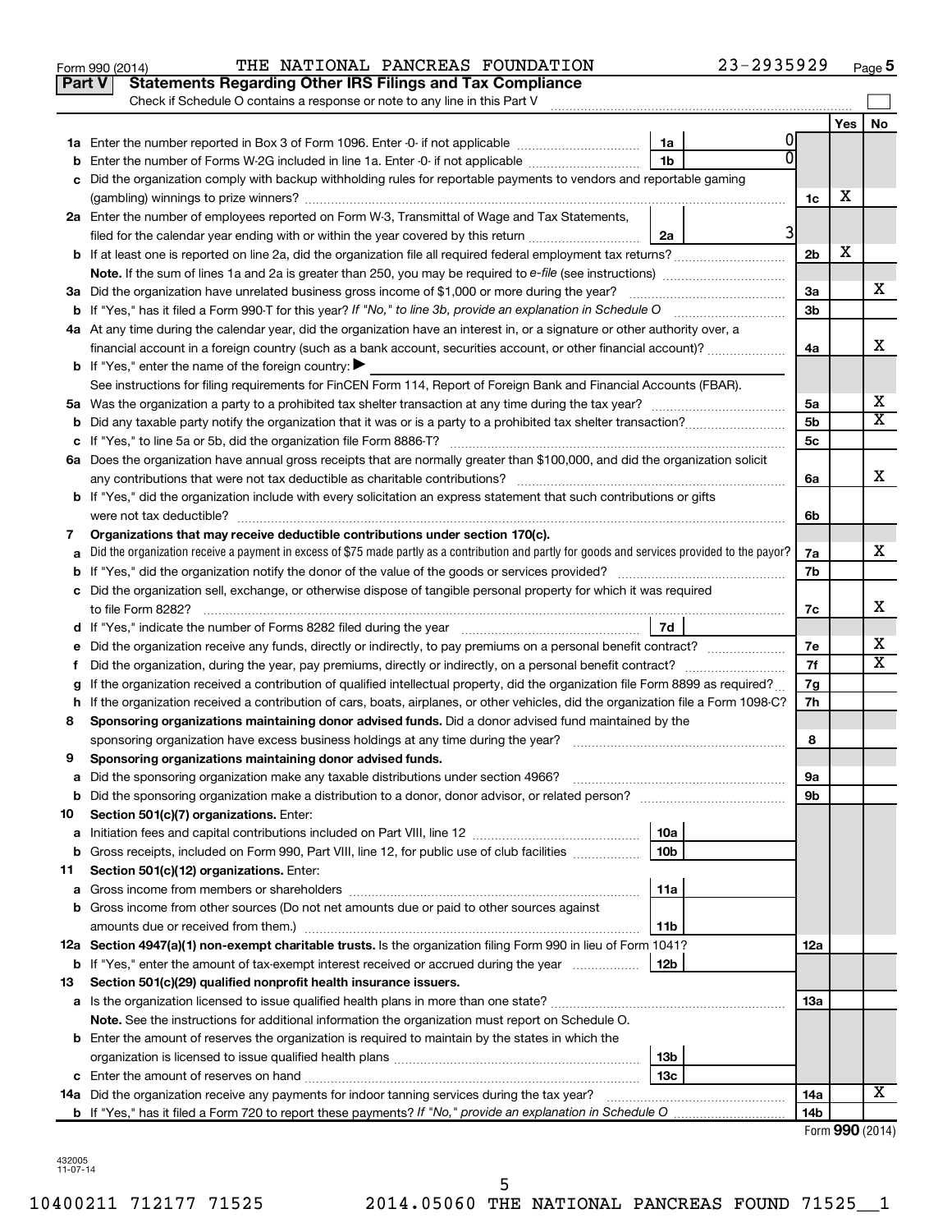Form 990 (2014) THE NATIONAL PANCREAS FOUNDATION 23-2935929 Page 5

**Part V Statements Regarding Other IRS Filings and Tax Compliance**

Check if Schedule O contains a response or note to any line in this Part V

| | | | | | Yes | No |
|---|---|---|---|---|---|---|
| **1a** | Enter the number reported in Box 3 of Form 1096. Enter -0- if not applicable | 1a | 0 | | | |
| **b** | Enter the number of Forms W-2G included in line 1a. Enter -0- if not applicable | 1b | 0 | | | |
| **c** | Did the organization comply with backup withholding rules for reportable payments to vendors and reportable gaming (gambling) winnings to prize winners? | | | 1c | X | |
| **2a** | Enter the number of employees reported on Form W-3, Transmittal of Wage and Tax Statements, filed for the calendar year ending with or within the year covered by this return | 2a | 3 | | | |
| **b** | If at least one is reported on line 2a, did the organization file all required federal employment tax returns? | | | 2b | X | |
| | **Note.** If the sum of lines 1a and 2a is greater than 250, you may be required to *e-file* (see instructions) | | | | | |
| **3a** | Did the organization have unrelated business gross income of $1,000 or more during the year? | | | 3a | | X |
| **b** | If "Yes," has it filed a Form 990-T for this year? *If "No," to line 3b, provide an explanation in Schedule O* | | | 3b | | |
| **4a** | At any time during the calendar year, did the organization have an interest in, or a signature or other authority over, a financial account in a foreign country (such as a bank account, securities account, or other financial account)? | | | 4a | | X |
| **b** | If "Yes," enter the name of the foreign country: ▶ | | | | | |
| | See instructions for filing requirements for FinCEN Form 114, Report of Foreign Bank and Financial Accounts (FBAR). | | | | | |
| **5a** | Was the organization a party to a prohibited tax shelter transaction at any time during the tax year? | | | 5a | | X |
| **b** | Did any taxable party notify the organization that it was or is a party to a prohibited tax shelter transaction? | | | 5b | | X |
| **c** | If "Yes," to line 5a or 5b, did the organization file Form 8886-T? | | | 5c | | |
| **6a** | Does the organization have annual gross receipts that are normally greater than $100,000, and did the organization solicit any contributions that were not tax deductible as charitable contributions? | | | 6a | | X |
| **b** | If "Yes," did the organization include with every solicitation an express statement that such contributions or gifts were not tax deductible? | | | 6b | | |
| **7** | **Organizations that may receive deductible contributions under section 170(c).** | | | | | |
| **a** | Did the organization receive a payment in excess of $75 made partly as a contribution and partly for goods and services provided to the payor? | | | 7a | | X |
| **b** | If "Yes," did the organization notify the donor of the value of the goods or services provided? | | | 7b | | |
| **c** | Did the organization sell, exchange, or otherwise dispose of tangible personal property for which it was required to file Form 8282? | | | 7c | | X |
| **d** | If "Yes," indicate the number of Forms 8282 filed during the year | 7d | | | | |
| **e** | Did the organization receive any funds, directly or indirectly, to pay premiums on a personal benefit contract? | | | 7e | | X |
| **f** | Did the organization, during the year, pay premiums, directly or indirectly, on a personal benefit contract? | | | 7f | | X |
| **g** | If the organization received a contribution of qualified intellectual property, did the organization file Form 8899 as required? | | | 7g | | |
| **h** | If the organization received a contribution of cars, boats, airplanes, or other vehicles, did the organization file a Form 1098-C? | | | 7h | | |
| **8** | **Sponsoring organizations maintaining donor advised funds.** Did a donor advised fund maintained by the sponsoring organization have excess business holdings at any time during the year? | | | 8 | | |
| **9** | **Sponsoring organizations maintaining donor advised funds.** | | | | | |
| **a** | Did the sponsoring organization make any taxable distributions under section 4966? | | | 9a | | |
| **b** | Did the sponsoring organization make a distribution to a donor, donor advisor, or related person? | | | 9b | | |
| **10** | **Section 501(c)(7) organizations.** Enter: | | | | | |
| **a** | Initiation fees and capital contributions included on Part VIII, line 12 | 10a | | | | |
| **b** | Gross receipts, included on Form 990, Part VIII, line 12, for public use of club facilities | 10b | | | | |
| **11** | **Section 501(c)(12) organizations.** Enter: | | | | | |
| **a** | Gross income from members or shareholders | 11a | | | | |
| **b** | Gross income from other sources (Do not net amounts due or paid to other sources against amounts due or received from them.) | 11b | | | | |
| **12a** | **Section 4947(a)(1) non-exempt charitable trusts.** Is the organization filing Form 990 in lieu of Form 1041? | | | 12a | | |
| **b** | If "Yes," enter the amount of tax-exempt interest received or accrued during the year | 12b | | | | |
| **13** | **Section 501(c)(29) qualified nonprofit health insurance issuers.** | | | | | |
| **a** | Is the organization licensed to issue qualified health plans in more than one state? | | | 13a | | |
| | **Note.** See the instructions for additional information the organization must report on Schedule O. | | | | | |
| **b** | Enter the amount of reserves the organization is required to maintain by the states in which the organization is licensed to issue qualified health plans | 13b | | | | |
| **c** | Enter the amount of reserves on hand | 13c | | | | |
| **14a** | Did the organization receive any payments for indoor tanning services during the tax year? | | | 14a | | X |
| **b** | If "Yes," has it filed a Form 720 to report these payments? *If "No," provide an explanation in Schedule O* | | | 14b | | |

Form **990** (2014)

432005 11-07-14

10400211 712177 71525 2014.05060 THE NATIONAL PANCREAS FOUND 71525__1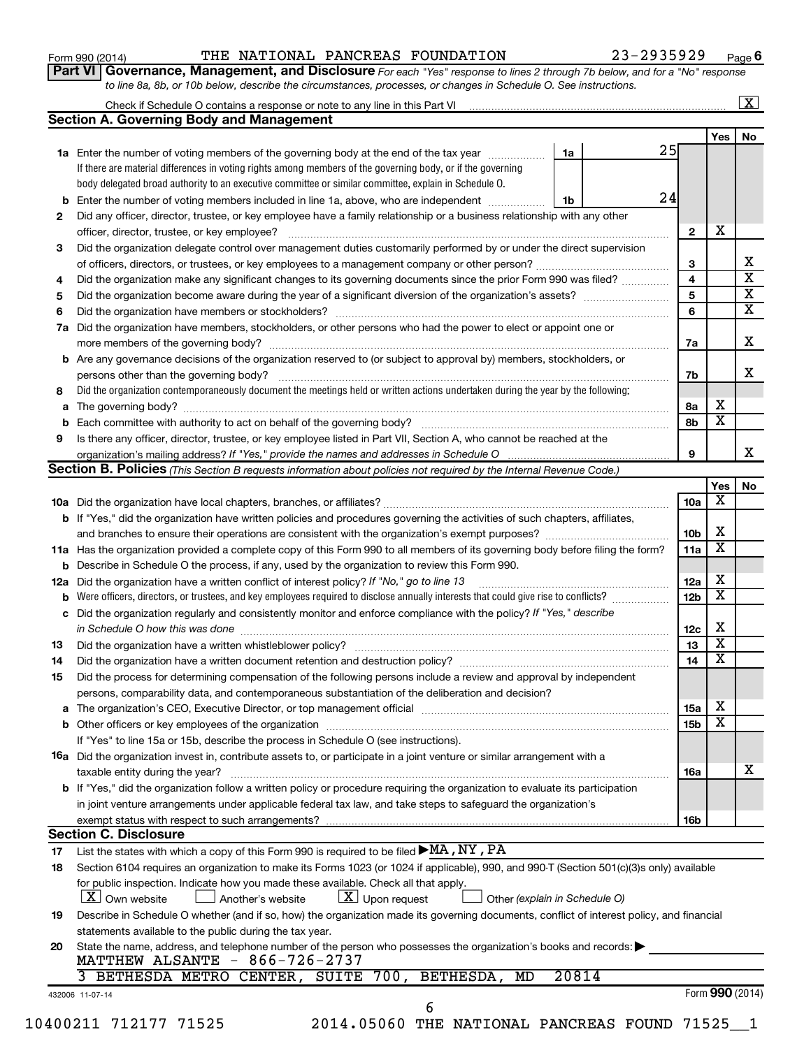Form 990 (2014) THE NATIONAL PANCREAS FOUNDATION 23-2935929 Page 6

**Part VI Governance, Management, and Disclosure** *For each "Yes" response to lines 2 through 7b below, and for a "No" response to line 8a, 8b, or 10b below, describe the circumstances, processes, or changes in Schedule O. See instructions.*

Check if Schedule O contains a response or note to any line in this Part VI [X]

## Section A. Governing Body and Management

| | | | Yes | No |
|---|---|---|---|---|
| 1a | Enter the number of voting members of the governing body at the end of the tax year — 1a: 25. If there are material differences in voting rights among members of the governing body, or if the governing body delegated broad authority to an executive committee or similar committee, explain in Schedule O. | | | |
| b | Enter the number of voting members included in line 1a, above, who are independent — 1b: 24 | | | |
| 2 | Did any officer, director, trustee, or key employee have a family relationship or a business relationship with any other officer, director, trustee, or key employee? | 2 | X | |
| 3 | Did the organization delegate control over management duties customarily performed by or under the direct supervision of officers, directors, or trustees, or key employees to a management company or other person? | 3 | | X |
| 4 | Did the organization make any significant changes to its governing documents since the prior Form 990 was filed? | 4 | | X |
| 5 | Did the organization become aware during the year of a significant diversion of the organization's assets? | 5 | | X |
| 6 | Did the organization have members or stockholders? | 6 | | X |
| 7a | Did the organization have members, stockholders, or other persons who had the power to elect or appoint one or more members of the governing body? | 7a | | X |
| b | Are any governance decisions of the organization reserved to (or subject to approval by) members, stockholders, or persons other than the governing body? | 7b | | X |
| 8 | Did the organization contemporaneously document the meetings held or written actions undertaken during the year by the following: | | | |
| a | The governing body? | 8a | X | |
| b | Each committee with authority to act on behalf of the governing body? | 8b | X | |
| 9 | Is there any officer, director, trustee, or key employee listed in Part VII, Section A, who cannot be reached at the organization's mailing address? *If "Yes," provide the names and addresses in Schedule O* | 9 | | X |

## Section B. Policies *(This Section B requests information about policies not required by the Internal Revenue Code.)*

| | | | Yes | No |
|---|---|---|---|---|
| 10a | Did the organization have local chapters, branches, or affiliates? | 10a | X | |
| b | If "Yes," did the organization have written policies and procedures governing the activities of such chapters, affiliates, and branches to ensure their operations are consistent with the organization's exempt purposes? | 10b | X | |
| 11a | Has the organization provided a complete copy of this Form 990 to all members of its governing body before filing the form? | 11a | X | |
| b | Describe in Schedule O the process, if any, used by the organization to review this Form 990. | | | |
| 12a | Did the organization have a written conflict of interest policy? *If "No," go to line 13* | 12a | X | |
| b | Were officers, directors, or trustees, and key employees required to disclose annually interests that could give rise to conflicts? | 12b | X | |
| c | Did the organization regularly and consistently monitor and enforce compliance with the policy? *If "Yes," describe in Schedule O how this was done* | 12c | X | |
| 13 | Did the organization have a written whistleblower policy? | 13 | X | |
| 14 | Did the organization have a written document retention and destruction policy? | 14 | X | |
| 15 | Did the process for determining compensation of the following persons include a review and approval by independent persons, comparability data, and contemporaneous substantiation of the deliberation and decision? | | | |
| a | The organization's CEO, Executive Director, or top management official | 15a | X | |
| b | Other officers or key employees of the organization | 15b | X | |
| | If "Yes" to line 15a or 15b, describe the process in Schedule O (see instructions). | | | |
| 16a | Did the organization invest in, contribute assets to, or participate in a joint venture or similar arrangement with a taxable entity during the year? | 16a | | X |
| b | If "Yes," did the organization follow a written policy or procedure requiring the organization to evaluate its participation in joint venture arrangements under applicable federal tax law, and take steps to safeguard the organization's exempt status with respect to such arrangements? | 16b | | |

## Section C. Disclosure

17 List the states with which a copy of this Form 990 is required to be filed ▶MA, NY, PA

18 Section 6104 requires an organization to make its Forms 1023 (or 1024 if applicable), 990, and 990-T (Section 501(c)(3)s only) available for public inspection. Indicate how you made these available. Check all that apply.
[X] Own website [ ] Another's website [X] Upon request [ ] Other *(explain in Schedule O)*

19 Describe in Schedule O whether (and if so, how) the organization made its governing documents, conflict of interest policy, and financial statements available to the public during the tax year.

20 State the name, address, and telephone number of the person who possesses the organization's books and records: ▶
MATTHEW ALSANTE - 866-726-2737
3 BETHESDA METRO CENTER, SUITE 700, BETHESDA, MD 20814

432006 11-07-14 Form **990** (2014)

10400211 712177 71525 2014.05060 THE NATIONAL PANCREAS FOUND 71525__1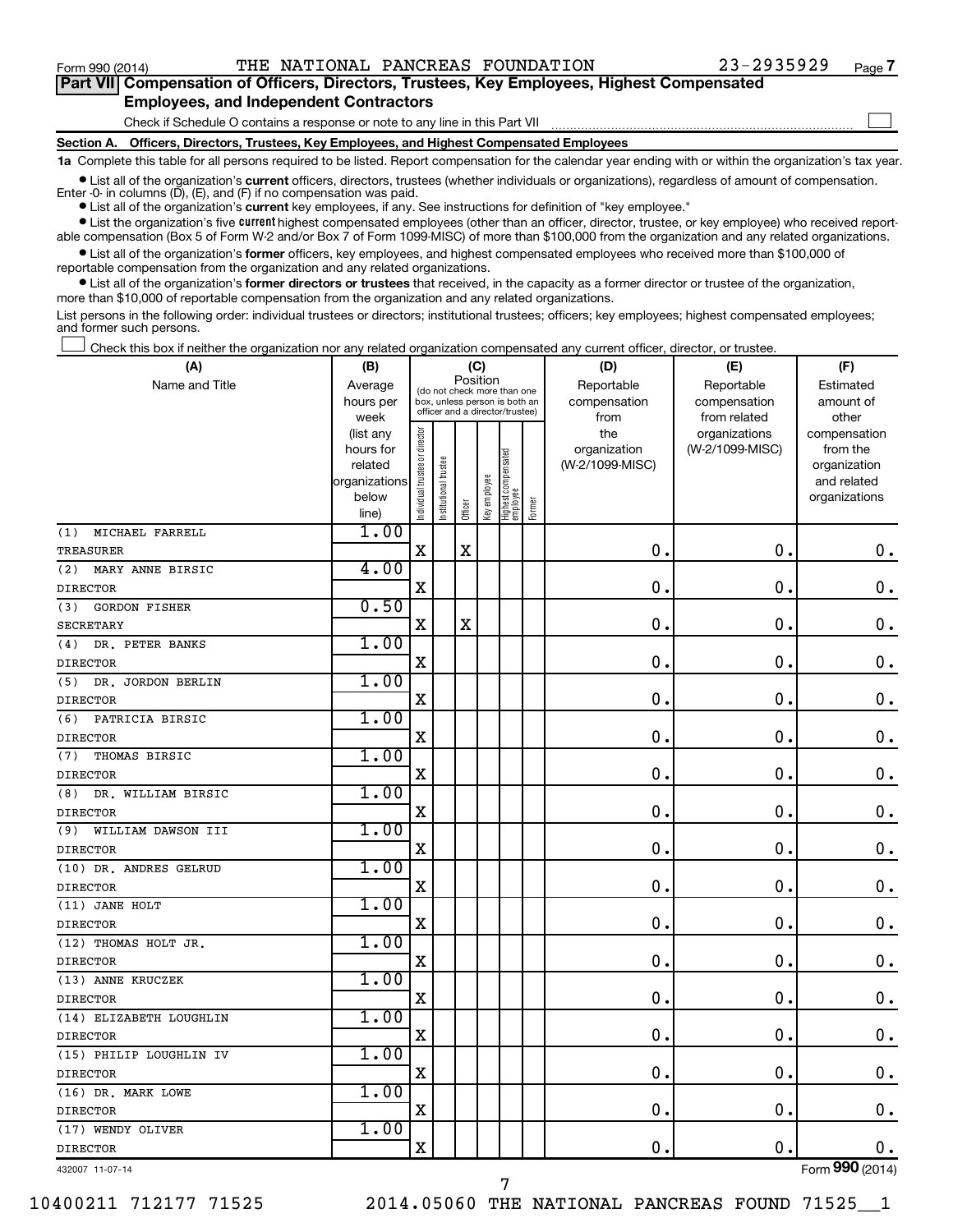Form 990 (2014) THE NATIONAL PANCREAS FOUNDATION 23-2935929 Page 7

## Part VII Compensation of Officers, Directors, Trustees, Key Employees, Highest Compensated Employees, and Independent Contractors

Check if Schedule O contains a response or note to any line in this Part VII

### Section A. Officers, Directors, Trustees, Key Employees, and Highest Compensated Employees

**1a** Complete this table for all persons required to be listed. Report compensation for the calendar year ending with or within the organization's tax year.

- List all of the organization's **current** officers, directors, trustees (whether individuals or organizations), regardless of amount of compensation. Enter -0- in columns (D), (E), and (F) if no compensation was paid.
- List all of the organization's **current** key employees, if any. See instructions for definition of "key employee."
- List the organization's five **current** highest compensated employees (other than an officer, director, trustee, or key employee) who received reportable compensation (Box 5 of Form W-2 and/or Box 7 of Form 1099-MISC) of more than $100,000 from the organization and any related organizations.
- List all of the organization's **former** officers, key employees, and highest compensated employees who received more than $100,000 of reportable compensation from the organization and any related organizations.
- List all of the organization's **former directors or trustees** that received, in the capacity as a former director or trustee of the organization, more than $10,000 of reportable compensation from the organization and any related organizations.

List persons in the following order: individual trustees or directors; institutional trustees; officers; key employees; highest compensated employees; and former such persons.

☐ Check this box if neither the organization nor any related organization compensated any current officer, director, or trustee.

| (A) Name and Title | (B) Average hours per week (list any hours for related organizations below line) | (C) Position: Individual trustee or director | Institutional trustee | Officer | Key employee | Highest compensated employee | Former | (D) Reportable compensation from the organization (W-2/1099-MISC) | (E) Reportable compensation from related organizations (W-2/1099-MISC) | (F) Estimated amount of other compensation from the organization and related organizations |
|---|---|---|---|---|---|---|---|---|---|---|
| (1) MICHAEL FARRELL<br>TREASURER | 1.00 | X | | X | | | | 0. | 0. | 0. |
| (2) MARY ANNE BIRSIC<br>DIRECTOR | 4.00 | X | | | | | | 0. | 0. | 0. |
| (3) GORDON FISHER<br>SECRETARY | 0.50 | X | | X | | | | 0. | 0. | 0. |
| (4) DR. PETER BANKS<br>DIRECTOR | 1.00 | X | | | | | | 0. | 0. | 0. |
| (5) DR. JORDON BERLIN<br>DIRECTOR | 1.00 | X | | | | | | 0. | 0. | 0. |
| (6) PATRICIA BIRSIC<br>DIRECTOR | 1.00 | X | | | | | | 0. | 0. | 0. |
| (7) THOMAS BIRSIC<br>DIRECTOR | 1.00 | X | | | | | | 0. | 0. | 0. |
| (8) DR. WILLIAM BIRSIC<br>DIRECTOR | 1.00 | X | | | | | | 0. | 0. | 0. |
| (9) WILLIAM DAWSON III<br>DIRECTOR | 1.00 | X | | | | | | 0. | 0. | 0. |
| (10) DR. ANDRES GELRUD<br>DIRECTOR | 1.00 | X | | | | | | 0. | 0. | 0. |
| (11) JANE HOLT<br>DIRECTOR | 1.00 | X | | | | | | 0. | 0. | 0. |
| (12) THOMAS HOLT JR.<br>DIRECTOR | 1.00 | X | | | | | | 0. | 0. | 0. |
| (13) ANNE KRUCZEK<br>DIRECTOR | 1.00 | X | | | | | | 0. | 0. | 0. |
| (14) ELIZABETH LOUGHLIN<br>DIRECTOR | 1.00 | X | | | | | | 0. | 0. | 0. |
| (15) PHILIP LOUGHLIN IV<br>DIRECTOR | 1.00 | X | | | | | | 0. | 0. | 0. |
| (16) DR. MARK LOWE<br>DIRECTOR | 1.00 | X | | | | | | 0. | 0. | 0. |
| (17) WENDY OLIVER<br>DIRECTOR | 1.00 | X | | | | | | 0. | 0. | 0. |

432007 11-07-14 Form 990 (2014)

10400211 712177 71525 2014.05060 THE NATIONAL PANCREAS FOUND 71525__1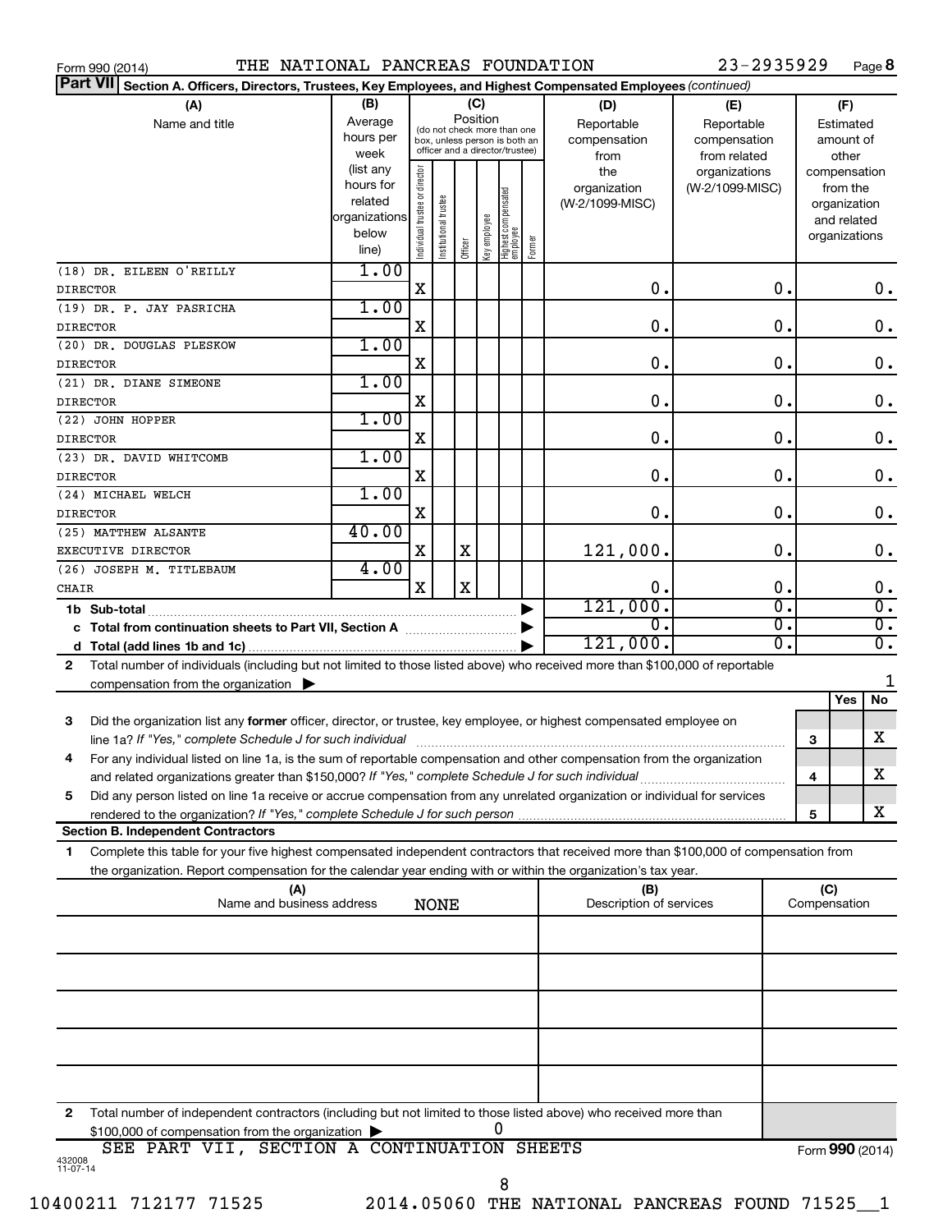Form 990 (2014) THE NATIONAL PANCREAS FOUNDATION 23-2935929 Page 8

**Part VII Section A. Officers, Directors, Trustees, Key Employees, and Highest Compensated Employees** *(continued)*

| (A) Name and title | (B) Average hours per week (list any hours for related organizations below line) | (C) Position: Individual trustee or director | Institutional trustee | Officer | Key employee | Highest compensated employee | Former | (D) Reportable compensation from the organization (W-2/1099-MISC) | (E) Reportable compensation from related organizations (W-2/1099-MISC) | (F) Estimated amount of other compensation from the organization and related organizations |
|---|---|---|---|---|---|---|---|---|---|---|
| (18) DR. EILEEN O'REILLY<br>DIRECTOR | 1.00 | X | | | | | | 0. | 0. | 0. |
| (19) DR. P. JAY PASRICHA<br>DIRECTOR | 1.00 | X | | | | | | 0. | 0. | 0. |
| (20) DR. DOUGLAS PLESKOW<br>DIRECTOR | 1.00 | X | | | | | | 0. | 0. | 0. |
| (21) DR. DIANE SIMEONE<br>DIRECTOR | 1.00 | X | | | | | | 0. | 0. | 0. |
| (22) JOHN HOPPER<br>DIRECTOR | 1.00 | X | | | | | | 0. | 0. | 0. |
| (23) DR. DAVID WHITCOMB<br>DIRECTOR | 1.00 | X | | | | | | 0. | 0. | 0. |
| (24) MICHAEL WELCH<br>DIRECTOR | 1.00 | X | | | | | | 0. | 0. | 0. |
| (25) MATTHEW ALSANTE<br>EXECUTIVE DIRECTOR | 40.00 | X | | X | | | | 121,000. | 0. | 0. |
| (26) JOSEPH M. TITLEBAUM<br>CHAIR | 4.00 | X | | X | | | | 0. | 0. | 0. |
| 1b Sub-total | | | | | | | | 121,000. | 0. | 0. |
| c Total from continuation sheets to Part VII, Section A | | | | | | | | 0. | 0. | 0. |
| d Total (add lines 1b and 1c) | | | | | | | | 121,000. | 0. | 0. |

2 Total number of individuals (including but not limited to those listed above) who received more than $100,000 of reportable compensation from the organization ▶ 1

| | | Yes | No |
|---|---|---|---|
| 3 Did the organization list any **former** officer, director, or trustee, key employee, or highest compensated employee on line 1a? *If "Yes," complete Schedule J for such individual* | 3 | | X |
| 4 For any individual listed on line 1a, is the sum of reportable compensation and other compensation from the organization and related organizations greater than $150,000? *If "Yes," complete Schedule J for such individual* | 4 | | X |
| 5 Did any person listed on line 1a receive or accrue compensation from any unrelated organization or individual for services rendered to the organization? *If "Yes," complete Schedule J for such person* | 5 | | X |

**Section B. Independent Contractors**

1 Complete this table for your five highest compensated independent contractors that received more than $100,000 of compensation from the organization. Report compensation for the calendar year ending with or within the organization's tax year.

| (A) Name and business address | (B) Description of services | (C) Compensation |
|---|---|---|
| NONE | | |
| | | |
| | | |
| | | |
| | | |

2 Total number of independent contractors (including but not limited to those listed above) who received more than $100,000 of compensation from the organization ▶ 0

SEE PART VII, SECTION A CONTINUATION SHEETS

Form **990** (2014)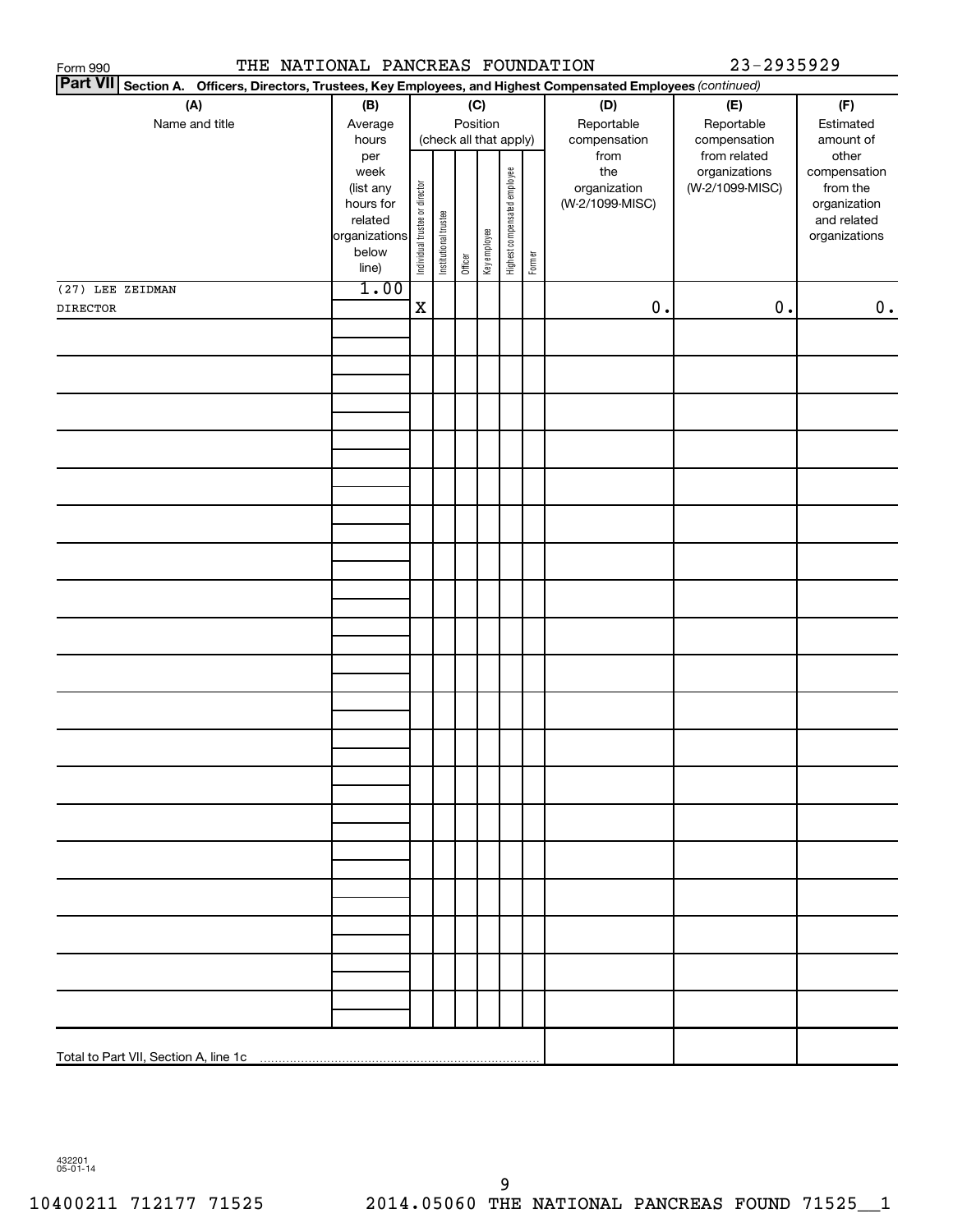Form 990 THE NATIONAL PANCREAS FOUNDATION 23-2935929

**Part VII Section A. Officers, Directors, Trustees, Key Employees, and Highest Compensated Employees** *(continued)*

| (A) Name and title | (B) Average hours per week (list any hours for related organizations below line) | (C) Position (check all that apply): Individual trustee or director | Institutional trustee | Officer | Key employee | Highest compensated employee | Former | (D) Reportable compensation from the organization (W-2/1099-MISC) | (E) Reportable compensation from related organizations (W-2/1099-MISC) | (F) Estimated amount of other compensation from the organization and related organizations |
|---|---|---|---|---|---|---|---|---|---|---|
| (27) LEE ZEIDMAN DIRECTOR | 1.00 | X | | | | | | 0. | 0. | 0. |
| Total to Part VII, Section A, line 1c | | | | | | | | | | |

432201 05-01-14

10400211 712177 71525 2014.05060 THE NATIONAL PANCREAS FOUND 71525__1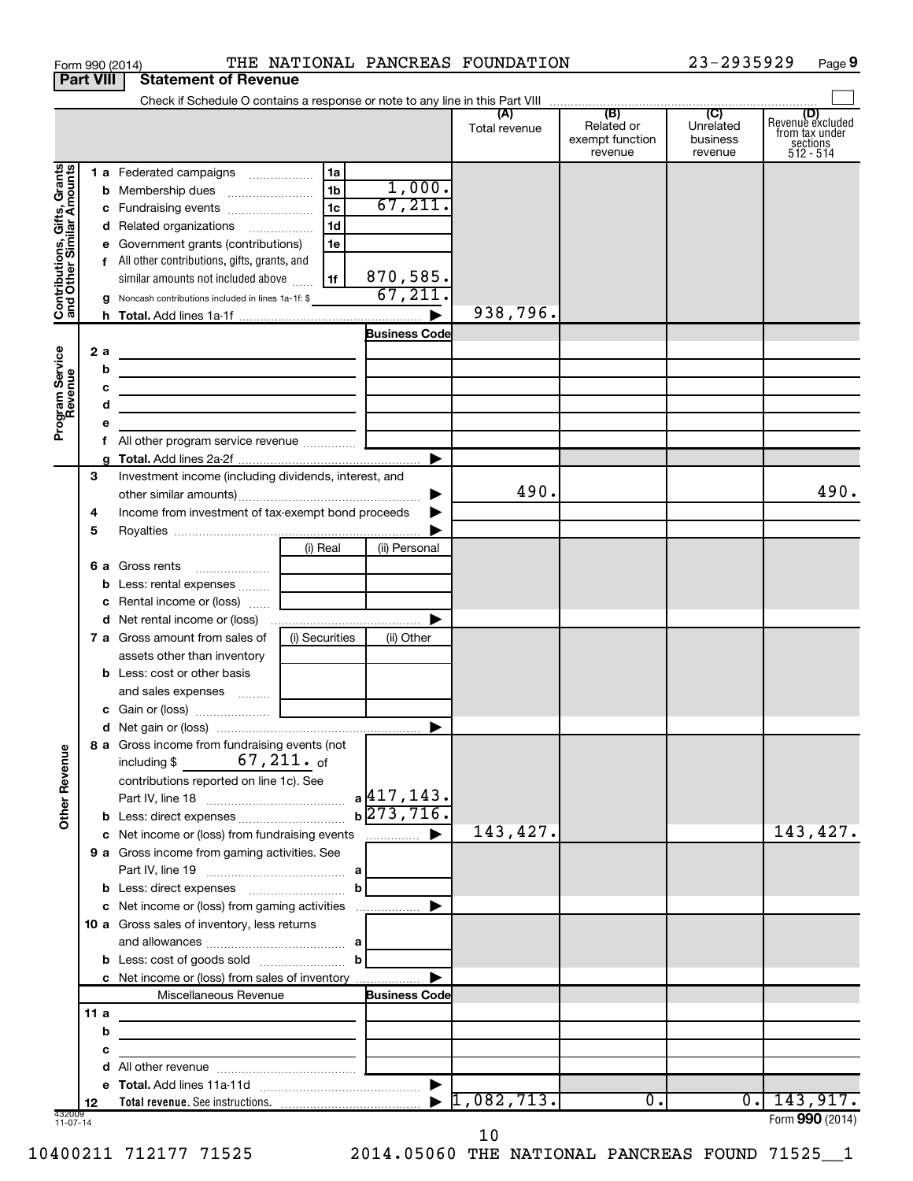Form 990 (2014) THE NATIONAL PANCREAS FOUNDATION 23-2935929 Page 9

**Part VIII Statement of Revenue**

Check if Schedule O contains a response or note to any line in this Part VIII

| | | | (A) Total revenue | (B) Related or exempt function revenue | (C) Unrelated business revenue | (D) Revenue excluded from tax under sections 512 - 514 |
|---|---|---|---|---|---|---|
| **Contributions, Gifts, Grants and Other Similar Amounts** | 1a Federated campaigns | 1a | | | | |
| | b Membership dues | 1b 1,000. | | | | |
| | c Fundraising events | 1c 67,211. | | | | |
| | d Related organizations | 1d | | | | |
| | e Government grants (contributions) | 1e | | | | |
| | f All other contributions, gifts, grants, and similar amounts not included above | 1f 870,585. | | | | |
| | g Noncash contributions included in lines 1a-1f: $ | 67,211. | | | | |
| | h Total. Add lines 1a-1f | ▶ | 938,796. | | | |
| **Program Service Revenue** | | Business Code | | | | |
| | 2a | | | | | |
| | b | | | | | |
| | c | | | | | |
| | d | | | | | |
| | e | | | | | |
| | f All other program service revenue | | | | | |
| | g Total. Add lines 2a-2f | ▶ | | | | |
| **Other Revenue** | 3 Investment income (including dividends, interest, and other similar amounts) | ▶ | 490. | | | 490. |
| | 4 Income from investment of tax-exempt bond proceeds | ▶ | | | | |
| | 5 Royalties | ▶ | | | | |
| | | (i) Real / (ii) Personal | | | | |
| | 6a Gross rents | | | | | |
| | b Less: rental expenses | | | | | |
| | c Rental income or (loss) | | | | | |
| | d Net rental income or (loss) | ▶ | | | | |
| | | (i) Securities / (ii) Other | | | | |
| | 7a Gross amount from sales of assets other than inventory | | | | | |
| | b Less: cost or other basis and sales expenses | | | | | |
| | c Gain or (loss) | | | | | |
| | d Net gain or (loss) | ▶ | | | | |
| | 8a Gross income from fundraising events (not including $ 67,211. of contributions reported on line 1c). See Part IV, line 18 | a 417,143. | | | | |
| | b Less: direct expenses | b 273,716. | | | | |
| | c Net income or (loss) from fundraising events | ▶ | 143,427. | | | 143,427. |
| | 9a Gross income from gaming activities. See Part IV, line 19 | a | | | | |
| | b Less: direct expenses | b | | | | |
| | c Net income or (loss) from gaming activities | ▶ | | | | |
| | 10a Gross sales of inventory, less returns and allowances | a | | | | |
| | b Less: cost of goods sold | b | | | | |
| | c Net income or (loss) from sales of inventory | ▶ | | | | |
| | Miscellaneous Revenue | Business Code | | | | |
| | 11a | | | | | |
| | b | | | | | |
| | c | | | | | |
| | d All other revenue | | | | | |
| | e Total. Add lines 11a-11d | ▶ | | | | |
| | 12 Total revenue. See instructions. | ▶ | 1,082,713. | 0. | 0. | 143,917. |

432009 11-07-14

Form **990** (2014)

10400211 712177 71525 2014.05060 THE NATIONAL PANCREAS FOUND 71525__1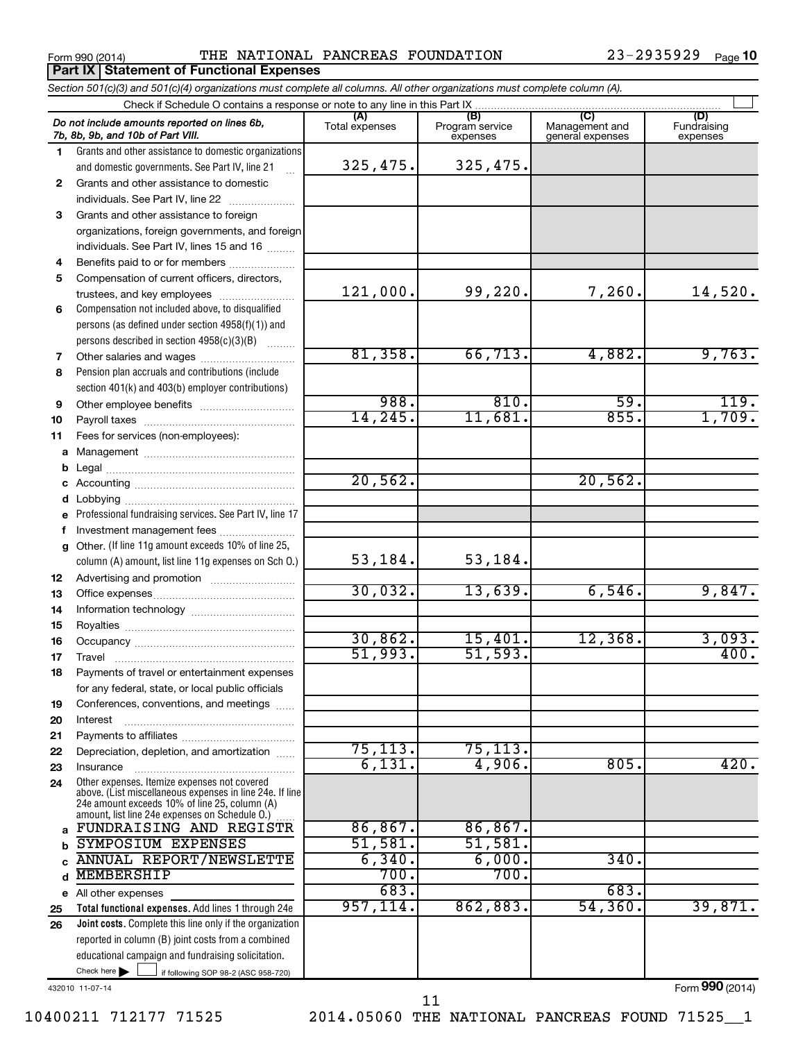Form 990 (2014) THE NATIONAL PANCREAS FOUNDATION 23-2935929 Page 10

## Part IX Statement of Functional Expenses

*Section 501(c)(3) and 501(c)(4) organizations must complete all columns. All other organizations must complete column (A).*

Check if Schedule O contains a response or note to any line in this Part IX

| | *Do not include amounts reported on lines 6b, 7b, 8b, 9b, and 10b of Part VIII.* | (A) Total expenses | (B) Program service expenses | (C) Management and general expenses | (D) Fundraising expenses |
|---|---|---|---|---|---|
| 1 | Grants and other assistance to domestic organizations and domestic governments. See Part IV, line 21 | 325,475. | 325,475. | | |
| 2 | Grants and other assistance to domestic individuals. See Part IV, line 22 | | | | |
| 3 | Grants and other assistance to foreign organizations, foreign governments, and foreign individuals. See Part IV, lines 15 and 16 | | | | |
| 4 | Benefits paid to or for members | | | | |
| 5 | Compensation of current officers, directors, trustees, and key employees | 121,000. | 99,220. | 7,260. | 14,520. |
| 6 | Compensation not included above, to disqualified persons (as defined under section 4958(f)(1)) and persons described in section 4958(c)(3)(B) | | | | |
| 7 | Other salaries and wages | 81,358. | 66,713. | 4,882. | 9,763. |
| 8 | Pension plan accruals and contributions (include section 401(k) and 403(b) employer contributions) | | | | |
| 9 | Other employee benefits | 988. | 810. | 59. | 119. |
| 10 | Payroll taxes | 14,245. | 11,681. | 855. | 1,709. |
| 11 | Fees for services (non-employees): | | | | |
| a | Management | | | | |
| b | Legal | | | | |
| c | Accounting | 20,562. | | 20,562. | |
| d | Lobbying | | | | |
| e | Professional fundraising services. See Part IV, line 17 | | | | |
| f | Investment management fees | | | | |
| g | Other. (If line 11g amount exceeds 10% of line 25, column (A) amount, list line 11g expenses on Sch O.) | 53,184. | 53,184. | | |
| 12 | Advertising and promotion | | | | |
| 13 | Office expenses | 30,032. | 13,639. | 6,546. | 9,847. |
| 14 | Information technology | | | | |
| 15 | Royalties | | | | |
| 16 | Occupancy | 30,862. | 15,401. | 12,368. | 3,093. |
| 17 | Travel | 51,993. | 51,593. | | 400. |
| 18 | Payments of travel or entertainment expenses for any federal, state, or local public officials | | | | |
| 19 | Conferences, conventions, and meetings | | | | |
| 20 | Interest | | | | |
| 21 | Payments to affiliates | | | | |
| 22 | Depreciation, depletion, and amortization | 75,113. | 75,113. | | |
| 23 | Insurance | 6,131. | 4,906. | 805. | 420. |
| 24 | Other expenses. Itemize expenses not covered above. (List miscellaneous expenses in line 24e. If line 24e amount exceeds 10% of line 25, column (A) amount, list line 24e expenses on Schedule O.) | | | | |
| a | FUNDRAISING AND REGISTR | 86,867. | 86,867. | | |
| b | SYMPOSIUM EXPENSES | 51,581. | 51,581. | | |
| c | ANNUAL REPORT/NEWSLETTE | 6,340. | 6,000. | 340. | |
| d | MEMBERSHIP | 700. | 700. | | |
| e | All other expenses | 683. | | 683. | |
| 25 | **Total functional expenses.** Add lines 1 through 24e | 957,114. | 862,883. | 54,360. | 39,871. |
| 26 | **Joint costs.** Complete this line only if the organization reported in column (B) joint costs from a combined educational campaign and fundraising solicitation. Check here ☐ if following SOP 98-2 (ASC 958-720) | | | | |

432010 11-07-14

Form **990** (2014)

10400211 712177 71525 2014.05060 THE NATIONAL PANCREAS FOUND 71525__1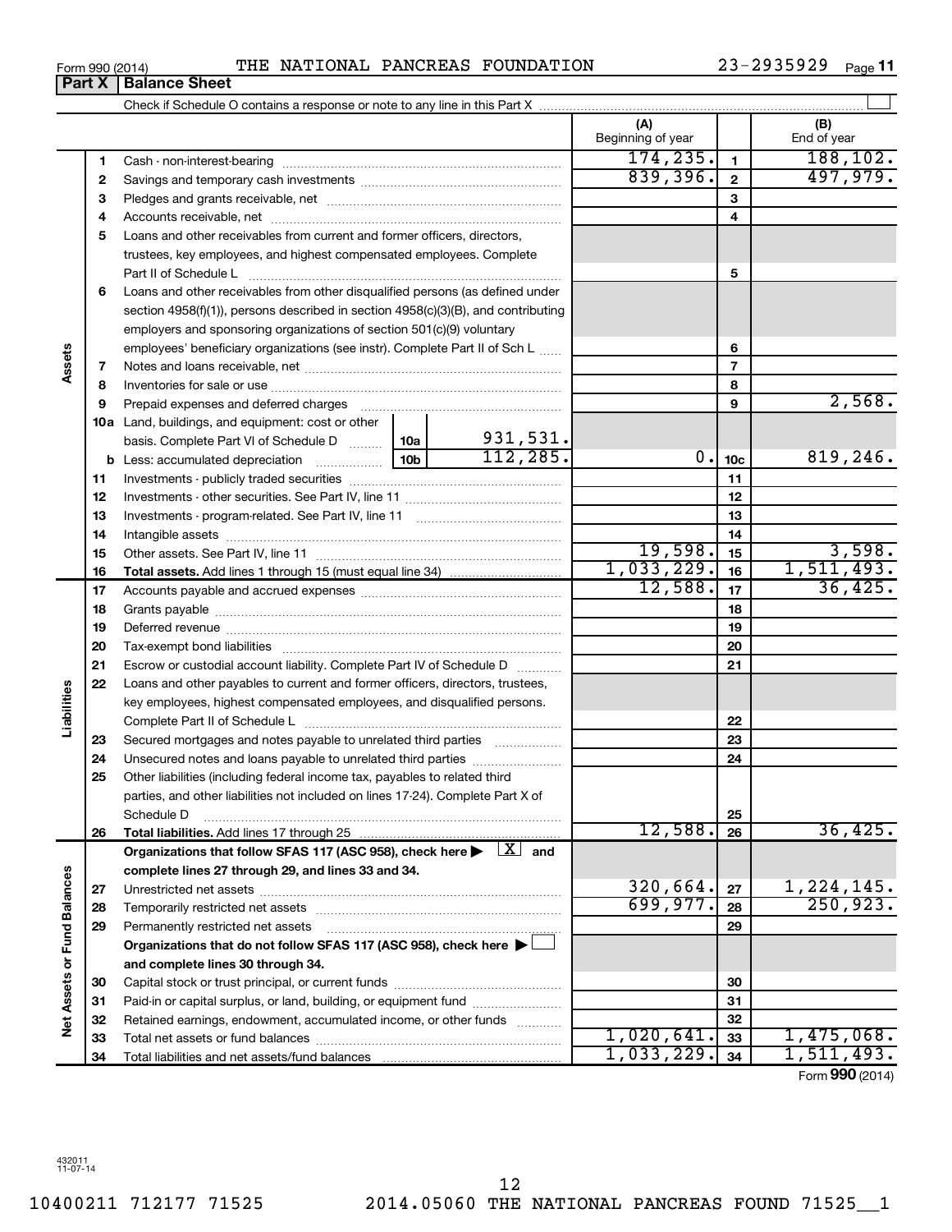Form 990 (2014) THE NATIONAL PANCREAS FOUNDATION 23-2935929 Page 11

## Part X Balance Sheet

Check if Schedule O contains a response or note to any line in this Part X ☐

| | | | | (A) Beginning of year | | (B) End of year |
|---|---|---|---|---|---|---|
| **Assets** | 1 | Cash - non-interest-bearing | | 174,235. | 1 | 188,102. |
| | 2 | Savings and temporary cash investments | | 839,396. | 2 | 497,979. |
| | 3 | Pledges and grants receivable, net | | | 3 | |
| | 4 | Accounts receivable, net | | | 4 | |
| | 5 | Loans and other receivables from current and former officers, directors, trustees, key employees, and highest compensated employees. Complete Part II of Schedule L | | | 5 | |
| | 6 | Loans and other receivables from other disqualified persons (as defined under section 4958(f)(1)), persons described in section 4958(c)(3)(B), and contributing employers and sponsoring organizations of section 501(c)(9) voluntary employees' beneficiary organizations (see instr). Complete Part II of Sch L | | | 6 | |
| | 7 | Notes and loans receivable, net | | | 7 | |
| | 8 | Inventories for sale or use | | | 8 | |
| | 9 | Prepaid expenses and deferred charges | | | 9 | 2,568. |
| | 10a | Land, buildings, and equipment: cost or other basis. Complete Part VI of Schedule D | 10a 931,531. | | | |
| | b | Less: accumulated depreciation | 10b 112,285. | 0. | 10c | 819,246. |
| | 11 | Investments - publicly traded securities | | | 11 | |
| | 12 | Investments - other securities. See Part IV, line 11 | | | 12 | |
| | 13 | Investments - program-related. See Part IV, line 11 | | | 13 | |
| | 14 | Intangible assets | | | 14 | |
| | 15 | Other assets. See Part IV, line 11 | | 19,598. | 15 | 3,598. |
| | 16 | **Total assets.** Add lines 1 through 15 (must equal line 34) | | 1,033,229. | 16 | 1,511,493. |
| **Liabilities** | 17 | Accounts payable and accrued expenses | | 12,588. | 17 | 36,425. |
| | 18 | Grants payable | | | 18 | |
| | 19 | Deferred revenue | | | 19 | |
| | 20 | Tax-exempt bond liabilities | | | 20 | |
| | 21 | Escrow or custodial account liability. Complete Part IV of Schedule D | | | 21 | |
| | 22 | Loans and other payables to current and former officers, directors, trustees, key employees, highest compensated employees, and disqualified persons. Complete Part II of Schedule L | | | 22 | |
| | 23 | Secured mortgages and notes payable to unrelated third parties | | | 23 | |
| | 24 | Unsecured notes and loans payable to unrelated third parties | | | 24 | |
| | 25 | Other liabilities (including federal income tax, payables to related third parties, and other liabilities not included on lines 17-24). Complete Part X of Schedule D | | | 25 | |
| | 26 | **Total liabilities.** Add lines 17 through 25 | | 12,588. | 26 | 36,425. |
| **Net Assets or Fund Balances** | | **Organizations that follow SFAS 117 (ASC 958), check here ▶ ☒ and complete lines 27 through 29, and lines 33 and 34.** | | | | |
| | 27 | Unrestricted net assets | | 320,664. | 27 | 1,224,145. |
| | 28 | Temporarily restricted net assets | | 699,977. | 28 | 250,923. |
| | 29 | Permanently restricted net assets | | | 29 | |
| | | **Organizations that do not follow SFAS 117 (ASC 958), check here ▶ ☐ and complete lines 30 through 34.** | | | | |
| | 30 | Capital stock or trust principal, or current funds | | | 30 | |
| | 31 | Paid-in or capital surplus, or land, building, or equipment fund | | | 31 | |
| | 32 | Retained earnings, endowment, accumulated income, or other funds | | | 32 | |
| | 33 | Total net assets or fund balances | | 1,020,641. | 33 | 1,475,068. |
| | 34 | Total liabilities and net assets/fund balances | | 1,033,229. | 34 | 1,511,493. |

Form **990** (2014)

432011 11-07-14

10400211 712177 71525 2014.05060 THE NATIONAL PANCREAS FOUND 71525__1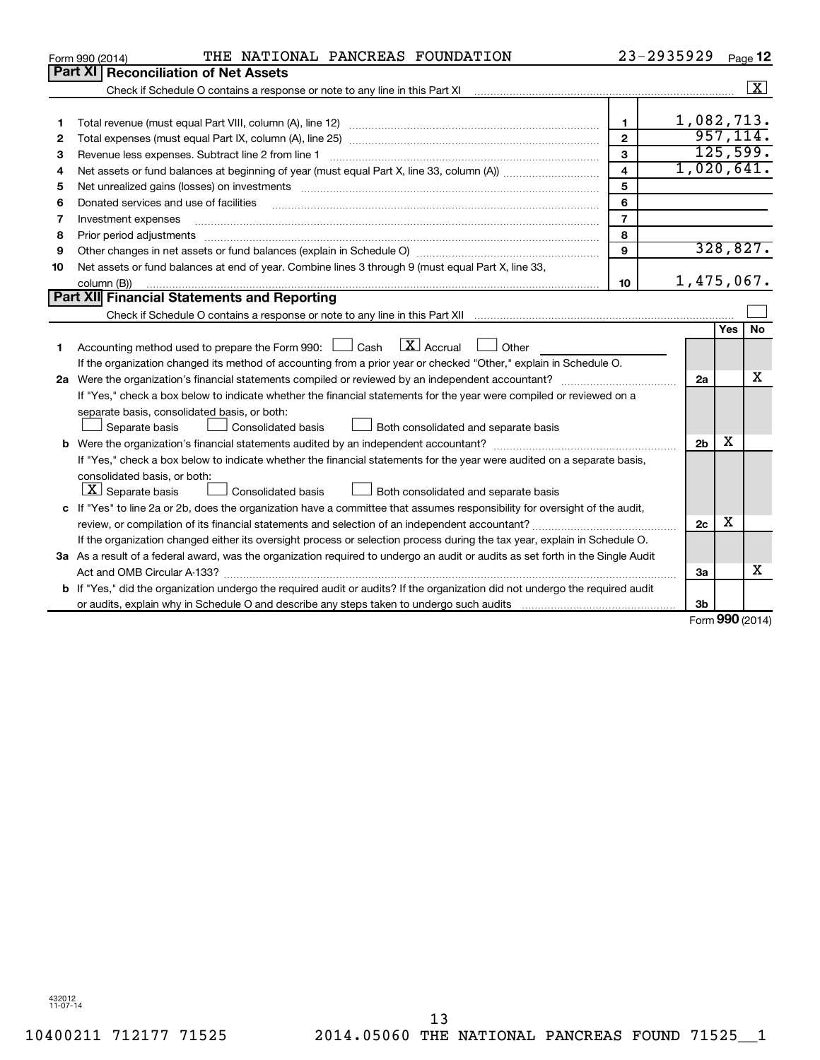Form 990 (2014) THE NATIONAL PANCREAS FOUNDATION 23-2935929 Page **12**

## Part XI Reconciliation of Net Assets

Check if Schedule O contains a response or note to any line in this Part XI ..... [X]

| | | | |
|---|---|---|---|
| 1 | Total revenue (must equal Part VIII, column (A), line 12) | 1 | 1,082,713. |
| 2 | Total expenses (must equal Part IX, column (A), line 25) | 2 | 957,114. |
| 3 | Revenue less expenses. Subtract line 2 from line 1 | 3 | 125,599. |
| 4 | Net assets or fund balances at beginning of year (must equal Part X, line 33, column (A)) | 4 | 1,020,641. |
| 5 | Net unrealized gains (losses) on investments | 5 | |
| 6 | Donated services and use of facilities | 6 | |
| 7 | Investment expenses | 7 | |
| 8 | Prior period adjustments | 8 | |
| 9 | Other changes in net assets or fund balances (explain in Schedule O) | 9 | 328,827. |
| 10 | Net assets or fund balances at end of year. Combine lines 3 through 9 (must equal Part X, line 33, column (B)) | 10 | 1,475,067. |

## Part XII Financial Statements and Reporting

Check if Schedule O contains a response or note to any line in this Part XII ..... [ ]

| | | | Yes | No |
|---|---|---|---|---|
| 1 | Accounting method used to prepare the Form 990: [ ] Cash [X] Accrual [ ] Other<br>If the organization changed its method of accounting from a prior year or checked "Other," explain in Schedule O. | | | |
| 2a | Were the organization's financial statements compiled or reviewed by an independent accountant?<br>If "Yes," check a box below to indicate whether the financial statements for the year were compiled or reviewed on a separate basis, consolidated basis, or both:<br>[ ] Separate basis [ ] Consolidated basis [ ] Both consolidated and separate basis | 2a | | X |
| b | Were the organization's financial statements audited by an independent accountant?<br>If "Yes," check a box below to indicate whether the financial statements for the year were audited on a separate basis, consolidated basis, or both:<br>[X] Separate basis [ ] Consolidated basis [ ] Both consolidated and separate basis | 2b | X | |
| c | If "Yes" to line 2a or 2b, does the organization have a committee that assumes responsibility for oversight of the audit, review, or compilation of its financial statements and selection of an independent accountant?<br>If the organization changed either its oversight process or selection process during the tax year, explain in Schedule O. | 2c | X | |
| 3a | As a result of a federal award, was the organization required to undergo an audit or audits as set forth in the Single Audit Act and OMB Circular A-133? | 3a | | X |
| b | If "Yes," did the organization undergo the required audit or audits? If the organization did not undergo the required audit or audits, explain why in Schedule O and describe any steps taken to undergo such audits | 3b | | |

Form **990** (2014)

432012
11-07-14

10400211 712177 71525 2014.05060 THE NATIONAL PANCREAS FOUND 71525__1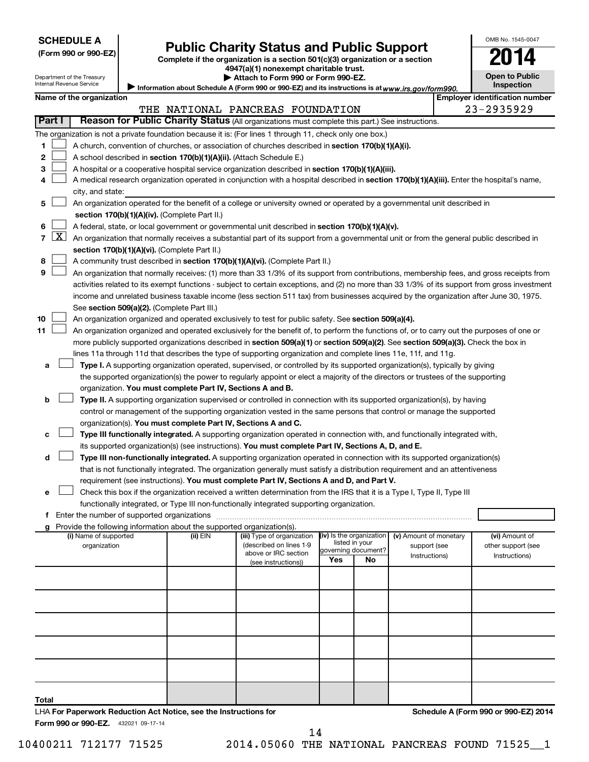**SCHEDULE A**
**(Form 990 or 990-EZ)**

Department of the Treasury
Internal Revenue Service

# Public Charity Status and Public Support

**Complete if the organization is a section 501(c)(3) organization or a section 4947(a)(1) nonexempt charitable trust.**
**▶ Attach to Form 990 or Form 990-EZ.**
▶ Information about Schedule A (Form 990 or 990-EZ) and its instructions is at *www.irs.gov/form990.*

OMB No. 1545-0047
**2014**
**Open to Public Inspection**

| Name of the organization | Employer identification number |
|---|---|
| THE NATIONAL PANCREAS FOUNDATION | 23-2935929 |

**Part I** **Reason for Public Charity Status** (All organizations must complete this part.) See instructions.

The organization is not a private foundation because it is: (For lines 1 through 11, check only one box.)

1. ☐ A church, convention of churches, or association of churches described in **section 170(b)(1)(A)(i).**
2. ☐ A school described in **section 170(b)(1)(A)(ii).** (Attach Schedule E.)
3. ☐ A hospital or a cooperative hospital service organization described in **section 170(b)(1)(A)(iii).**
4. ☐ A medical research organization operated in conjunction with a hospital described in **section 170(b)(1)(A)(iii).** Enter the hospital's name, city, and state:
5. ☐ An organization operated for the benefit of a college or university owned or operated by a governmental unit described in **section 170(b)(1)(A)(iv).** (Complete Part II.)
6. ☐ A federal, state, or local government or governmental unit described in **section 170(b)(1)(A)(v).**
7. ☒ An organization that normally receives a substantial part of its support from a governmental unit or from the general public described in **section 170(b)(1)(A)(vi).** (Complete Part II.)
8. ☐ A community trust described in **section 170(b)(1)(A)(vi).** (Complete Part II.)
9. ☐ An organization that normally receives: (1) more than 33 1/3% of its support from contributions, membership fees, and gross receipts from activities related to its exempt functions - subject to certain exceptions, and (2) no more than 33 1/3% of its support from gross investment income and unrelated business taxable income (less section 511 tax) from businesses acquired by the organization after June 30, 1975. See **section 509(a)(2).** (Complete Part III.)
10. ☐ An organization organized and operated exclusively to test for public safety. See **section 509(a)(4).**
11. ☐ An organization organized and operated exclusively for the benefit of, to perform the functions of, or to carry out the purposes of one or more publicly supported organizations described in **section 509(a)(1)** or **section 509(a)(2).** See **section 509(a)(3).** Check the box in lines 11a through 11d that describes the type of supporting organization and complete lines 11e, 11f, and 11g.
   - **a** ☐ **Type I.** A supporting organization operated, supervised, or controlled by its supported organization(s), typically by giving the supported organization(s) the power to regularly appoint or elect a majority of the directors or trustees of the supporting organization. **You must complete Part IV, Sections A and B.**
   - **b** ☐ **Type II.** A supporting organization supervised or controlled in connection with its supported organization(s), by having control or management of the supporting organization vested in the same persons that control or manage the supported organization(s). **You must complete Part IV, Sections A and C.**
   - **c** ☐ **Type III functionally integrated.** A supporting organization operated in connection with, and functionally integrated with, its supported organization(s) (see instructions). **You must complete Part IV, Sections A, D, and E.**
   - **d** ☐ **Type III non-functionally integrated.** A supporting organization operated in connection with its supported organization(s) that is not functionally integrated. The organization generally must satisfy a distribution requirement and an attentiveness requirement (see instructions). **You must complete Part IV, Sections A and D, and Part V.**
   - **e** ☐ Check this box if the organization received a written determination from the IRS that it is a Type I, Type II, Type III functionally integrated, or Type III non-functionally integrated supporting organization.
   - **f** Enter the number of supported organizations
   - **g** Provide the following information about the supported organization(s).

| (i) Name of supported organization | (ii) EIN | (iii) Type of organization (described on lines 1-9 above or IRC section (see instructions)) | (iv) Is the organization listed in your governing document? Yes | No | (v) Amount of monetary support (see Instructions) | (vi) Amount of other support (see Instructions) |
|---|---|---|---|---|---|---|
| | | | | | | |
| | | | | | | |
| | | | | | | |
| | | | | | | |
| | | | | | | |
| Total | | | | | | |

LHA **For Paperwork Reduction Act Notice, see the Instructions for Form 990 or 990-EZ.** 432021 09-17-14

**Schedule A (Form 990 or 990-EZ) 2014**

10400211 712177 71525 2014.05060 THE NATIONAL PANCREAS FOUND 71525__1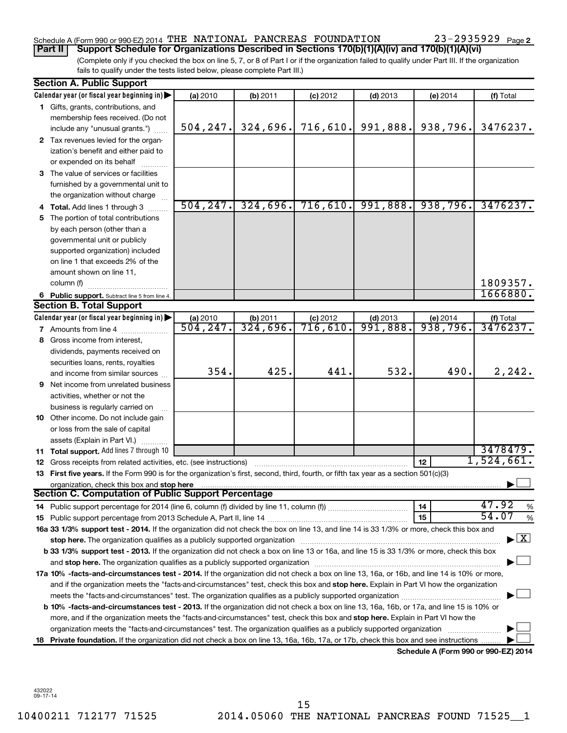Schedule A (Form 990 or 990-EZ) 2014 THE NATIONAL PANCREAS FOUNDATION 23-2935929 Page 2

**Part II Support Schedule for Organizations Described in Sections 170(b)(1)(A)(iv) and 170(b)(1)(A)(vi)**

(Complete only if you checked the box on line 5, 7, or 8 of Part I or if the organization failed to qualify under Part III. If the organization fails to qualify under the tests listed below, please complete Part III.)

### Section A. Public Support

| Calendar year (or fiscal year beginning in) ▶ | (a) 2010 | (b) 2011 | (c) 2012 | (d) 2013 | (e) 2014 | (f) Total |
|---|---|---|---|---|---|---|
| 1 Gifts, grants, contributions, and membership fees received. (Do not include any "unusual grants.") | 504,247. | 324,696. | 716,610. | 991,888. | 938,796. | 3476237. |
| 2 Tax revenues levied for the organization's benefit and either paid to or expended on its behalf | | | | | | |
| 3 The value of services or facilities furnished by a governmental unit to the organization without charge | | | | | | |
| 4 Total. Add lines 1 through 3 | 504,247. | 324,696. | 716,610. | 991,888. | 938,796. | 3476237. |
| 5 The portion of total contributions by each person (other than a governmental unit or publicly supported organization) included on line 1 that exceeds 2% of the amount shown on line 11, column (f) | | | | | | 1809357. |
| 6 Public support. Subtract line 5 from line 4. | | | | | | 1666880. |

### Section B. Total Support

| Calendar year (or fiscal year beginning in) ▶ | (a) 2010 | (b) 2011 | (c) 2012 | (d) 2013 | (e) 2014 | (f) Total |
|---|---|---|---|---|---|---|
| 7 Amounts from line 4 | 504,247. | 324,696. | 716,610. | 991,888. | 938,796. | 3476237. |
| 8 Gross income from interest, dividends, payments received on securities loans, rents, royalties and income from similar sources | 354. | 425. | 441. | 532. | 490. | 2,242. |
| 9 Net income from unrelated business activities, whether or not the business is regularly carried on | | | | | | |
| 10 Other income. Do not include gain or loss from the sale of capital assets (Explain in Part VI.) | | | | | | |
| 11 Total support. Add lines 7 through 10 | | | | | | 3478479. |

12 Gross receipts from related activities, etc. (see instructions) — 12 — 1,524,661.

13 **First five years.** If the Form 990 is for the organization's first, second, third, fourth, or fifth tax year as a section 501(c)(3) organization, check this box and **stop here** ▶ ☐

### Section C. Computation of Public Support Percentage

14 Public support percentage for 2014 (line 6, column (f) divided by line 11, column (f)) — 14 — 47.92 %

15 Public support percentage from 2013 Schedule A, Part II, line 14 — 15 — 54.07 %

**16a 33 1/3% support test - 2014.** If the organization did not check the box on line 13, and line 14 is 33 1/3% or more, check this box and **stop here.** The organization qualifies as a publicly supported organization ▶ ☒

**b 33 1/3% support test - 2013.** If the organization did not check a box on line 13 or 16a, and line 15 is 33 1/3% or more, check this box and **stop here.** The organization qualifies as a publicly supported organization ▶ ☐

**17a 10% -facts-and-circumstances test - 2014.** If the organization did not check a box on line 13, 16a, or 16b, and line 14 is 10% or more, and if the organization meets the "facts-and-circumstances" test, check this box and **stop here.** Explain in Part VI how the organization meets the "facts-and-circumstances" test. The organization qualifies as a publicly supported organization ▶ ☐

**b 10% -facts-and-circumstances test - 2013.** If the organization did not check a box on line 13, 16a, 16b, or 17a, and line 15 is 10% or more, and if the organization meets the "facts-and-circumstances" test, check this box and **stop here.** Explain in Part VI how the organization meets the "facts-and-circumstances" test. The organization qualifies as a publicly supported organization ▶ ☐

**18 Private foundation.** If the organization did not check a box on line 13, 16a, 16b, 17a, or 17b, check this box and see instructions ▶ ☐

**Schedule A (Form 990 or 990-EZ) 2014**

432022 09-17-14

10400211 712177 71525 2014.05060 THE NATIONAL PANCREAS FOUND 71525__1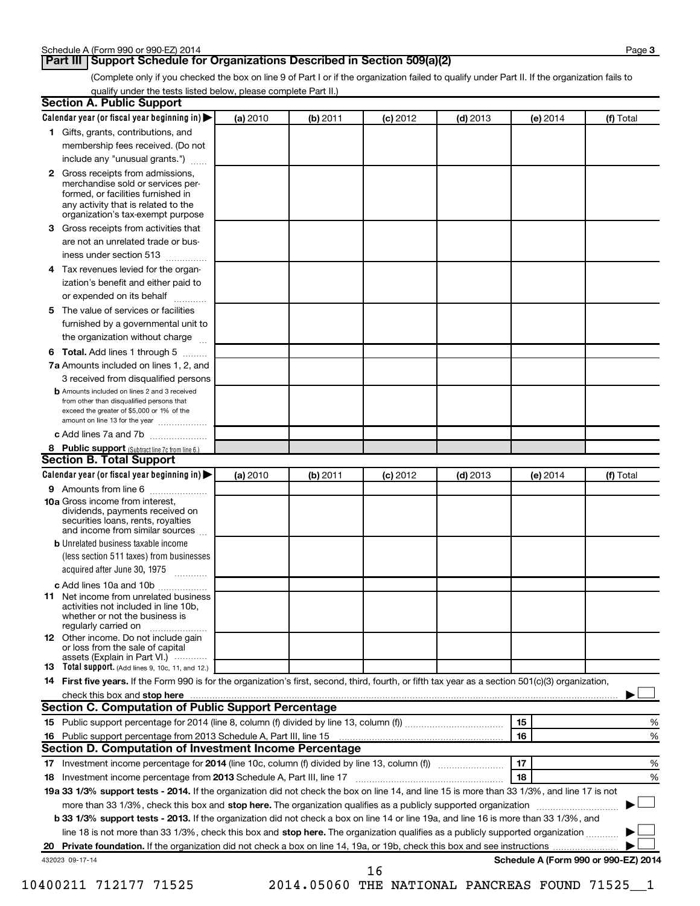## Part III Support Schedule for Organizations Described in Section 509(a)(2)

(Complete only if you checked the box on line 9 of Part I or if the organization failed to qualify under Part II. If the organization fails to qualify under the tests listed below, please complete Part II.)

### Section A. Public Support

| Calendar year (or fiscal year beginning in) ▶ | (a) 2010 | (b) 2011 | (c) 2012 | (d) 2013 | (e) 2014 | (f) Total |
|---|---|---|---|---|---|---|
| **1** Gifts, grants, contributions, and membership fees received. (Do not include any "unusual grants.") | | | | | | |
| **2** Gross receipts from admissions, merchandise sold or services performed, or facilities furnished in any activity that is related to the organization's tax-exempt purpose | | | | | | |
| **3** Gross receipts from activities that are not an unrelated trade or business under section 513 | | | | | | |
| **4** Tax revenues levied for the organization's benefit and either paid to or expended on its behalf | | | | | | |
| **5** The value of services or facilities furnished by a governmental unit to the organization without charge | | | | | | |
| **6 Total.** Add lines 1 through 5 | | | | | | |
| **7a** Amounts included on lines 1, 2, and 3 received from disqualified persons | | | | | | |
| **b** Amounts included on lines 2 and 3 received from other than disqualified persons that exceed the greater of $5,000 or 1% of the amount on line 13 for the year | | | | | | |
| **c** Add lines 7a and 7b | | | | | | |
| **8 Public support** (Subtract line 7c from line 6.) | | | | | | |

### Section B. Total Support

| Calendar year (or fiscal year beginning in) ▶ | (a) 2010 | (b) 2011 | (c) 2012 | (d) 2013 | (e) 2014 | (f) Total |
|---|---|---|---|---|---|---|
| **9** Amounts from line 6 | | | | | | |
| **10a** Gross income from interest, dividends, payments received on securities loans, rents, royalties and income from similar sources | | | | | | |
| **b** Unrelated business taxable income (less section 511 taxes) from businesses acquired after June 30, 1975 | | | | | | |
| **c** Add lines 10a and 10b | | | | | | |
| **11** Net income from unrelated business activities not included in line 10b, whether or not the business is regularly carried on | | | | | | |
| **12** Other income. Do not include gain or loss from the sale of capital assets (Explain in Part VI.) | | | | | | |
| **13 Total support.** (Add lines 9, 10c, 11, and 12.) | | | | | | |

**14 First five years.** If the Form 990 is for the organization's first, second, third, fourth, or fifth tax year as a section 501(c)(3) organization, check this box and **stop here** ▶ ☐

### Section C. Computation of Public Support Percentage

| | | | |
|---|---|---|---|
| **15** Public support percentage for 2014 (line 8, column (f) divided by line 13, column (f)) | 15 | | % |
| **16** Public support percentage from 2013 Schedule A, Part III, line 15 | 16 | | % |

### Section D. Computation of Investment Income Percentage

| | | | |
|---|---|---|---|
| **17** Investment income percentage for **2014** (line 10c, column (f) divided by line 13, column (f)) | 17 | | % |
| **18** Investment income percentage from **2013** Schedule A, Part III, line 17 | 18 | | % |

**19a 33 1/3% support tests - 2014.** If the organization did not check the box on line 14, and line 15 is more than 33 1/3%, and line 17 is not more than 33 1/3%, check this box and **stop here.** The organization qualifies as a publicly supported organization ▶ ☐

**b 33 1/3% support tests - 2013.** If the organization did not check a box on line 14 or line 19a, and line 16 is more than 33 1/3%, and line 18 is not more than 33 1/3%, check this box and **stop here.** The organization qualifies as a publicly supported organization ▶ ☐

**20 Private foundation.** If the organization did not check a box on line 14, 19a, or 19b, check this box and see instructions ▶ ☐

432023 09-17-14

**Schedule A (Form 990 or 990-EZ) 2014**

10400211 712177 71525 2014.05060 THE NATIONAL PANCREAS FOUND 71525__1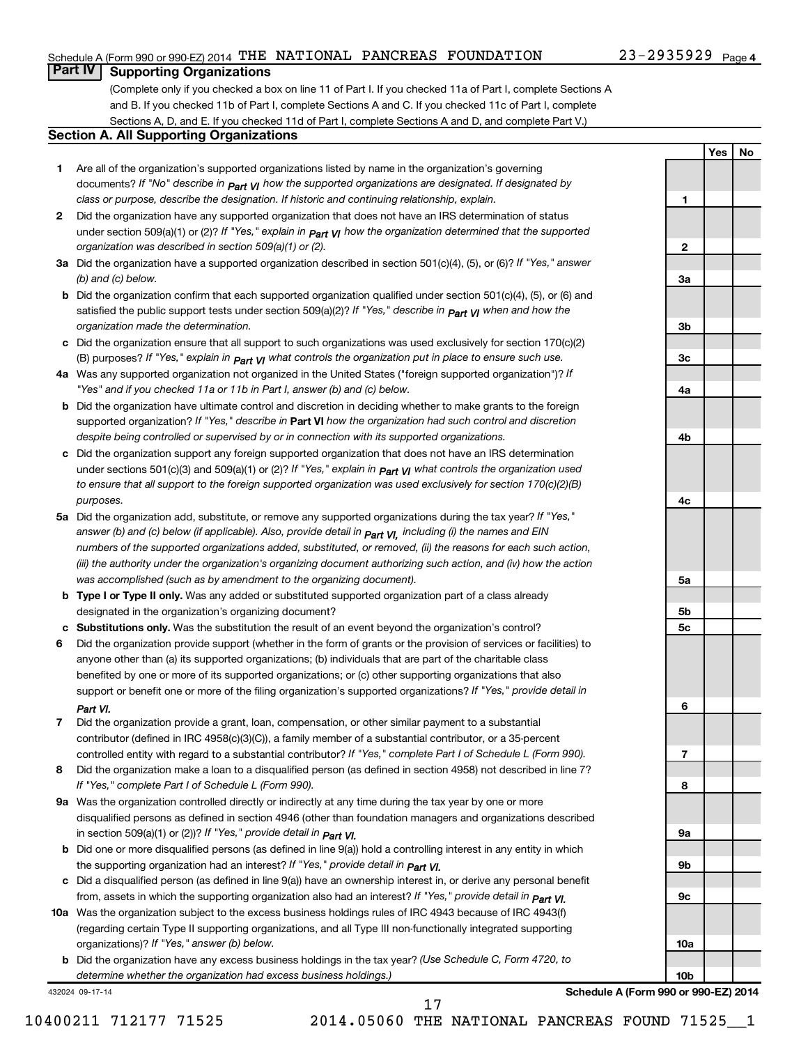# Part IV Supporting Organizations

(Complete only if you checked a box on line 11 of Part I. If you checked 11a of Part I, complete Sections A and B. If you checked 11b of Part I, complete Sections A and C. If you checked 11c of Part I, complete Sections A, D, and E. If you checked 11d of Part I, complete Sections A and D, and complete Part V.)

## Section A. All Supporting Organizations

| | | Line | Yes | No |
|---|---|---|---|---|
| **1** | Are all of the organization's supported organizations listed by name in the organization's governing documents? *If "No" describe in Part VI how the supported organizations are designated. If designated by class or purpose, describe the designation. If historic and continuing relationship, explain.* | **1** | | |
| **2** | Did the organization have any supported organization that does not have an IRS determination of status under section 509(a)(1) or (2)? *If "Yes," explain in Part VI how the organization determined that the supported organization was described in section 509(a)(1) or (2).* | **2** | | |
| **3a** | Did the organization have a supported organization described in section 501(c)(4), (5), or (6)? *If "Yes," answer (b) and (c) below.* | **3a** | | |
| **b** | Did the organization confirm that each supported organization qualified under section 501(c)(4), (5), or (6) and satisfied the public support tests under section 509(a)(2)? *If "Yes," describe in Part VI when and how the organization made the determination.* | **3b** | | |
| **c** | Did the organization ensure that all support to such organizations was used exclusively for section 170(c)(2)(B) purposes? *If "Yes," explain in Part VI what controls the organization put in place to ensure such use.* | **3c** | | |
| **4a** | Was any supported organization not organized in the United States ("foreign supported organization")? *If "Yes" and if you checked 11a or 11b in Part I, answer (b) and (c) below.* | **4a** | | |
| **b** | Did the organization have ultimate control and discretion in deciding whether to make grants to the foreign supported organization? *If "Yes," describe in* **Part VI** *how the organization had such control and discretion despite being controlled or supervised by or in connection with its supported organizations.* | **4b** | | |
| **c** | Did the organization support any foreign supported organization that does not have an IRS determination under sections 501(c)(3) and 509(a)(1) or (2)? *If "Yes," explain in Part VI what controls the organization used to ensure that all support to the foreign supported organization was used exclusively for section 170(c)(2)(B) purposes.* | **4c** | | |
| **5a** | Did the organization add, substitute, or remove any supported organizations during the tax year? *If "Yes," answer (b) and (c) below (if applicable). Also, provide detail in Part VI, including (i) the names and EIN numbers of the supported organizations added, substituted, or removed, (ii) the reasons for each such action, (iii) the authority under the organization's organizing document authorizing such action, and (iv) how the action was accomplished (such as by amendment to the organizing document).* | **5a** | | |
| **b** | **Type I or Type II only.** Was any added or substituted supported organization part of a class already designated in the organization's organizing document? | **5b** | | |
| **c** | **Substitutions only.** Was the substitution the result of an event beyond the organization's control? | **5c** | | |
| **6** | Did the organization provide support (whether in the form of grants or the provision of services or facilities) to anyone other than (a) its supported organizations; (b) individuals that are part of the charitable class benefited by one or more of its supported organizations; or (c) other supporting organizations that also support or benefit one or more of the filing organization's supported organizations? *If "Yes," provide detail in Part VI.* | **6** | | |
| **7** | Did the organization provide a grant, loan, compensation, or other similar payment to a substantial contributor (defined in IRC 4958(c)(3)(C)), a family member of a substantial contributor, or a 35-percent controlled entity with regard to a substantial contributor? *If "Yes," complete Part I of Schedule L (Form 990).* | **7** | | |
| **8** | Did the organization make a loan to a disqualified person (as defined in section 4958) not described in line 7? *If "Yes," complete Part I of Schedule L (Form 990).* | **8** | | |
| **9a** | Was the organization controlled directly or indirectly at any time during the tax year by one or more disqualified persons as defined in section 4946 (other than foundation managers and organizations described in section 509(a)(1) or (2))? *If "Yes," provide detail in Part VI.* | **9a** | | |
| **b** | Did one or more disqualified persons (as defined in line 9(a)) hold a controlling interest in any entity in which the supporting organization had an interest? *If "Yes," provide detail in Part VI.* | **9b** | | |
| **c** | Did a disqualified person (as defined in line 9(a)) have an ownership interest in, or derive any personal benefit from, assets in which the supporting organization also had an interest? *If "Yes," provide detail in Part VI.* | **9c** | | |
| **10a** | Was the organization subject to the excess business holdings rules of IRC 4943 because of IRC 4943(f) (regarding certain Type II supporting organizations, and all Type III non-functionally integrated supporting organizations)? *If "Yes," answer (b) below.* | **10a** | | |
| **b** | Did the organization have any excess business holdings in the tax year? *(Use Schedule C, Form 4720, to determine whether the organization had excess business holdings.)* | **10b** | | |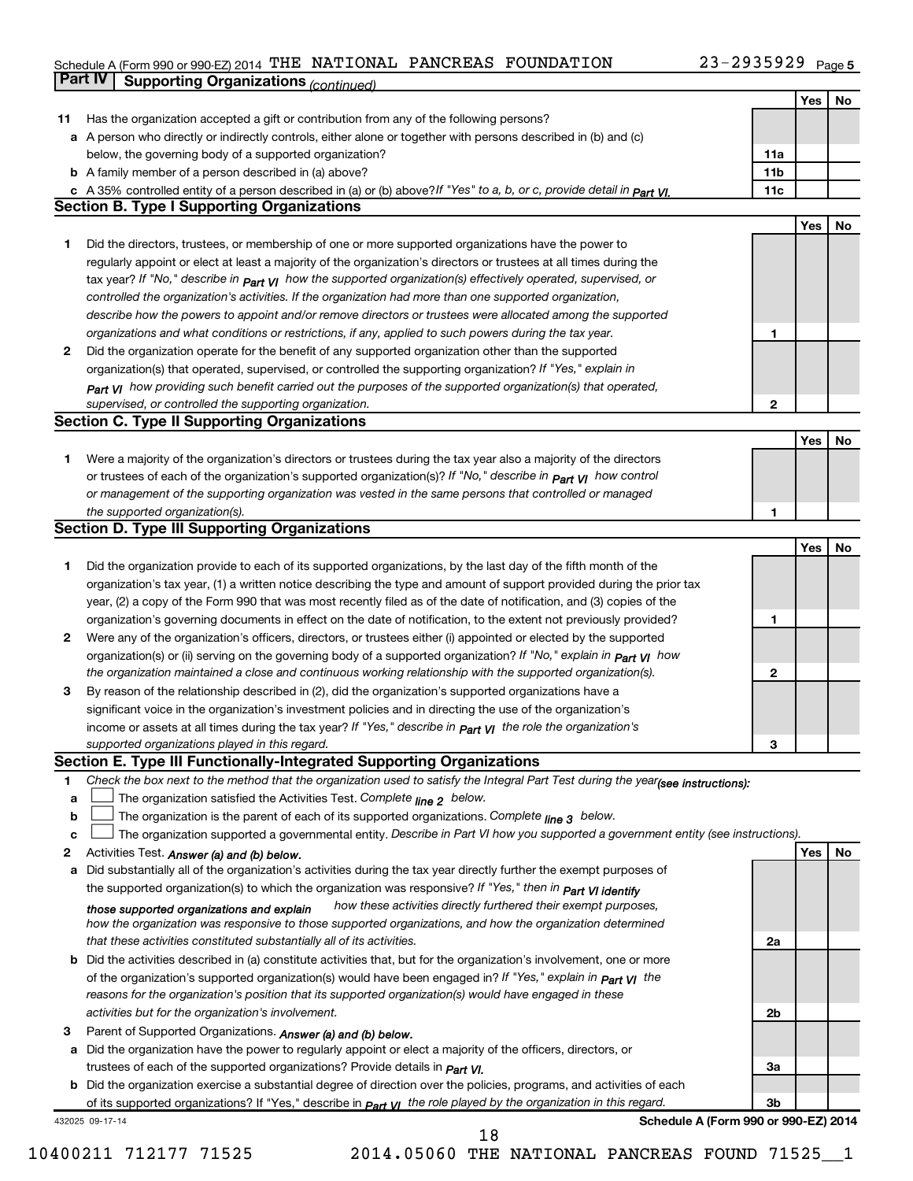Schedule A (Form 990 or 990-EZ) 2014 THE NATIONAL PANCREAS FOUNDATION 23-2935929 Page 5

## Part IV Supporting Organizations *(continued)*

| | | | Yes | No |
|---|---|---|---|---|
| **11** | Has the organization accepted a gift or contribution from any of the following persons? | | | |
| **a** | A person who directly or indirectly controls, either alone or together with persons described in (b) and (c) below, the governing body of a supported organization? | 11a | | |
| **b** | A family member of a person described in (a) above? | 11b | | |
| **c** | A 35% controlled entity of a person described in (a) or (b) above? *If "Yes" to a, b, or c, provide detail in Part VI.* | 11c | | |

### Section B. Type I Supporting Organizations

| | | | Yes | No |
|---|---|---|---|---|
| **1** | Did the directors, trustees, or membership of one or more supported organizations have the power to regularly appoint or elect at least a majority of the organization's directors or trustees at all times during the tax year? *If "No," describe in Part VI how the supported organization(s) effectively operated, supervised, or controlled the organization's activities. If the organization had more than one supported organization, describe how the powers to appoint and/or remove directors or trustees were allocated among the supported organizations and what conditions or restrictions, if any, applied to such powers during the tax year.* | 1 | | |
| **2** | Did the organization operate for the benefit of any supported organization other than the supported organization(s) that operated, supervised, or controlled the supporting organization? *If "Yes," explain in Part VI how providing such benefit carried out the purposes of the supported organization(s) that operated, supervised, or controlled the supporting organization.* | 2 | | |

### Section C. Type II Supporting Organizations

| | | | Yes | No |
|---|---|---|---|---|
| **1** | Were a majority of the organization's directors or trustees during the tax year also a majority of the directors or trustees of each of the organization's supported organization(s)? *If "No," describe in Part VI how control or management of the supporting organization was vested in the same persons that controlled or managed the supported organization(s).* | 1 | | |

### Section D. Type III Supporting Organizations

| | | | Yes | No |
|---|---|---|---|---|
| **1** | Did the organization provide to each of its supported organizations, by the last day of the fifth month of the organization's tax year, (1) a written notice describing the type and amount of support provided during the prior tax year, (2) a copy of the Form 990 that was most recently filed as of the date of notification, and (3) copies of the organization's governing documents in effect on the date of notification, to the extent not previously provided? | 1 | | |
| **2** | Were any of the organization's officers, directors, or trustees either (i) appointed or elected by the supported organization(s) or (ii) serving on the governing body of a supported organization? *If "No," explain in Part VI how the organization maintained a close and continuous working relationship with the supported organization(s).* | 2 | | |
| **3** | By reason of the relationship described in (2), did the organization's supported organizations have a significant voice in the organization's investment policies and in directing the use of the organization's income or assets at all times during the tax year? *If "Yes," describe in Part VI the role the organization's supported organizations played in this regard.* | 3 | | |

### Section E. Type III Functionally-Integrated Supporting Organizations

**1** *Check the box next to the method that the organization used to satisfy the Integral Part Test during the year (see instructions):*

- **a** ☐ The organization satisfied the Activities Test. *Complete line 2 below.*
- **b** ☐ The organization is the parent of each of its supported organizations. *Complete line 3 below.*
- **c** ☐ The organization supported a governmental entity. *Describe in Part VI how you supported a government entity (see instructions).*

| | | | Yes | No |
|---|---|---|---|---|
| **2** | Activities Test. *Answer (a) and (b) below.* | | | |
| **a** | Did substantially all of the organization's activities during the tax year directly further the exempt purposes of the supported organization(s) to which the organization was responsive? *If "Yes," then in Part VI identify those supported organizations and explain how these activities directly furthered their exempt purposes, how the organization was responsive to those supported organizations, and how the organization determined that these activities constituted substantially all of its activities.* | 2a | | |
| **b** | Did the activities described in (a) constitute activities that, but for the organization's involvement, one or more of the organization's supported organization(s) would have been engaged in? *If "Yes," explain in Part VI the reasons for the organization's position that its supported organization(s) would have engaged in these activities but for the organization's involvement.* | 2b | | |
| **3** | Parent of Supported Organizations. *Answer (a) and (b) below.* | | | |
| **a** | Did the organization have the power to regularly appoint or elect a majority of the officers, directors, or trustees of each of the supported organizations? *Provide details in Part VI.* | 3a | | |
| **b** | Did the organization exercise a substantial degree of direction over the policies, programs, and activities of each of its supported organizations? If "Yes," describe in *Part VI the role played by the organization in this regard.* | 3b | | |

432025 09-17-14 **Schedule A (Form 990 or 990-EZ) 2014**

10400211 712177 71525 2014.05060 THE NATIONAL PANCREAS FOUND 71525__1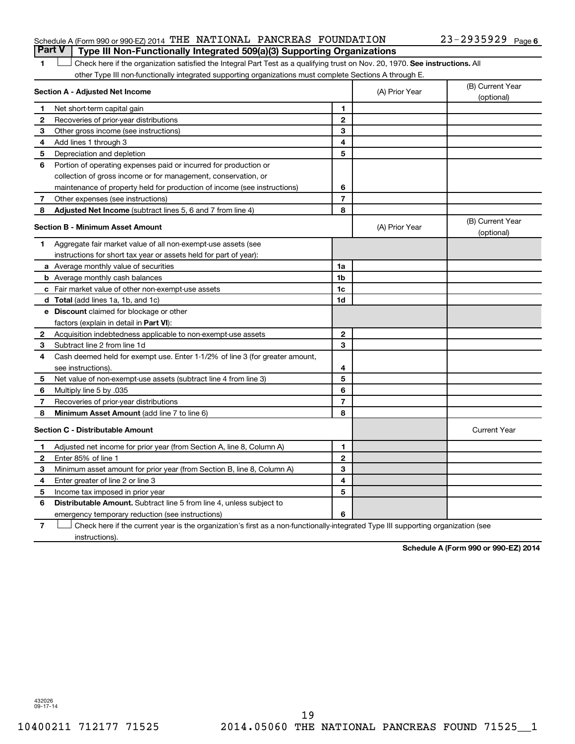Schedule A (Form 990 or 990-EZ) 2014 THE NATIONAL PANCREAS FOUNDATION 23-2935929 Page 6

**Part V | Type III Non-Functionally Integrated 509(a)(3) Supporting Organizations**

1 ☐ Check here if the organization satisfied the Integral Part Test as a qualifying trust on Nov. 20, 1970. **See instructions.** All other Type III non-functionally integrated supporting organizations must complete Sections A through E.

| **Section A - Adjusted Net Income** | | | (A) Prior Year | (B) Current Year (optional) |
|---|---|---|---|---|
| 1 | Net short-term capital gain | 1 | | |
| 2 | Recoveries of prior-year distributions | 2 | | |
| 3 | Other gross income (see instructions) | 3 | | |
| 4 | Add lines 1 through 3 | 4 | | |
| 5 | Depreciation and depletion | 5 | | |
| 6 | Portion of operating expenses paid or incurred for production or collection of gross income or for management, conservation, or maintenance of property held for production of income (see instructions) | 6 | | |
| 7 | Other expenses (see instructions) | 7 | | |
| 8 | **Adjusted Net Income** (subtract lines 5, 6 and 7 from line 4) | 8 | | |

| **Section B - Minimum Asset Amount** | | | (A) Prior Year | (B) Current Year (optional) |
|---|---|---|---|---|
| 1 | Aggregate fair market value of all non-exempt-use assets (see instructions for short tax year or assets held for part of year): | | | |
| a | Average monthly value of securities | 1a | | |
| b | Average monthly cash balances | 1b | | |
| c | Fair market value of other non-exempt-use assets | 1c | | |
| d | **Total** (add lines 1a, 1b, and 1c) | 1d | | |
| e | **Discount** claimed for blockage or other factors (explain in detail in **Part VI**): | | | |
| 2 | Acquisition indebtedness applicable to non-exempt-use assets | 2 | | |
| 3 | Subtract line 2 from line 1d | 3 | | |
| 4 | Cash deemed held for exempt use. Enter 1-1/2% of line 3 (for greater amount, see instructions). | 4 | | |
| 5 | Net value of non-exempt-use assets (subtract line 4 from line 3) | 5 | | |
| 6 | Multiply line 5 by .035 | 6 | | |
| 7 | Recoveries of prior-year distributions | 7 | | |
| 8 | **Minimum Asset Amount** (add line 7 to line 6) | 8 | | |

| **Section C - Distributable Amount** | | | | Current Year |
|---|---|---|---|---|
| 1 | Adjusted net income for prior year (from Section A, line 8, Column A) | 1 | | |
| 2 | Enter 85% of line 1 | 2 | | |
| 3 | Minimum asset amount for prior year (from Section B, line 8, Column A) | 3 | | |
| 4 | Enter greater of line 2 or line 3 | 4 | | |
| 5 | Income tax imposed in prior year | 5 | | |
| 6 | **Distributable Amount.** Subtract line 5 from line 4, unless subject to emergency temporary reduction (see instructions) | 6 | | |

7 ☐ Check here if the current year is the organization's first as a non-functionally-integrated Type III supporting organization (see instructions).

**Schedule A (Form 990 or 990-EZ) 2014**

432026 09-17-14

10400211 712177 71525 2014.05060 THE NATIONAL PANCREAS FOUND 71525__1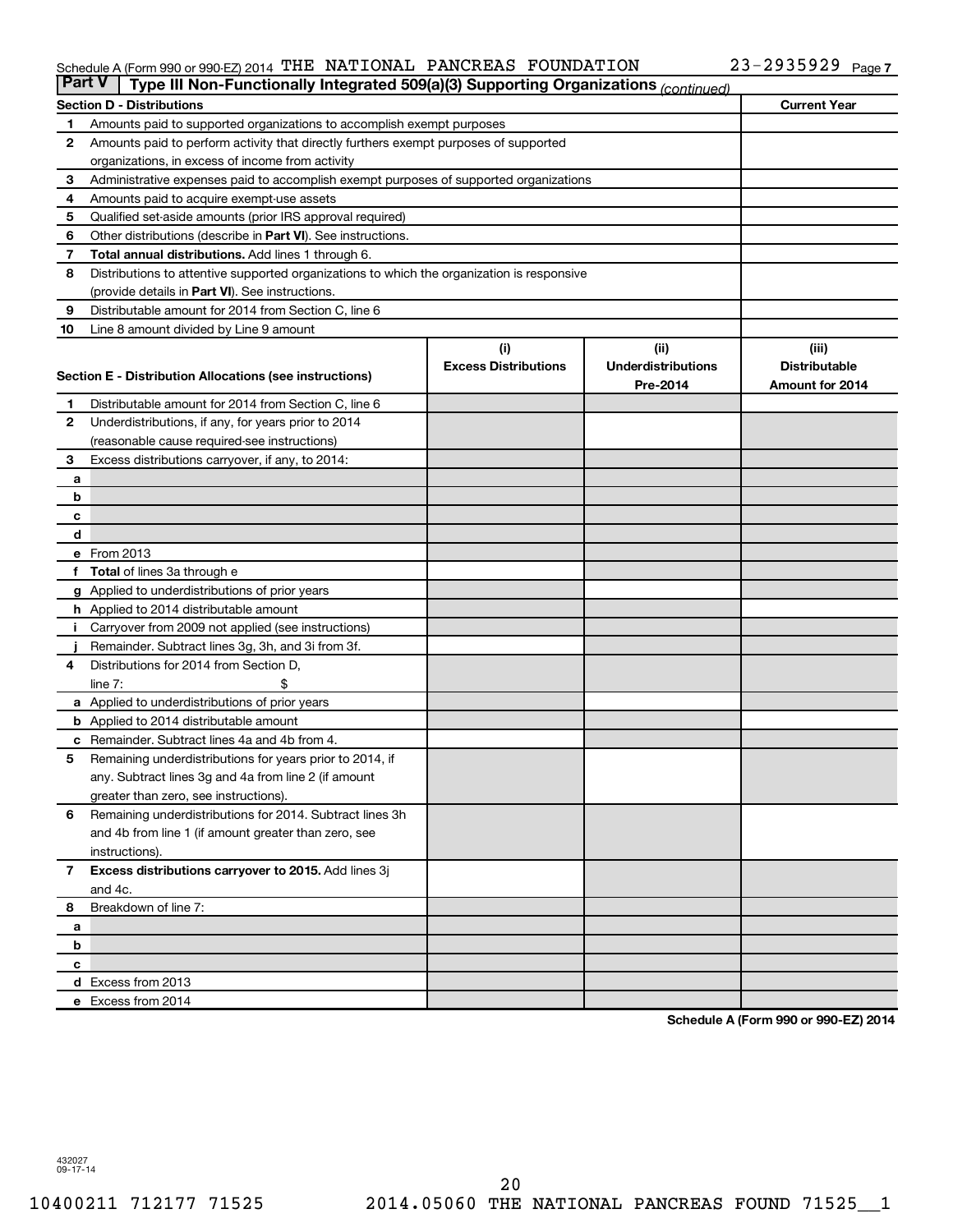Schedule A (Form 990 or 990-EZ) 2014 THE NATIONAL PANCREAS FOUNDATION 23-2935929 Page 7

**Part V | Type III Non-Functionally Integrated 509(a)(3) Supporting Organizations** *(continued)*

| Section D - Distributions | | Current Year |
|---|---|---|
| 1 | Amounts paid to supported organizations to accomplish exempt purposes | |
| 2 | Amounts paid to perform activity that directly furthers exempt purposes of supported organizations, in excess of income from activity | |
| 3 | Administrative expenses paid to accomplish exempt purposes of supported organizations | |
| 4 | Amounts paid to acquire exempt-use assets | |
| 5 | Qualified set-aside amounts (prior IRS approval required) | |
| 6 | Other distributions (describe in **Part VI**). See instructions. | |
| 7 | **Total annual distributions.** Add lines 1 through 6. | |
| 8 | Distributions to attentive supported organizations to which the organization is responsive (provide details in **Part VI**). See instructions. | |
| 9 | Distributable amount for 2014 from Section C, line 6 | |
| 10 | Line 8 amount divided by Line 9 amount | |

| Section E - Distribution Allocations (see instructions) | | (i) Excess Distributions | (ii) Underdistributions Pre-2014 | (iii) Distributable Amount for 2014 |
|---|---|---|---|---|
| 1 | Distributable amount for 2014 from Section C, line 6 | | | |
| 2 | Underdistributions, if any, for years prior to 2014 (reasonable cause required-see instructions) | | | |
| 3 | Excess distributions carryover, if any, to 2014: | | | |
| a | | | | |
| b | | | | |
| c | | | | |
| d | | | | |
| e | From 2013 | | | |
| f | **Total** of lines 3a through e | | | |
| g | Applied to underdistributions of prior years | | | |
| h | Applied to 2014 distributable amount | | | |
| i | Carryover from 2009 not applied (see instructions) | | | |
| j | Remainder. Subtract lines 3g, 3h, and 3i from 3f. | | | |
| 4 | Distributions for 2014 from Section D, line 7: $ | | | |
| a | Applied to underdistributions of prior years | | | |
| b | Applied to 2014 distributable amount | | | |
| c | Remainder. Subtract lines 4a and 4b from 4. | | | |
| 5 | Remaining underdistributions for years prior to 2014, if any. Subtract lines 3g and 4a from line 2 (if amount greater than zero, see instructions). | | | |
| 6 | Remaining underdistributions for 2014. Subtract lines 3h and 4b from line 1 (if amount greater than zero, see instructions). | | | |
| 7 | **Excess distributions carryover to 2015.** Add lines 3j and 4c. | | | |
| 8 | Breakdown of line 7: | | | |
| a | | | | |
| b | | | | |
| c | | | | |
| d | Excess from 2013 | | | |
| e | Excess from 2014 | | | |

**Schedule A (Form 990 or 990-EZ) 2014**

432027
09-17-14

10400211 712177 71525 2014.05060 THE NATIONAL PANCREAS FOUND 71525__1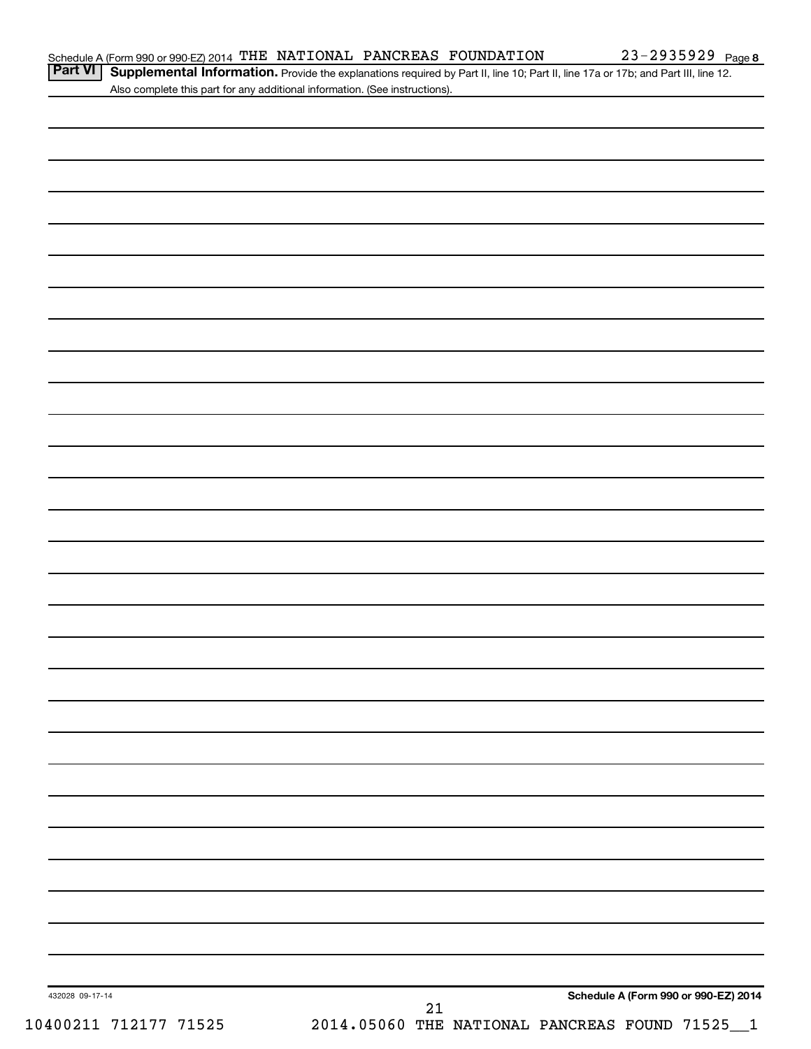Schedule A (Form 990 or 990-EZ) 2014 THE NATIONAL PANCREAS FOUNDATION 23-2935929 Page 8

**Part VI** **Supplemental Information.** Provide the explanations required by Part II, line 10; Part II, line 17a or 17b; and Part III, line 12. Also complete this part for any additional information. (See instructions).

432028 09-17-14

**Schedule A (Form 990 or 990-EZ) 2014**

10400211 712177 71525 2014.05060 THE NATIONAL PANCREAS FOUND 71525__1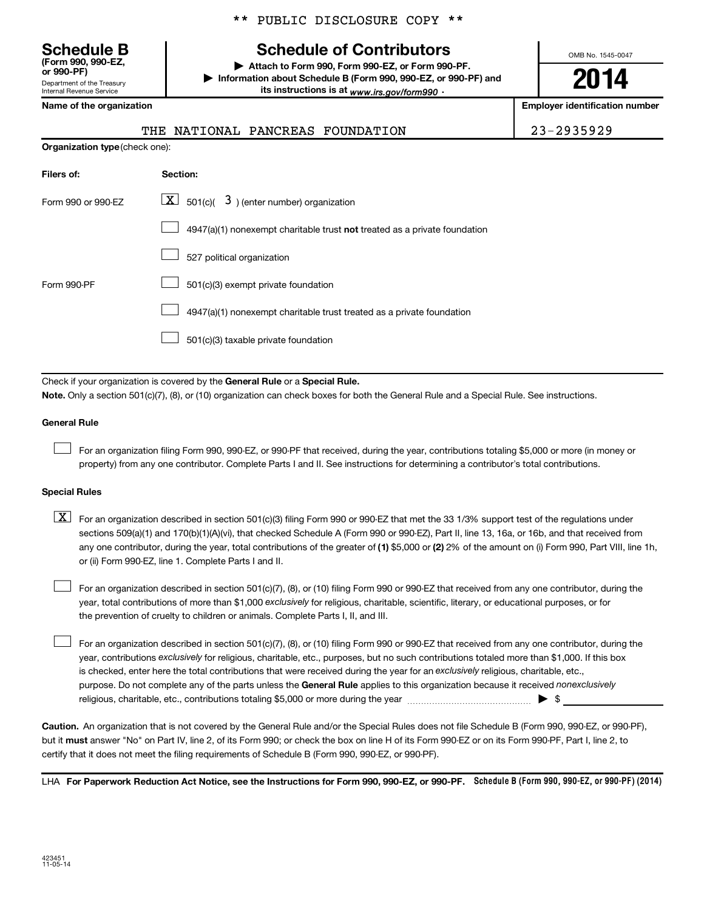** PUBLIC DISCLOSURE COPY **

**Schedule B**
**(Form 990, 990-EZ, or 990-PF)**
Department of the Treasury
Internal Revenue Service

# Schedule of Contributors

▶ **Attach to Form 990, Form 990-EZ, or Form 990-PF.**
▶ **Information about Schedule B (Form 990, 990-EZ, or 990-PF) and its instructions is at** *www.irs.gov/form990* .

OMB No. 1545-0047

**2014**

**Name of the organization**: THE NATIONAL PANCREAS FOUNDATION

**Employer identification number**: 23-2935929

**Organization type** (check one):

| Filers of: | Section: |
|---|---|
| Form 990 or 990-EZ | [X] 501(c)( 3 ) (enter number) organization |
| | [ ] 4947(a)(1) nonexempt charitable trust **not** treated as a private foundation |
| | [ ] 527 political organization |
| Form 990-PF | [ ] 501(c)(3) exempt private foundation |
| | [ ] 4947(a)(1) nonexempt charitable trust treated as a private foundation |
| | [ ] 501(c)(3) taxable private foundation |

Check if your organization is covered by the **General Rule** or a **Special Rule.**

**Note.** Only a section 501(c)(7), (8), or (10) organization can check boxes for both the General Rule and a Special Rule. See instructions.

**General Rule**

[ ] For an organization filing Form 990, 990-EZ, or 990-PF that received, during the year, contributions totaling $5,000 or more (in money or property) from any one contributor. Complete Parts I and II. See instructions for determining a contributor's total contributions.

**Special Rules**

[X] For an organization described in section 501(c)(3) filing Form 990 or 990-EZ that met the 33 1/3% support test of the regulations under sections 509(a)(1) and 170(b)(1)(A)(vi), that checked Schedule A (Form 990 or 990-EZ), Part II, line 13, 16a, or 16b, and that received from any one contributor, during the year, total contributions of the greater of **(1)** $5,000 or **(2)** 2% of the amount on (i) Form 990, Part VIII, line 1h, or (ii) Form 990-EZ, line 1. Complete Parts I and II.

[ ] For an organization described in section 501(c)(7), (8), or (10) filing Form 990 or 990-EZ that received from any one contributor, during the year, total contributions of more than $1,000 *exclusively* for religious, charitable, scientific, literary, or educational purposes, or for the prevention of cruelty to children or animals. Complete Parts I, II, and III.

[ ] For an organization described in section 501(c)(7), (8), or (10) filing Form 990 or 990-EZ that received from any one contributor, during the year, contributions *exclusively* for religious, charitable, etc., purposes, but no such contributions totaled more than $1,000. If this box is checked, enter here the total contributions that were received during the year for an *exclusively* religious, charitable, etc., purpose. Do not complete any of the parts unless the **General Rule** applies to this organization because it received *nonexclusively* religious, charitable, etc., contributions totaling $5,000 or more during the year ▶ $

**Caution.** An organization that is not covered by the General Rule and/or the Special Rules does not file Schedule B (Form 990, 990-EZ, or 990-PF), but it **must** answer "No" on Part IV, line 2, of its Form 990; or check the box on line H of its Form 990-EZ or on its Form 990-PF, Part I, line 2, to certify that it does not meet the filing requirements of Schedule B (Form 990, 990-EZ, or 990-PF).

LHA **For Paperwork Reduction Act Notice, see the Instructions for Form 990, 990-EZ, or 990-PF.** **Schedule B (Form 990, 990-EZ, or 990-PF) (2014)**

423451
11-05-14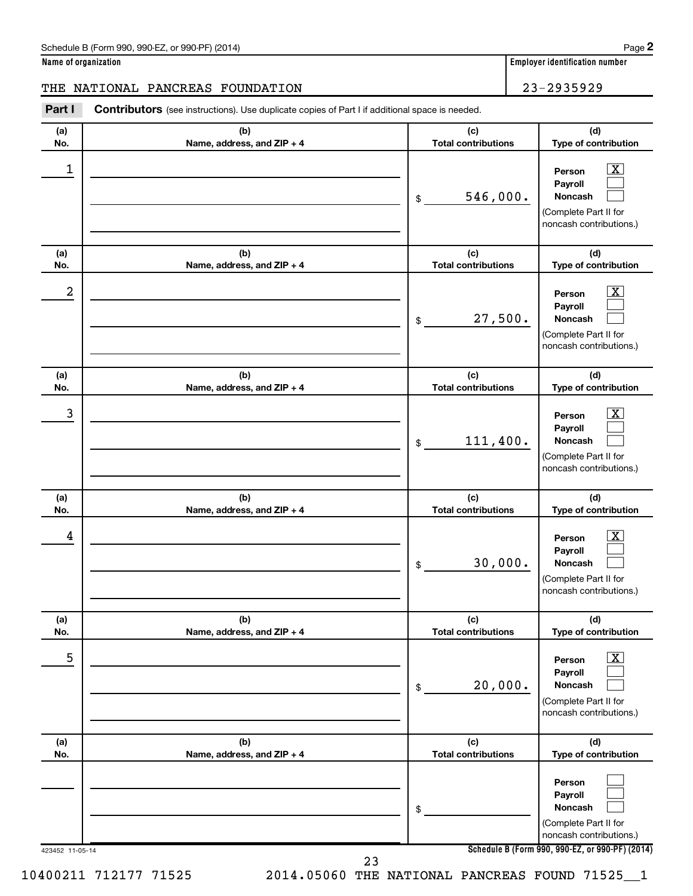Schedule B (Form 990, 990-EZ, or 990-PF) (2014)

**Name of organization**

THE NATIONAL PANCREAS FOUNDATION

**Employer identification number**

23-2935929

**Part I** **Contributors** (see instructions). Use duplicate copies of Part I if additional space is needed.

| (a) No. | (b) Name, address, and ZIP + 4 | (c) Total contributions | (d) Type of contribution |
|---|---|---|---|
| 1 | | $ 546,000. | Person [X] Payroll [ ] Noncash [ ] (Complete Part II for noncash contributions.) |
| 2 | | $ 27,500. | Person [X] Payroll [ ] Noncash [ ] (Complete Part II for noncash contributions.) |
| 3 | | $ 111,400. | Person [X] Payroll [ ] Noncash [ ] (Complete Part II for noncash contributions.) |
| 4 | | $ 30,000. | Person [X] Payroll [ ] Noncash [ ] (Complete Part II for noncash contributions.) |
| 5 | | $ 20,000. | Person [X] Payroll [ ] Noncash [ ] (Complete Part II for noncash contributions.) |
| | | $ | Person [ ] Payroll [ ] Noncash [ ] (Complete Part II for noncash contributions.) |

423452 11-05-14

**Schedule B (Form 990, 990-EZ, or 990-PF) (2014)**

10400211 712177 71525 2014.05060 THE NATIONAL PANCREAS FOUND 71525__1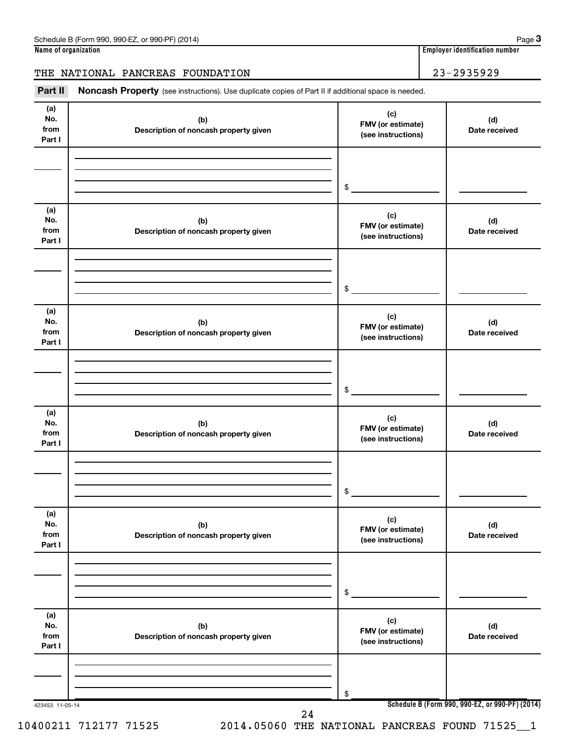Schedule B (Form 990, 990-EZ, or 990-PF) (2014) Page **3**

**Name of organization** | **Employer identification number**

THE NATIONAL PANCREAS FOUNDATION | 23-2935929

**Part II** **Noncash Property** (see instructions). Use duplicate copies of Part II if additional space is needed.

| (a) No. from Part I | (b) Description of noncash property given | (c) FMV (or estimate) (see instructions) | (d) Date received |
|---|---|---|---|
| | | $ | |

| (a) No. from Part I | (b) Description of noncash property given | (c) FMV (or estimate) (see instructions) | (d) Date received |
|---|---|---|---|
| | | $ | |

| (a) No. from Part I | (b) Description of noncash property given | (c) FMV (or estimate) (see instructions) | (d) Date received |
|---|---|---|---|
| | | $ | |

| (a) No. from Part I | (b) Description of noncash property given | (c) FMV (or estimate) (see instructions) | (d) Date received |
|---|---|---|---|
| | | $ | |

| (a) No. from Part I | (b) Description of noncash property given | (c) FMV (or estimate) (see instructions) | (d) Date received |
|---|---|---|---|
| | | $ | |

| (a) No. from Part I | (b) Description of noncash property given | (c) FMV (or estimate) (see instructions) | (d) Date received |
|---|---|---|---|
| | | $ | |

423453 11-05-14 **Schedule B (Form 990, 990-EZ, or 990-PF) (2014)**

10400211 712177 71525 2014.05060 THE NATIONAL PANCREAS FOUND 71525__1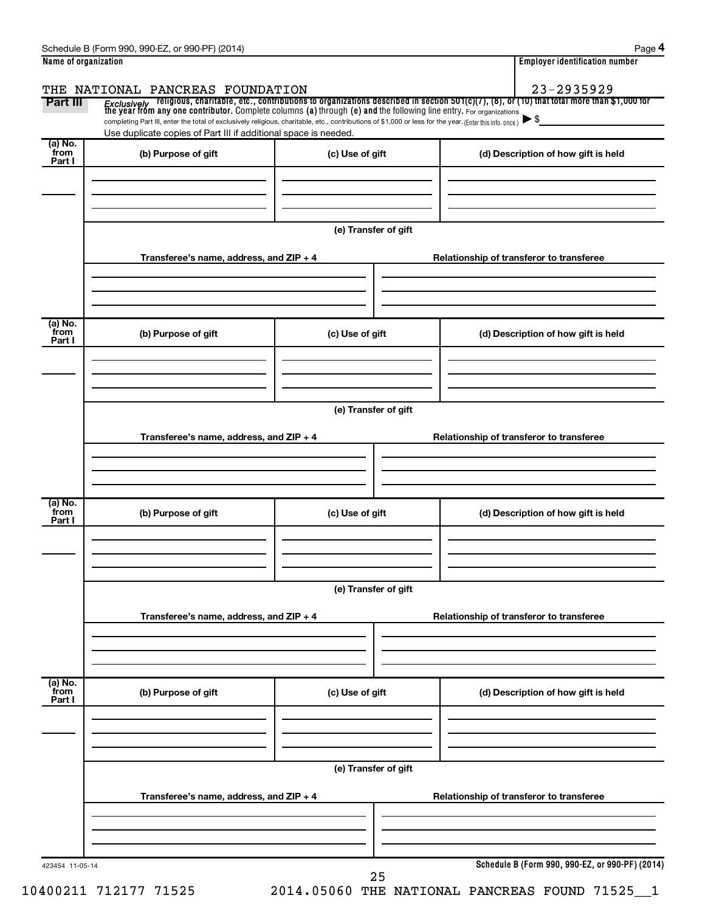Schedule B (Form 990, 990-EZ, or 990-PF) (2014)

| Name of organization | Employer identification number |
|---|---|
| THE NATIONAL PANCREAS FOUNDATION | 23-2935929 |

**Part III** *Exclusively* religious, charitable, etc., contributions to organizations described in section 501(c)(7), (8), or (10) that total more than $1,000 for the year from any one contributor. Complete columns **(a)** through **(e)** and the following line entry. For organizations completing Part III, enter the total of exclusively religious, charitable, etc., contributions of $1,000 or less for the year. (Enter this info. once.) ▶ $

Use duplicate copies of Part III if additional space is needed.

| (a) No. from Part I | (b) Purpose of gift | (c) Use of gift | (d) Description of how gift is held |
|---|---|---|---|
| | | | |

**(e) Transfer of gift**

| Transferee's name, address, and ZIP + 4 | Relationship of transferor to transferee |
|---|---|
| | |

| (a) No. from Part I | (b) Purpose of gift | (c) Use of gift | (d) Description of how gift is held |
|---|---|---|---|
| | | | |

**(e) Transfer of gift**

| Transferee's name, address, and ZIP + 4 | Relationship of transferor to transferee |
|---|---|
| | |

| (a) No. from Part I | (b) Purpose of gift | (c) Use of gift | (d) Description of how gift is held |
|---|---|---|---|
| | | | |

**(e) Transfer of gift**

| Transferee's name, address, and ZIP + 4 | Relationship of transferor to transferee |
|---|---|
| | |

| (a) No. from Part I | (b) Purpose of gift | (c) Use of gift | (d) Description of how gift is held |
|---|---|---|---|
| | | | |

**(e) Transfer of gift**

| Transferee's name, address, and ZIP + 4 | Relationship of transferor to transferee |
|---|---|
| | |

423454 11-05-14

**Schedule B (Form 990, 990-EZ, or 990-PF) (2014)**

10400211 712177 71525 2014.05060 THE NATIONAL PANCREAS FOUND 71525__1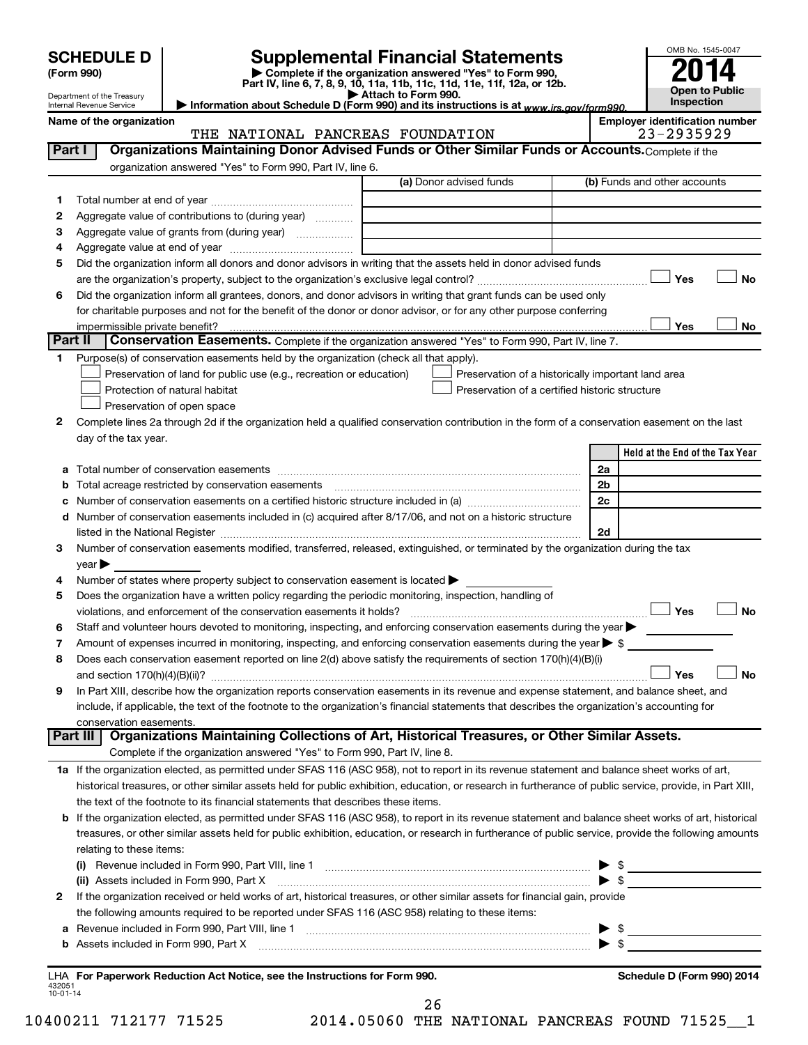# SCHEDULE D (Form 990)

Department of the Treasury
Internal Revenue Service

## Supplemental Financial Statements

▶ Complete if the organization answered "Yes" to Form 990, Part IV, line 6, 7, 8, 9, 10, 11a, 11b, 11c, 11d, 11e, 11f, 12a, or 12b.
▶ Attach to Form 990.
▶ Information about Schedule D (Form 990) and its instructions is at www.irs.gov/form990.

OMB No. 1545-0047
**2014**
**Open to Public Inspection**

Name of the organization: THE NATIONAL PANCREAS FOUNDATION

Employer identification number: 23-2935929

### Part I — Organizations Maintaining Donor Advised Funds or Other Similar Funds or Accounts.
Complete if the organization answered "Yes" to Form 990, Part IV, line 6.

| | | (a) Donor advised funds | (b) Funds and other accounts |
|---|---|---|---|
| 1 | Total number at end of year | | |
| 2 | Aggregate value of contributions to (during year) | | |
| 3 | Aggregate value of grants from (during year) | | |
| 4 | Aggregate value at end of year | | |

5 Did the organization inform all donors and donor advisors in writing that the assets held in donor advised funds are the organization's property, subject to the organization's exclusive legal control? ☐ Yes ☐ No

6 Did the organization inform all grantees, donors, and donor advisors in writing that grant funds can be used only for charitable purposes and not for the benefit of the donor or donor advisor, or for any other purpose conferring impermissible private benefit? ☐ Yes ☐ No

### Part II — Conservation Easements.
Complete if the organization answered "Yes" to Form 990, Part IV, line 7.

1 Purpose(s) of conservation easements held by the organization (check all that apply).

☐ Preservation of land for public use (e.g., recreation or education)
☐ Protection of natural habitat
☐ Preservation of open space
☐ Preservation of a historically important land area
☐ Preservation of a certified historic structure

2 Complete lines 2a through 2d if the organization held a qualified conservation contribution in the form of a conservation easement on the last day of the tax year.

| | | | Held at the End of the Tax Year |
|---|---|---|---|
| a | Total number of conservation easements | 2a | |
| b | Total acreage restricted by conservation easements | 2b | |
| c | Number of conservation easements on a certified historic structure included in (a) | 2c | |
| d | Number of conservation easements included in (c) acquired after 8/17/06, and not on a historic structure listed in the National Register | 2d | |

3 Number of conservation easements modified, transferred, released, extinguished, or terminated by the organization during the tax year ▶

4 Number of states where property subject to conservation easement is located ▶

5 Does the organization have a written policy regarding the periodic monitoring, inspection, handling of violations, and enforcement of the conservation easements it holds? ☐ Yes ☐ No

6 Staff and volunteer hours devoted to monitoring, inspecting, and enforcing conservation easements during the year ▶

7 Amount of expenses incurred in monitoring, inspecting, and enforcing conservation easements during the year ▶ $

8 Does each conservation easement reported on line 2(d) above satisfy the requirements of section 170(h)(4)(B)(i) and section 170(h)(4)(B)(ii)? ☐ Yes ☐ No

9 In Part XIII, describe how the organization reports conservation easements in its revenue and expense statement, and balance sheet, and include, if applicable, the text of the footnote to the organization's financial statements that describes the organization's accounting for conservation easements.

### Part III — Organizations Maintaining Collections of Art, Historical Treasures, or Other Similar Assets.
Complete if the organization answered "Yes" to Form 990, Part IV, line 8.

1a If the organization elected, as permitted under SFAS 116 (ASC 958), not to report in its revenue statement and balance sheet works of art, historical treasures, or other similar assets held for public exhibition, education, or research in furtherance of public service, provide, in Part XIII, the text of the footnote to its financial statements that describes these items.

b If the organization elected, as permitted under SFAS 116 (ASC 958), to report in its revenue statement and balance sheet works of art, historical treasures, or other similar assets held for public exhibition, education, or research in furtherance of public service, provide the following amounts relating to these items:

(i) Revenue included in Form 990, Part VIII, line 1 ▶ $

(ii) Assets included in Form 990, Part X ▶ $

2 If the organization received or held works of art, historical treasures, or other similar assets for financial gain, provide the following amounts required to be reported under SFAS 116 (ASC 958) relating to these items:

a Revenue included in Form 990, Part VIII, line 1 ▶ $

b Assets included in Form 990, Part X ▶ $

LHA For Paperwork Reduction Act Notice, see the Instructions for Form 990. Schedule D (Form 990) 2014

432051
10-01-14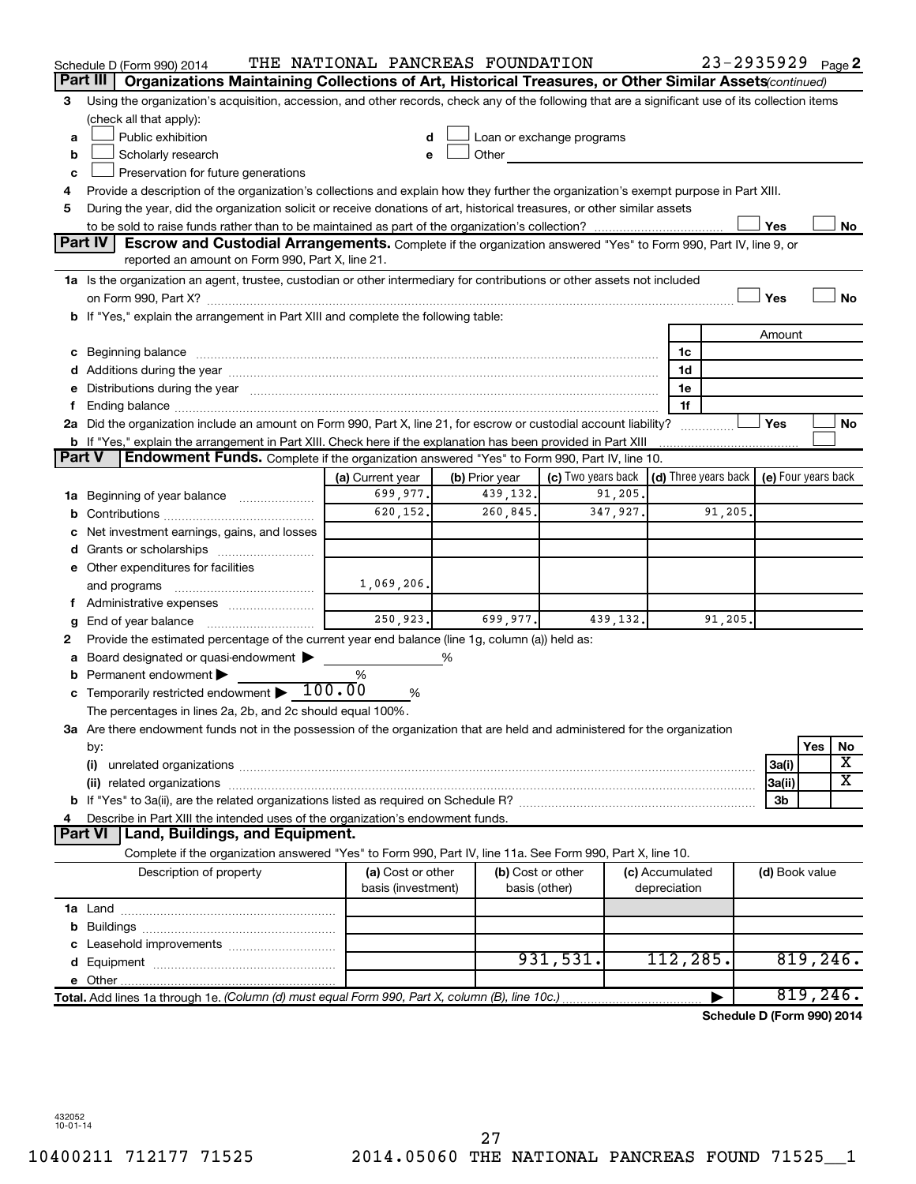Schedule D (Form 990) 2014 THE NATIONAL PANCREAS FOUNDATION 23-2935929 Page 2

## Part III | Organizations Maintaining Collections of Art, Historical Treasures, or Other Similar Assets *(continued)*

3 Using the organization's acquisition, accession, and other records, check any of the following that are a significant use of its collection items (check all that apply):

- a ☐ Public exhibition
- b ☐ Scholarly research
- c ☐ Preservation for future generations
- d ☐ Loan or exchange programs
- e ☐ Other

4 Provide a description of the organization's collections and explain how they further the organization's exempt purpose in Part XIII.

5 During the year, did the organization solicit or receive donations of art, historical treasures, or other similar assets to be sold to raise funds rather than to be maintained as part of the organization's collection? ☐ Yes ☐ No

## Part IV | Escrow and Custodial Arrangements.

Complete if the organization answered "Yes" to Form 990, Part IV, line 9, or reported an amount on Form 990, Part X, line 21.

1a Is the organization an agent, trustee, custodian or other intermediary for contributions or other assets not included on Form 990, Part X? ☐ Yes ☐ No

b If "Yes," explain the arrangement in Part XIII and complete the following table:

| | | Amount |
|---|---|---|
| c Beginning balance | 1c | |
| d Additions during the year | 1d | |
| e Distributions during the year | 1e | |
| f Ending balance | 1f | |

2a Did the organization include an amount on Form 990, Part X, line 21, for escrow or custodial account liability? ☐ Yes ☐ No

b If "Yes," explain the arrangement in Part XIII. Check here if the explanation has been provided in Part XIII ☐

## Part V | Endowment Funds.

Complete if the organization answered "Yes" to Form 990, Part IV, line 10.

| | (a) Current year | (b) Prior year | (c) Two years back | (d) Three years back | (e) Four years back |
|---|---|---|---|---|---|
| 1a Beginning of year balance | 699,977. | 439,132. | 91,205. | | |
| b Contributions | 620,152. | 260,845. | 347,927. | 91,205. | |
| c Net investment earnings, gains, and losses | | | | | |
| d Grants or scholarships | | | | | |
| e Other expenditures for facilities and programs | 1,069,206. | | | | |
| f Administrative expenses | | | | | |
| g End of year balance | 250,923. | 699,977. | 439,132. | 91,205. | |

2 Provide the estimated percentage of the current year end balance (line 1g, column (a)) held as:

- a Board designated or quasi-endowment ▶ %
- b Permanent endowment ▶ %
- c Temporarily restricted endowment ▶ 100.00 %

The percentages in lines 2a, 2b, and 2c should equal 100%.

3a Are there endowment funds not in the possession of the organization that are held and administered for the organization by:

| | | Yes | No |
|---|---|---|---|
| (i) unrelated organizations | 3a(i) | | X |
| (ii) related organizations | 3a(ii) | | X |
| b If "Yes" to 3a(ii), are the related organizations listed as required on Schedule R? | 3b | | |

4 Describe in Part XIII the intended uses of the organization's endowment funds.

## Part VI | Land, Buildings, and Equipment.

Complete if the organization answered "Yes" to Form 990, Part IV, line 11a. See Form 990, Part X, line 10.

| Description of property | (a) Cost or other basis (investment) | (b) Cost or other basis (other) | (c) Accumulated depreciation | (d) Book value |
|---|---|---|---|---|
| 1a Land | | | | |
| b Buildings | | | | |
| c Leasehold improvements | | | | |
| d Equipment | | 931,531. | 112,285. | 819,246. |
| e Other | | | | |
| **Total.** Add lines 1a through 1e. *(Column (d) must equal Form 990, Part X, column (B), line 10c.)* | | | ▶ | 819,246. |

**Schedule D (Form 990) 2014**

432052 10-01-14

10400211 712177 71525 2014.05060 THE NATIONAL PANCREAS FOUND 71525__1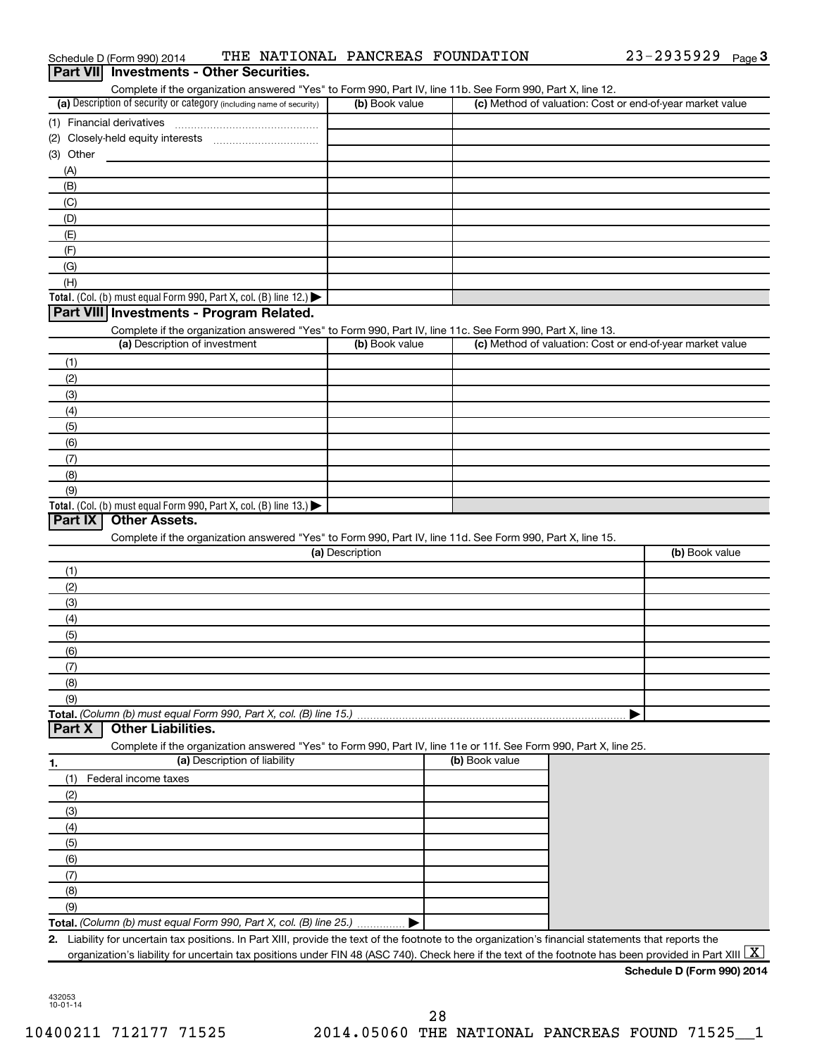Schedule D (Form 990) 2014 THE NATIONAL PANCREAS FOUNDATION 23-2935929 Page 3

## Part VII Investments - Other Securities.

Complete if the organization answered "Yes" to Form 990, Part IV, line 11b. See Form 990, Part X, line 12.

| (a) Description of security or category (including name of security) | (b) Book value | (c) Method of valuation: Cost or end-of-year market value |
|---|---|---|
| (1) Financial derivatives | | |
| (2) Closely-held equity interests | | |
| (3) Other | | |
| (A) | | |
| (B) | | |
| (C) | | |
| (D) | | |
| (E) | | |
| (F) | | |
| (G) | | |
| (H) | | |
| **Total.** (Col. (b) must equal Form 990, Part X, col. (B) line 12.) ▶ | | |

## Part VIII Investments - Program Related.

Complete if the organization answered "Yes" to Form 990, Part IV, line 11c. See Form 990, Part X, line 13.

| (a) Description of investment | (b) Book value | (c) Method of valuation: Cost or end-of-year market value |
|---|---|---|
| (1) | | |
| (2) | | |
| (3) | | |
| (4) | | |
| (5) | | |
| (6) | | |
| (7) | | |
| (8) | | |
| (9) | | |
| **Total.** (Col. (b) must equal Form 990, Part X, col. (B) line 13.) ▶ | | |

## Part IX Other Assets.

Complete if the organization answered "Yes" to Form 990, Part IV, line 11d. See Form 990, Part X, line 15.

| (a) Description | (b) Book value |
|---|---|
| (1) | |
| (2) | |
| (3) | |
| (4) | |
| (5) | |
| (6) | |
| (7) | |
| (8) | |
| (9) | |
| **Total.** *(Column (b) must equal Form 990, Part X, col. (B) line 15.)* ▶ | |

## Part X Other Liabilities.

Complete if the organization answered "Yes" to Form 990, Part IV, line 11e or 11f. See Form 990, Part X, line 25.

| 1. (a) Description of liability | (b) Book value |
|---|---|
| (1) Federal income taxes | |
| (2) | |
| (3) | |
| (4) | |
| (5) | |
| (6) | |
| (7) | |
| (8) | |
| (9) | |
| **Total.** *(Column (b) must equal Form 990, Part X, col. (B) line 25.)* ▶ | |

2. Liability for uncertain tax positions. In Part XIII, provide the text of the footnote to the organization's financial statements that reports the organization's liability for uncertain tax positions under FIN 48 (ASC 740). Check here if the text of the footnote has been provided in Part XIII [X]

**Schedule D (Form 990) 2014**

432053
10-01-14

10400211 712177 71525 2014.05060 THE NATIONAL PANCREAS FOUND 71525__1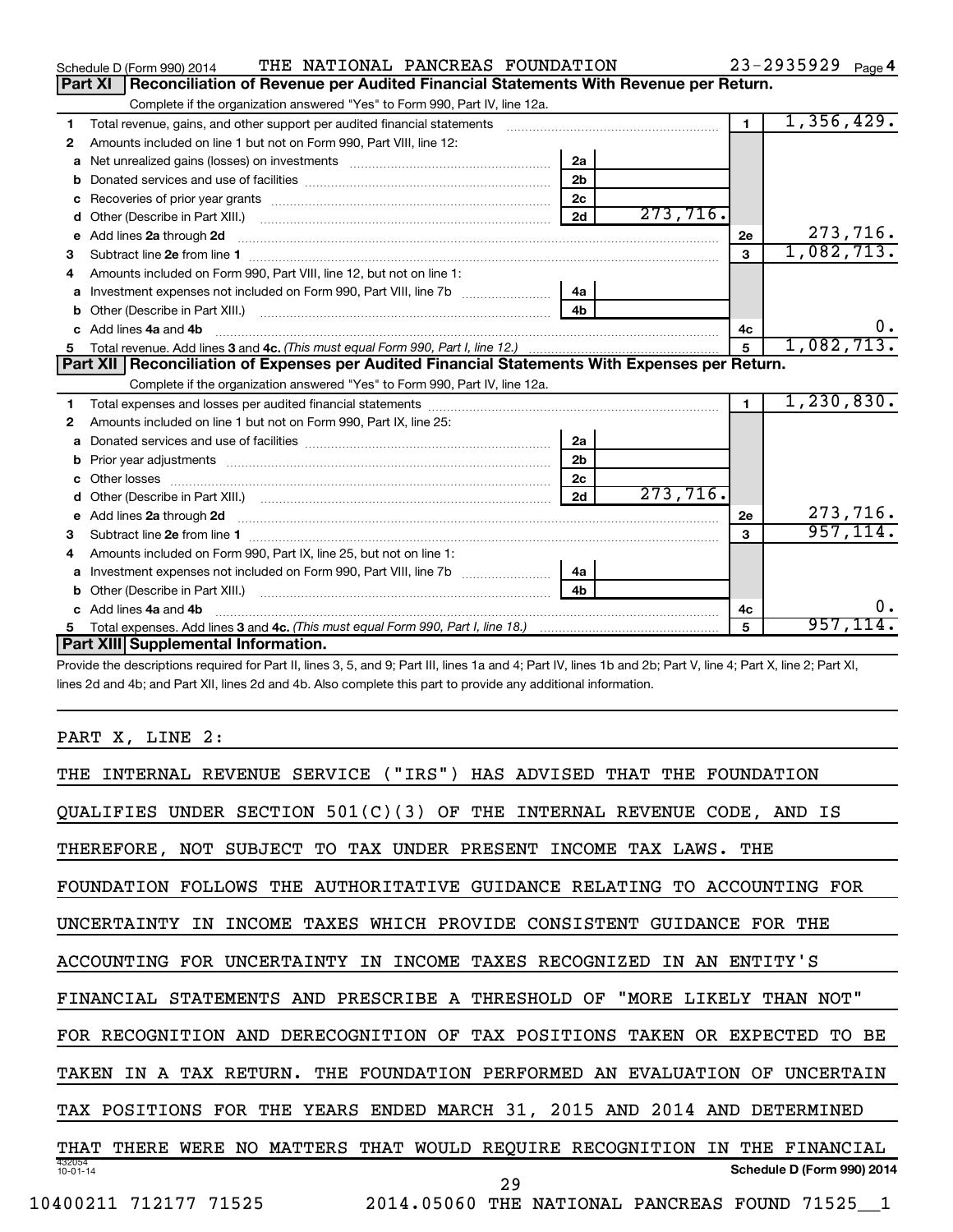Schedule D (Form 990) 2014 THE NATIONAL PANCREAS FOUNDATION 23-2935929 Page 4

## Part XI Reconciliation of Revenue per Audited Financial Statements With Revenue per Return.

Complete if the organization answered "Yes" to Form 990, Part IV, line 12a.

| | | | | | |
|---|---|---|---|---|---|
| 1 | Total revenue, gains, and other support per audited financial statements | | | 1 | 1,356,429. |
| 2 | Amounts included on line 1 but not on Form 990, Part VIII, line 12: | | | | |
| a | Net unrealized gains (losses) on investments | 2a | | | |
| b | Donated services and use of facilities | 2b | | | |
| c | Recoveries of prior year grants | 2c | | | |
| d | Other (Describe in Part XIII.) | 2d | 273,716. | | |
| e | Add lines 2a through 2d | | | 2e | 273,716. |
| 3 | Subtract line 2e from line 1 | | | 3 | 1,082,713. |
| 4 | Amounts included on Form 990, Part VIII, line 12, but not on line 1: | | | | |
| a | Investment expenses not included on Form 990, Part VIII, line 7b | 4a | | | |
| b | Other (Describe in Part XIII.) | 4b | | | |
| c | Add lines 4a and 4b | | | 4c | 0. |
| 5 | Total revenue. Add lines 3 and 4c. *(This must equal Form 990, Part I, line 12.)* | | | 5 | 1,082,713. |

## Part XII Reconciliation of Expenses per Audited Financial Statements With Expenses per Return.

Complete if the organization answered "Yes" to Form 990, Part IV, line 12a.

| | | | | | |
|---|---|---|---|---|---|
| 1 | Total expenses and losses per audited financial statements | | | 1 | 1,230,830. |
| 2 | Amounts included on line 1 but not on Form 990, Part IX, line 25: | | | | |
| a | Donated services and use of facilities | 2a | | | |
| b | Prior year adjustments | 2b | | | |
| c | Other losses | 2c | | | |
| d | Other (Describe in Part XIII.) | 2d | 273,716. | | |
| e | Add lines 2a through 2d | | | 2e | 273,716. |
| 3 | Subtract line 2e from line 1 | | | 3 | 957,114. |
| 4 | Amounts included on Form 990, Part IX, line 25, but not on line 1: | | | | |
| a | Investment expenses not included on Form 990, Part VIII, line 7b | 4a | | | |
| b | Other (Describe in Part XIII.) | 4b | | | |
| c | Add lines 4a and 4b | | | 4c | 0. |
| 5 | Total expenses. Add lines 3 and 4c. *(This must equal Form 990, Part I, line 18.)* | | | 5 | 957,114. |

## Part XIII Supplemental Information.

Provide the descriptions required for Part II, lines 3, 5, and 9; Part III, lines 1a and 4; Part IV, lines 1b and 2b; Part V, line 4; Part X, line 2; Part XI, lines 2d and 4b; and Part XII, lines 2d and 4b. Also complete this part to provide any additional information.

PART X, LINE 2:

THE INTERNAL REVENUE SERVICE ("IRS") HAS ADVISED THAT THE FOUNDATION QUALIFIES UNDER SECTION 501(C)(3) OF THE INTERNAL REVENUE CODE, AND IS THEREFORE, NOT SUBJECT TO TAX UNDER PRESENT INCOME TAX LAWS. THE FOUNDATION FOLLOWS THE AUTHORITATIVE GUIDANCE RELATING TO ACCOUNTING FOR UNCERTAINTY IN INCOME TAXES WHICH PROVIDE CONSISTENT GUIDANCE FOR THE ACCOUNTING FOR UNCERTAINTY IN INCOME TAXES RECOGNIZED IN AN ENTITY'S FINANCIAL STATEMENTS AND PRESCRIBE A THRESHOLD OF "MORE LIKELY THAN NOT" FOR RECOGNITION AND DERECOGNITION OF TAX POSITIONS TAKEN OR EXPECTED TO BE TAKEN IN A TAX RETURN. THE FOUNDATION PERFORMED AN EVALUATION OF UNCERTAIN TAX POSITIONS FOR THE YEARS ENDED MARCH 31, 2015 AND 2014 AND DETERMINED THAT THERE WERE NO MATTERS THAT WOULD REQUIRE RECOGNITION IN THE FINANCIAL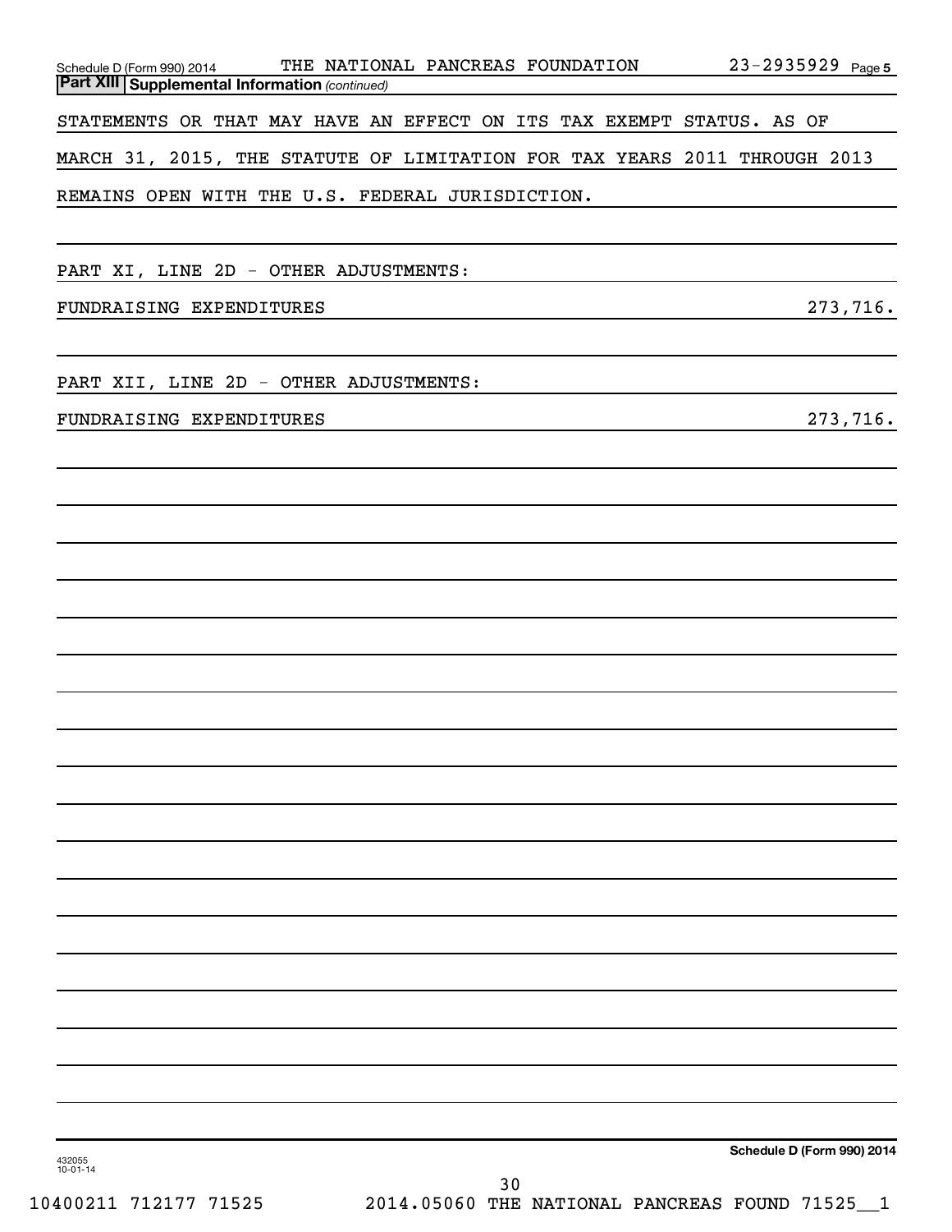## Part XIII Supplemental Information *(continued)*

STATEMENTS OR THAT MAY HAVE AN EFFECT ON ITS TAX EXEMPT STATUS. AS OF MARCH 31, 2015, THE STATUTE OF LIMITATION FOR TAX YEARS 2011 THROUGH 2013 REMAINS OPEN WITH THE U.S. FEDERAL JURISDICTION.

PART XI, LINE 2D - OTHER ADJUSTMENTS:

| | |
|---|---|
| FUNDRAISING EXPENDITURES | 273,716. |

PART XII, LINE 2D - OTHER ADJUSTMENTS:

| | |
|---|---|
| FUNDRAISING EXPENDITURES | 273,716. |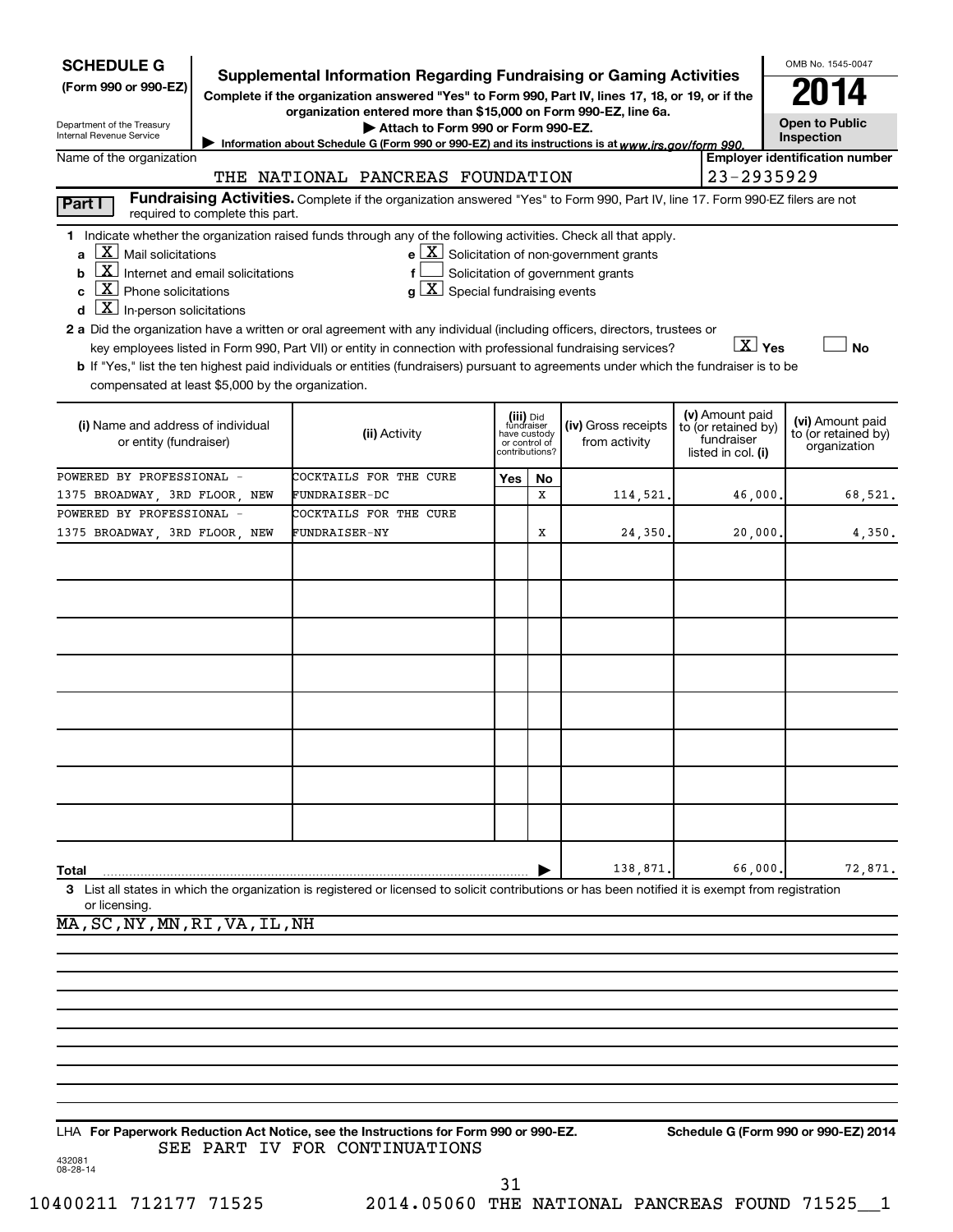**SCHEDULE G**
**(Form 990 or 990-EZ)**

Department of the Treasury
Internal Revenue Service

# Supplemental Information Regarding Fundraising or Gaming Activities

**Complete if the organization answered "Yes" to Form 990, Part IV, lines 17, 18, or 19, or if the organization entered more than $15,000 on Form 990-EZ, line 6a.**

▶ **Attach to Form 990 or Form 990-EZ.**

▶ Information about Schedule G (Form 990 or 990-EZ) and its instructions is at *www.irs.gov/form 990.*

OMB No. 1545-0047

**2014**

**Open to Public Inspection**

Name of the organization: THE NATIONAL PANCREAS FOUNDATION

**Employer identification number:** 23-2935929

**Part I** **Fundraising Activities.** Complete if the organization answered "Yes" to Form 990, Part IV, line 17. Form 990-EZ filers are not required to complete this part.

**1** Indicate whether the organization raised funds through any of the following activities. Check all that apply.

- **a** [X] Mail solicitations
- **b** [X] Internet and email solicitations
- **c** [X] Phone solicitations
- **d** [X] In-person solicitations
- **e** [X] Solicitation of non-government grants
- **f** [ ] Solicitation of government grants
- **g** [X] Special fundraising events

**2 a** Did the organization have a written or oral agreement with any individual (including officers, directors, trustees or key employees listed in Form 990, Part VII) or entity in connection with professional fundraising services? [X] **Yes** [ ] **No**

**b** If "Yes," list the ten highest paid individuals or entities (fundraisers) pursuant to agreements under which the fundraiser is to be compensated at least $5,000 by the organization.

| (i) Name and address of individual or entity (fundraiser) | (ii) Activity | (iii) Did fundraiser have custody or control of contributions? Yes | No | (iv) Gross receipts from activity | (v) Amount paid to (or retained by) fundraiser listed in col. (i) | (vi) Amount paid to (or retained by) organization |
|---|---|---|---|---|---|---|
| POWERED BY PROFESSIONAL - 1375 BROADWAY, 3RD FLOOR, NEW | COCKTAILS FOR THE CURE FUNDRAISER-DC | | X | 114,521. | 46,000. | 68,521. |
| POWERED BY PROFESSIONAL - 1375 BROADWAY, 3RD FLOOR, NEW | COCKTAILS FOR THE CURE FUNDRAISER-NY | | X | 24,350. | 20,000. | 4,350. |
| | | | | | | |
| | | | | | | |
| | | | | | | |
| | | | | | | |
| | | | | | | |
| | | | | | | |
| | | | | | | |
| | | | | | | |
| **Total** | | | ▶ | 138,871. | 66,000. | 72,871. |

**3** List all states in which the organization is registered or licensed to solicit contributions or has been notified it is exempt from registration or licensing.

MA,SC,NY,MN,RI,VA,IL,NH

LHA **For Paperwork Reduction Act Notice, see the Instructions for Form 990 or 990-EZ.** **Schedule G (Form 990 or 990-EZ) 2014**

SEE PART IV FOR CONTINUATIONS

432081
08-28-14

10400211 712177 71525 2014.05060 THE NATIONAL PANCREAS FOUND 71525__1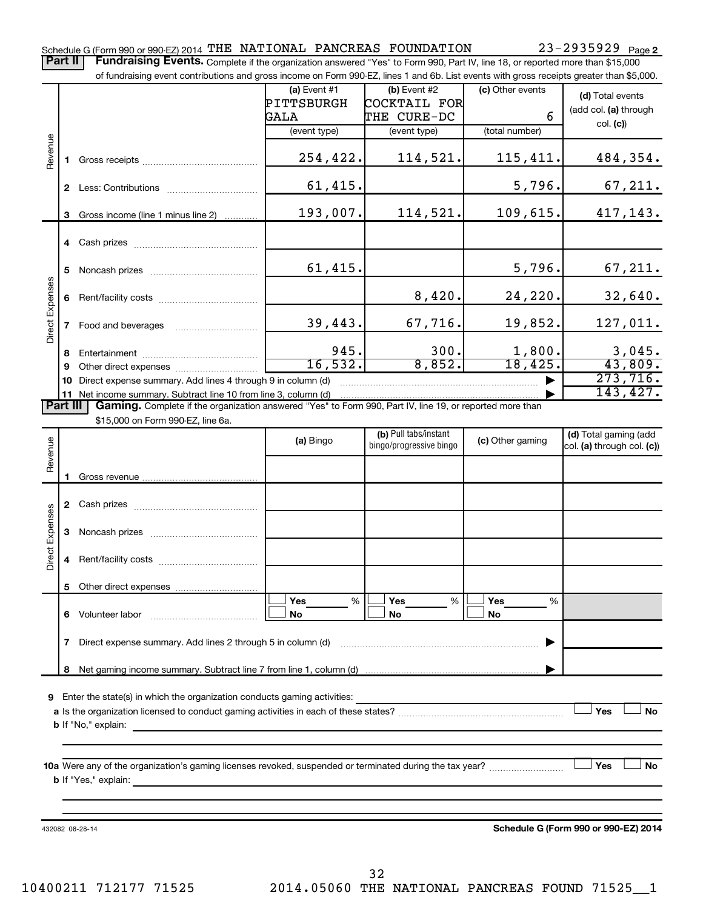Schedule G (Form 990 or 990-EZ) 2014 THE NATIONAL PANCREAS FOUNDATION 23-2935929 Page 2

**Part II** **Fundraising Events.** Complete if the organization answered "Yes" to Form 990, Part IV, line 18, or reported more than $15,000 of fundraising event contributions and gross income on Form 990-EZ, lines 1 and 6b. List events with gross receipts greater than $5,000.

| | | (a) Event #1<br>PITTSBURGH GALA<br>(event type) | (b) Event #2<br>COCKTAIL FOR THE CURE-DC<br>(event type) | (c) Other events<br>6<br>(total number) | (d) Total events (add col. (a) through col. (c)) |
|---|---|---|---|---|---|
| Revenue | 1 Gross receipts | 254,422. | 114,521. | 115,411. | 484,354. |
| | 2 Less: Contributions | 61,415. | | 5,796. | 67,211. |
| | 3 Gross income (line 1 minus line 2) | 193,007. | 114,521. | 109,615. | 417,143. |
| Direct Expenses | 4 Cash prizes | | | | |
| | 5 Noncash prizes | 61,415. | | 5,796. | 67,211. |
| | 6 Rent/facility costs | | 8,420. | 24,220. | 32,640. |
| | 7 Food and beverages | 39,443. | 67,716. | 19,852. | 127,011. |
| | 8 Entertainment | 945. | 300. | 1,800. | 3,045. |
| | 9 Other direct expenses | 16,532. | 8,852. | 18,425. | 43,809. |
| | 10 Direct expense summary. Add lines 4 through 9 in column (d) | | | ▶ | 273,716. |
| | 11 Net income summary. Subtract line 10 from line 3, column (d) | | | ▶ | 143,427. |

**Part III** **Gaming.** Complete if the organization answered "Yes" to Form 990, Part IV, line 19, or reported more than $15,000 on Form 990-EZ, line 6a.

| | | (a) Bingo | (b) Pull tabs/instant bingo/progressive bingo | (c) Other gaming | (d) Total gaming (add col. (a) through col. (c)) |
|---|---|---|---|---|---|
| Revenue | 1 Gross revenue | | | | |
| Direct Expenses | 2 Cash prizes | | | | |
| | 3 Noncash prizes | | | | |
| | 4 Rent/facility costs | | | | |
| | 5 Other direct expenses | | | | |
| | 6 Volunteer labor | ☐ Yes ___ %<br>☐ No | ☐ Yes ___ %<br>☐ No | ☐ Yes ___ %<br>☐ No | |
| | 7 Direct expense summary. Add lines 2 through 5 in column (d) | | | ▶ | |
| | 8 Net gaming income summary. Subtract line 7 from line 1, column (d) | | | ▶ | |

9 Enter the state(s) in which the organization conducts gaming activities: ____________

a Is the organization licensed to conduct gaming activities in each of these states? ☐ Yes ☐ No

b If "No," explain: ____________

10a Were any of the organization's gaming licenses revoked, suspended or terminated during the tax year? ☐ Yes ☐ No

b If "Yes," explain: ____________

432082 08-28-14 **Schedule G (Form 990 or 990-EZ) 2014**

10400211 712177 71525 2014.05060 THE NATIONAL PANCREAS FOUND 71525__1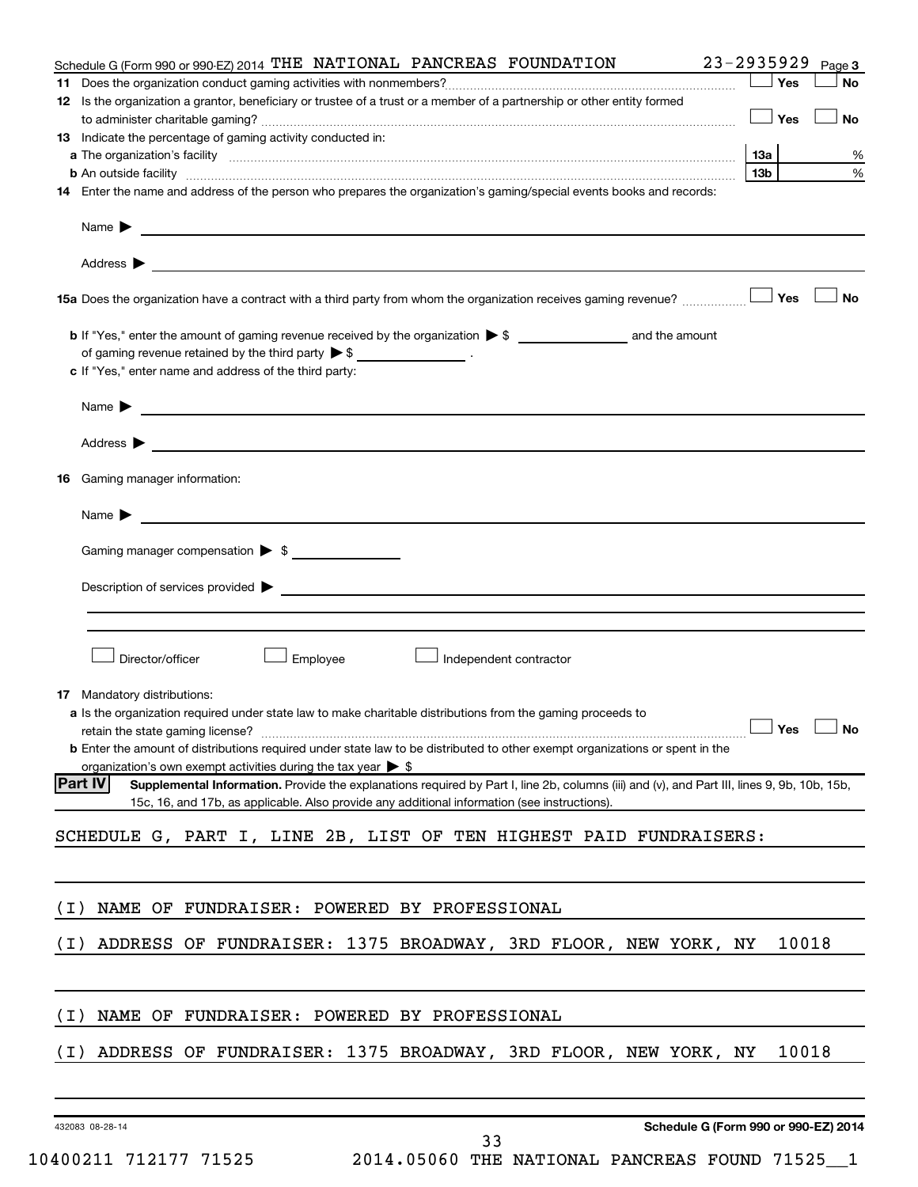Schedule G (Form 990 or 990-EZ) 2014 THE NATIONAL PANCREAS FOUNDATION 23-2935929 Page **3**

**11** Does the organization conduct gaming activities with nonmembers? ☐ Yes ☐ No

**12** Is the organization a grantor, beneficiary or trustee of a trust or a member of a partnership or other entity formed to administer charitable gaming? ☐ Yes ☐ No

**13** Indicate the percentage of gaming activity conducted in:

**a** The organization's facility ..... **13a** %

**b** An outside facility ..... **13b** %

**14** Enter the name and address of the person who prepares the organization's gaming/special events books and records:

Name ▶

Address ▶

**15a** Does the organization have a contract with a third party from whom the organization receives gaming revenue? ☐ Yes ☐ No

**b** If "Yes," enter the amount of gaming revenue received by the organization ▶ $ __________ and the amount of gaming revenue retained by the third party ▶ $ __________ .

**c** If "Yes," enter name and address of the third party:

Name ▶

Address ▶

**16** Gaming manager information:

Name ▶

Gaming manager compensation ▶ $

Description of services provided ▶

☐ Director/officer ☐ Employee ☐ Independent contractor

**17** Mandatory distributions:

**a** Is the organization required under state law to make charitable distributions from the gaming proceeds to retain the state gaming license? ☐ Yes ☐ No

**b** Enter the amount of distributions required under state law to be distributed to other exempt organizations or spent in the organization's own exempt activities during the tax year ▶ $

**Part IV** **Supplemental Information.** Provide the explanations required by Part I, line 2b, columns (iii) and (v), and Part III, lines 9, 9b, 10b, 15b, 15c, 16, and 17b, as applicable. Also provide any additional information (see instructions).

SCHEDULE G, PART I, LINE 2B, LIST OF TEN HIGHEST PAID FUNDRAISERS:

(I) NAME OF FUNDRAISER: POWERED BY PROFESSIONAL

(I) ADDRESS OF FUNDRAISER: 1375 BROADWAY, 3RD FLOOR, NEW YORK, NY 10018

(I) NAME OF FUNDRAISER: POWERED BY PROFESSIONAL

(I) ADDRESS OF FUNDRAISER: 1375 BROADWAY, 3RD FLOOR, NEW YORK, NY 10018

432083 08-28-14 **Schedule G (Form 990 or 990-EZ) 2014**

10400211 712177 71525 2014.05060 THE NATIONAL PANCREAS FOUND 71525__1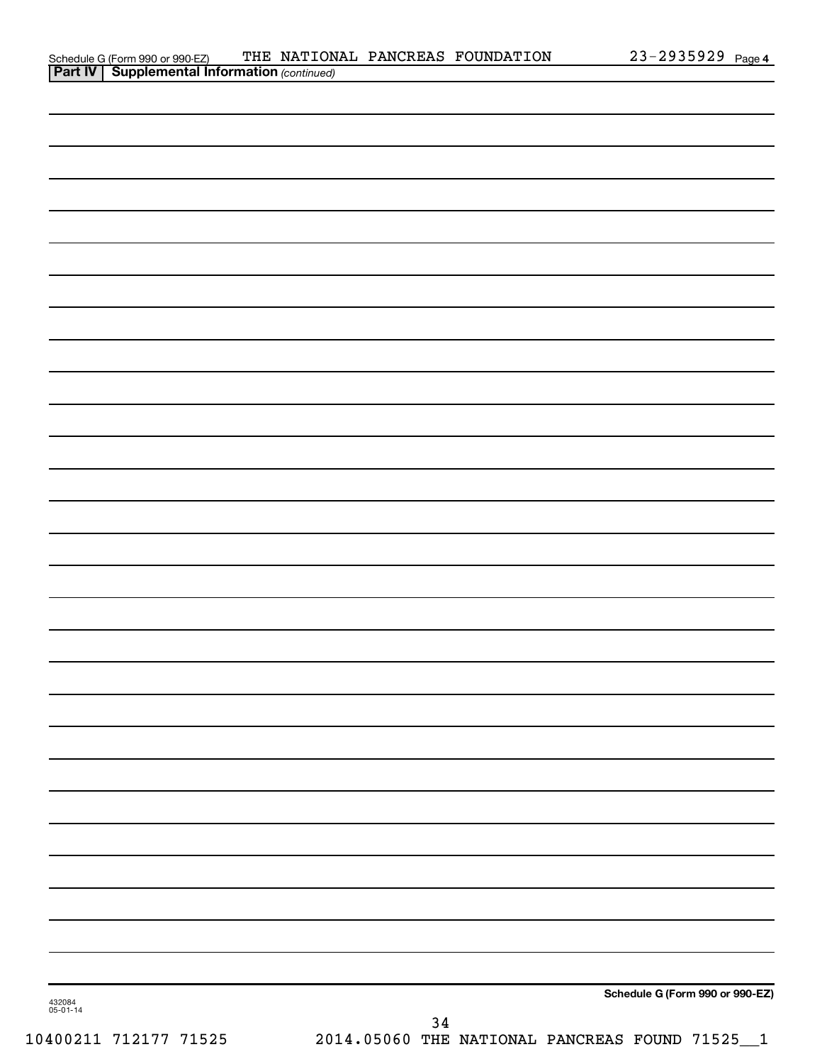Schedule G (Form 990 or 990-EZ) THE NATIONAL PANCREAS FOUNDATION 23-2935929 Page 4

**Part IV Supplemental Information** *(continued)*

**Schedule G (Form 990 or 990-EZ)**

432084
05-01-14

10400211 712177 71525 2014.05060 THE NATIONAL PANCREAS FOUND 71525__1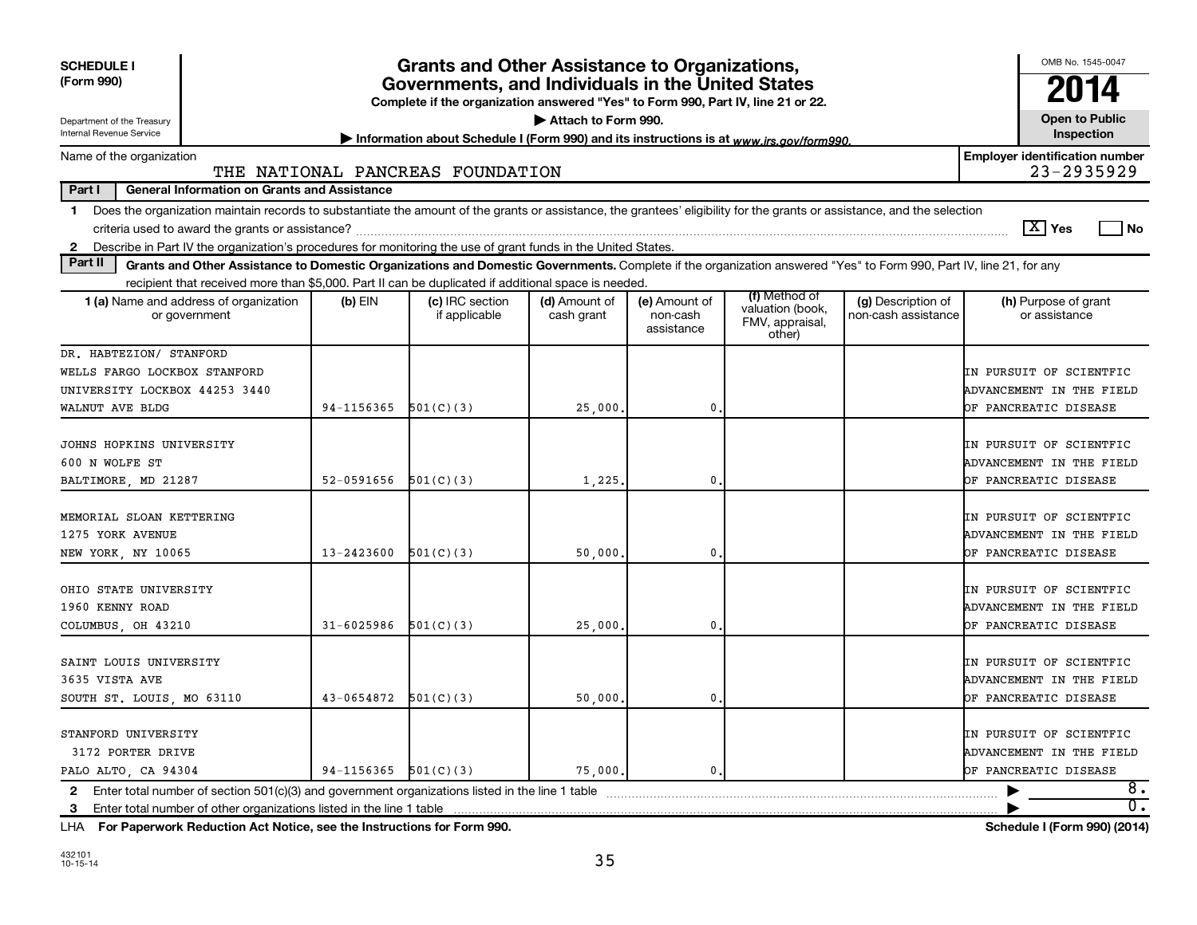**SCHEDULE I (Form 990)**

Department of the Treasury
Internal Revenue Service

# Grants and Other Assistance to Organizations, Governments, and Individuals in the United States

**Complete if the organization answered "Yes" to Form 990, Part IV, line 21 or 22.**

▶ Attach to Form 990.

▶ Information about Schedule I (Form 990) and its instructions is at *www.irs.gov/form990.*

OMB No. 1545-0047

**2014**

**Open to Public Inspection**

Name of the organization: THE NATIONAL PANCREAS FOUNDATION

**Employer identification number** 23-2935929

**Part I General Information on Grants and Assistance**

1 Does the organization maintain records to substantiate the amount of the grants or assistance, the grantees' eligibility for the grants or assistance, and the selection criteria used to award the grants or assistance? [X] Yes [ ] No

2 Describe in Part IV the organization's procedures for monitoring the use of grant funds in the United States.

**Part II Grants and Other Assistance to Domestic Organizations and Domestic Governments.** Complete if the organization answered "Yes" to Form 990, Part IV, line 21, for any recipient that received more than $5,000. Part II can be duplicated if additional space is needed.

| 1 (a) Name and address of organization or government | (b) EIN | (c) IRC section if applicable | (d) Amount of cash grant | (e) Amount of non-cash assistance | (f) Method of valuation (book, FMV, appraisal, other) | (g) Description of non-cash assistance | (h) Purpose of grant or assistance |
|---|---|---|---|---|---|---|---|
| DR. HABTEZION/ STANFORD WELLS FARGO LOCKBOX STANFORD UNIVERSITY LOCKBOX 44253 3440 WALNUT AVE BLDG | 94-1156365 | 501(C)(3) | 25,000. | 0. | | | IN PURSUIT OF SCIENTFIC ADVANCEMENT IN THE FIELD OF PANCREATIC DISEASE |
| JOHNS HOPKINS UNIVERSITY 600 N WOLFE ST BALTIMORE, MD 21287 | 52-0591656 | 501(C)(3) | 1,225. | 0. | | | IN PURSUIT OF SCIENTFIC ADVANCEMENT IN THE FIELD OF PANCREATIC DISEASE |
| MEMORIAL SLOAN KETTERING 1275 YORK AVENUE NEW YORK, NY 10065 | 13-2423600 | 501(C)(3) | 50,000. | 0. | | | IN PURSUIT OF SCIENTFIC ADVANCEMENT IN THE FIELD OF PANCREATIC DISEASE |
| OHIO STATE UNIVERSITY 1960 KENNY ROAD COLUMBUS, OH 43210 | 31-6025986 | 501(C)(3) | 25,000. | 0. | | | IN PURSUIT OF SCIENTFIC ADVANCEMENT IN THE FIELD OF PANCREATIC DISEASE |
| SAINT LOUIS UNIVERSITY 3635 VISTA AVE SOUTH ST. LOUIS, MO 63110 | 43-0654872 | 501(C)(3) | 50,000. | 0. | | | IN PURSUIT OF SCIENTFIC ADVANCEMENT IN THE FIELD OF PANCREATIC DISEASE |
| STANFORD UNIVERSITY 3172 PORTER DRIVE PALO ALTO, CA 94304 | 94-1156365 | 501(C)(3) | 75,000. | 0. | | | IN PURSUIT OF SCIENTFIC ADVANCEMENT IN THE FIELD OF PANCREATIC DISEASE |

2 Enter total number of section 501(c)(3) and government organizations listed in the line 1 table ▶ 8.

3 Enter total number of other organizations listed in the line 1 table ▶ 0.

LHA **For Paperwork Reduction Act Notice, see the Instructions for Form 990.** **Schedule I (Form 990) (2014)**

432101
10-15-14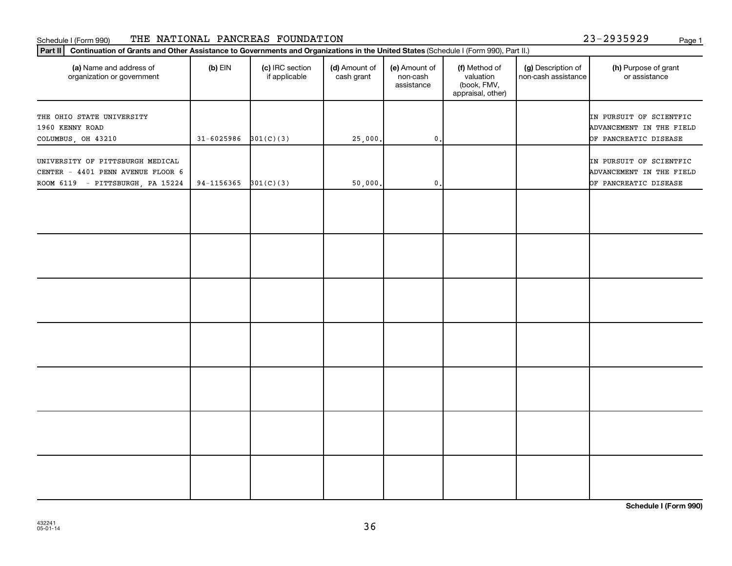Schedule I (Form 990) THE NATIONAL PANCREAS FOUNDATION 23-2935929

**Part II** **Continuation of Grants and Other Assistance to Governments and Organizations in the United States** (Schedule I (Form 990), Part II.)

| (a) Name and address of organization or government | (b) EIN | (c) IRC section if applicable | (d) Amount of cash grant | (e) Amount of non-cash assistance | (f) Method of valuation (book, FMV, appraisal, other) | (g) Description of non-cash assistance | (h) Purpose of grant or assistance |
|---|---|---|---|---|---|---|---|
| THE OHIO STATE UNIVERSITY 1960 KENNY ROAD COLUMBUS, OH 43210 | 31-6025986 | 501(C)(3) | 25,000. | 0. | | | IN PURSUIT OF SCIENTFIC ADVANCEMENT IN THE FIELD OF PANCREATIC DISEASE |
| UNIVERSITY OF PITTSBURGH MEDICAL CENTER - 4401 PENN AVENUE FLOOR 6 ROOM 6119 - PITTSBURGH, PA 15224 | 94-1156365 | 501(C)(3) | 50,000. | 0. | | | IN PURSUIT OF SCIENTFIC ADVANCEMENT IN THE FIELD OF PANCREATIC DISEASE |
| | | | | | | | |
| | | | | | | | |
| | | | | | | | |
| | | | | | | | |
| | | | | | | | |
| | | | | | | | |
| | | | | | | | |

**Schedule I (Form 990)**

432241
05-01-14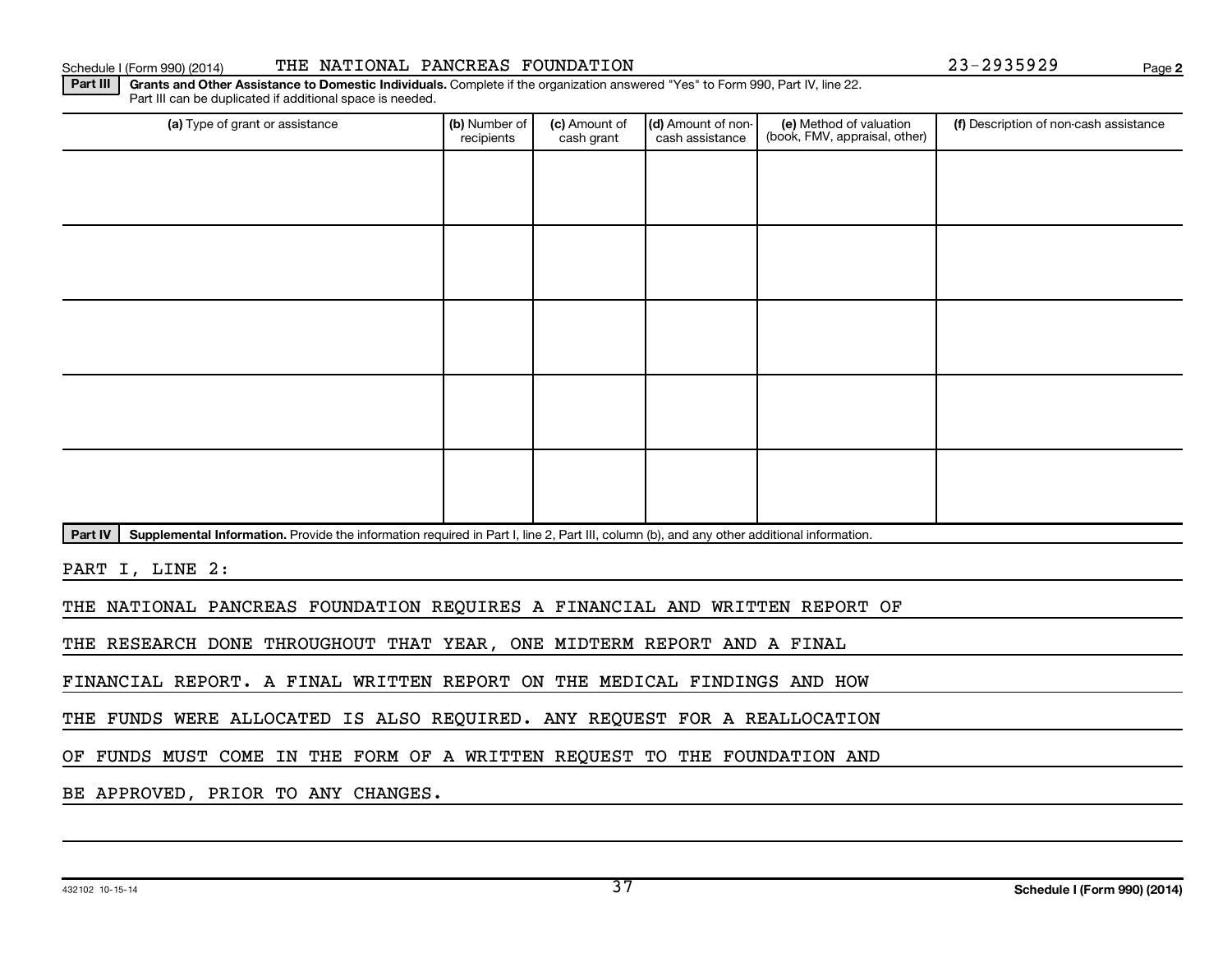Schedule I (Form 990) (2014) THE NATIONAL PANCREAS FOUNDATION 23-2935929 Page **2**

**Part III** **Grants and Other Assistance to Domestic Individuals.** Complete if the organization answered "Yes" to Form 990, Part IV, line 22. Part III can be duplicated if additional space is needed.

| (a) Type of grant or assistance | (b) Number of recipients | (c) Amount of cash grant | (d) Amount of non-cash assistance | (e) Method of valuation (book, FMV, appraisal, other) | (f) Description of non-cash assistance |
|---|---|---|---|---|---|
| | | | | | |
| | | | | | |
| | | | | | |
| | | | | | |
| | | | | | |

**Part IV** **Supplemental Information.** Provide the information required in Part I, line 2, Part III, column (b), and any other additional information.

PART I, LINE 2:

THE NATIONAL PANCREAS FOUNDATION REQUIRES A FINANCIAL AND WRITTEN REPORT OF THE RESEARCH DONE THROUGHOUT THAT YEAR, ONE MIDTERM REPORT AND A FINAL FINANCIAL REPORT. A FINAL WRITTEN REPORT ON THE MEDICAL FINDINGS AND HOW THE FUNDS WERE ALLOCATED IS ALSO REQUIRED. ANY REQUEST FOR A REALLOCATION OF FUNDS MUST COME IN THE FORM OF A WRITTEN REQUEST TO THE FOUNDATION AND BE APPROVED, PRIOR TO ANY CHANGES.

432102 10-15-14 **Schedule I (Form 990) (2014)**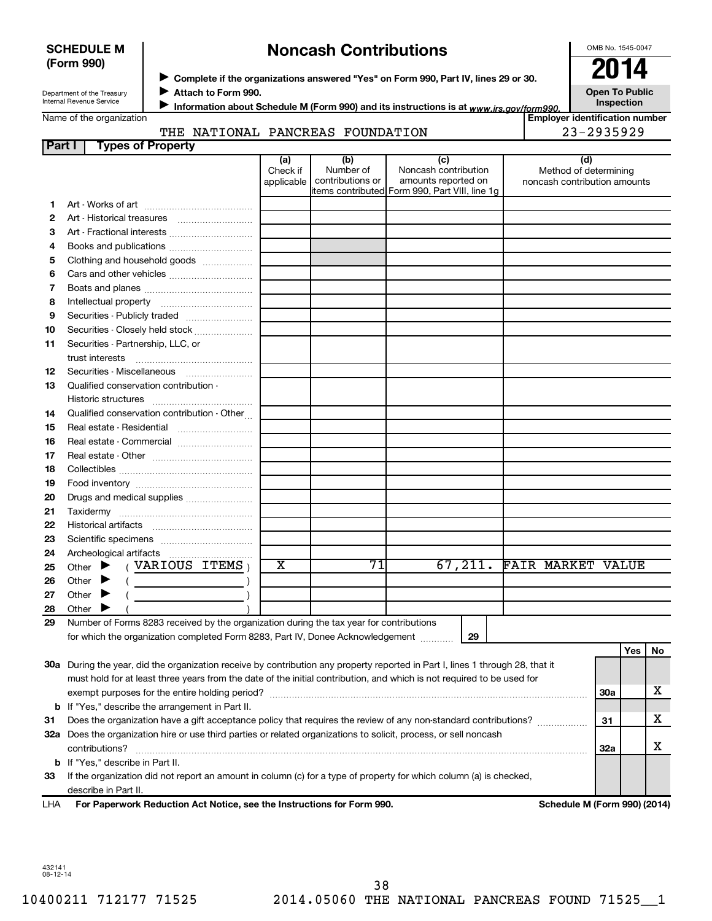**SCHEDULE M (Form 990)**

Department of the Treasury
Internal Revenue Service

# Noncash Contributions

▶ **Complete if the organizations answered "Yes" on Form 990, Part IV, lines 29 or 30.**
▶ **Attach to Form 990.**
▶ **Information about Schedule M (Form 990) and its instructions is at *www.irs.gov/form990.***

OMB No. 1545-0047

**2014**

**Open To Public Inspection**

Name of the organization: THE NATIONAL PANCREAS FOUNDATION

**Employer identification number**: 23-2935929

**Part I — Types of Property**

| | | (a) Check if applicable | (b) Number of contributions or items contributed | (c) Noncash contribution amounts reported on Form 990, Part VIII, line 1g | (d) Method of determining noncash contribution amounts |
|---|---|---|---|---|---|
| 1 | Art - Works of art | | | | |
| 2 | Art - Historical treasures | | | | |
| 3 | Art - Fractional interests | | | | |
| 4 | Books and publications | | | | |
| 5 | Clothing and household goods | | | | |
| 6 | Cars and other vehicles | | | | |
| 7 | Boats and planes | | | | |
| 8 | Intellectual property | | | | |
| 9 | Securities - Publicly traded | | | | |
| 10 | Securities - Closely held stock | | | | |
| 11 | Securities - Partnership, LLC, or trust interests | | | | |
| 12 | Securities - Miscellaneous | | | | |
| 13 | Qualified conservation contribution - Historic structures | | | | |
| 14 | Qualified conservation contribution - Other | | | | |
| 15 | Real estate - Residential | | | | |
| 16 | Real estate - Commercial | | | | |
| 17 | Real estate - Other | | | | |
| 18 | Collectibles | | | | |
| 19 | Food inventory | | | | |
| 20 | Drugs and medical supplies | | | | |
| 21 | Taxidermy | | | | |
| 22 | Historical artifacts | | | | |
| 23 | Scientific specimens | | | | |
| 24 | Archeological artifacts | | | | |
| 25 | Other ▶ ( VARIOUS ITEMS ) | X | 71 | 67,211. | FAIR MARKET VALUE |
| 26 | Other ▶ ( ) | | | | |
| 27 | Other ▶ ( ) | | | | |
| 28 | Other ▶ ( ) | | | | |

29 Number of Forms 8283 received by the organization during the tax year for contributions for which the organization completed Form 8283, Part IV, Donee Acknowledgement ..... **29**

| | | | Yes | No |
|---|---|---|---|---|
| **30a** | During the year, did the organization receive by contribution any property reported in Part I, lines 1 through 28, that it must hold for at least three years from the date of the initial contribution, and which is not required to be used for exempt purposes for the entire holding period? | 30a | | X |
| **b** | If "Yes," describe the arrangement in Part II. | | | |
| **31** | Does the organization have a gift acceptance policy that requires the review of any non-standard contributions? | 31 | | X |
| **32a** | Does the organization hire or use third parties or related organizations to solicit, process, or sell noncash contributions? | 32a | | X |
| **b** | If "Yes," describe in Part II. | | | |
| **33** | If the organization did not report an amount in column (c) for a type of property for which column (a) is checked, describe in Part II. | | | |

LHA **For Paperwork Reduction Act Notice, see the Instructions for Form 990.** **Schedule M (Form 990) (2014)**

432141
08-12-14

10400211 712177 71525 2014.05060 THE NATIONAL PANCREAS FOUND 71525__1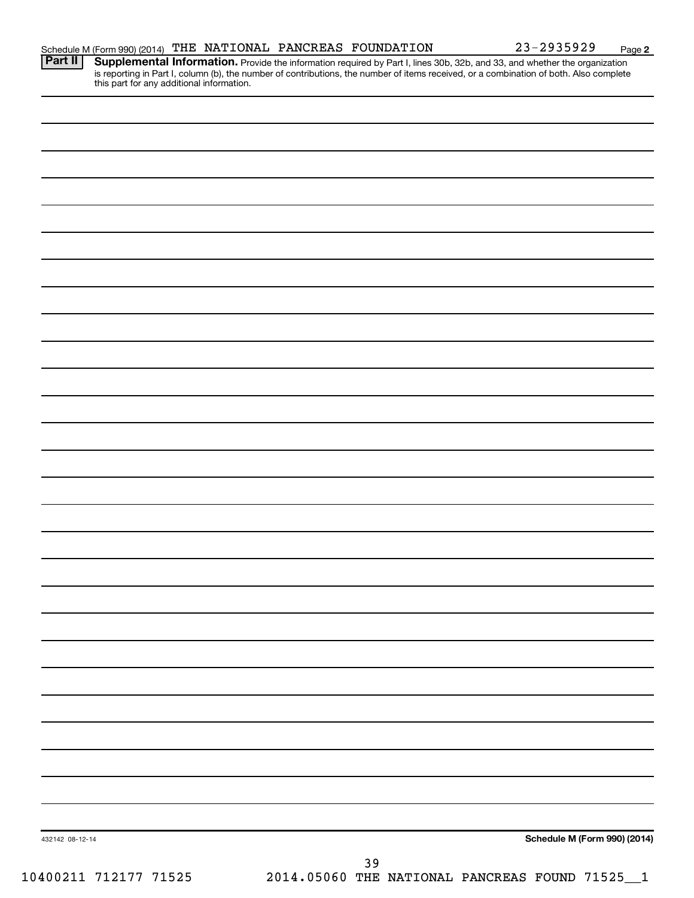Schedule M (Form 990) (2014) THE NATIONAL PANCREAS FOUNDATION 23-2935929 Page 2

**Part II** **Supplemental Information.** Provide the information required by Part I, lines 30b, 32b, and 33, and whether the organization is reporting in Part I, column (b), the number of contributions, the number of items received, or a combination of both. Also complete this part for any additional information.

432142 08-12-14

**Schedule M (Form 990) (2014)**

10400211 712177 71525 2014.05060 THE NATIONAL PANCREAS FOUND 71525__1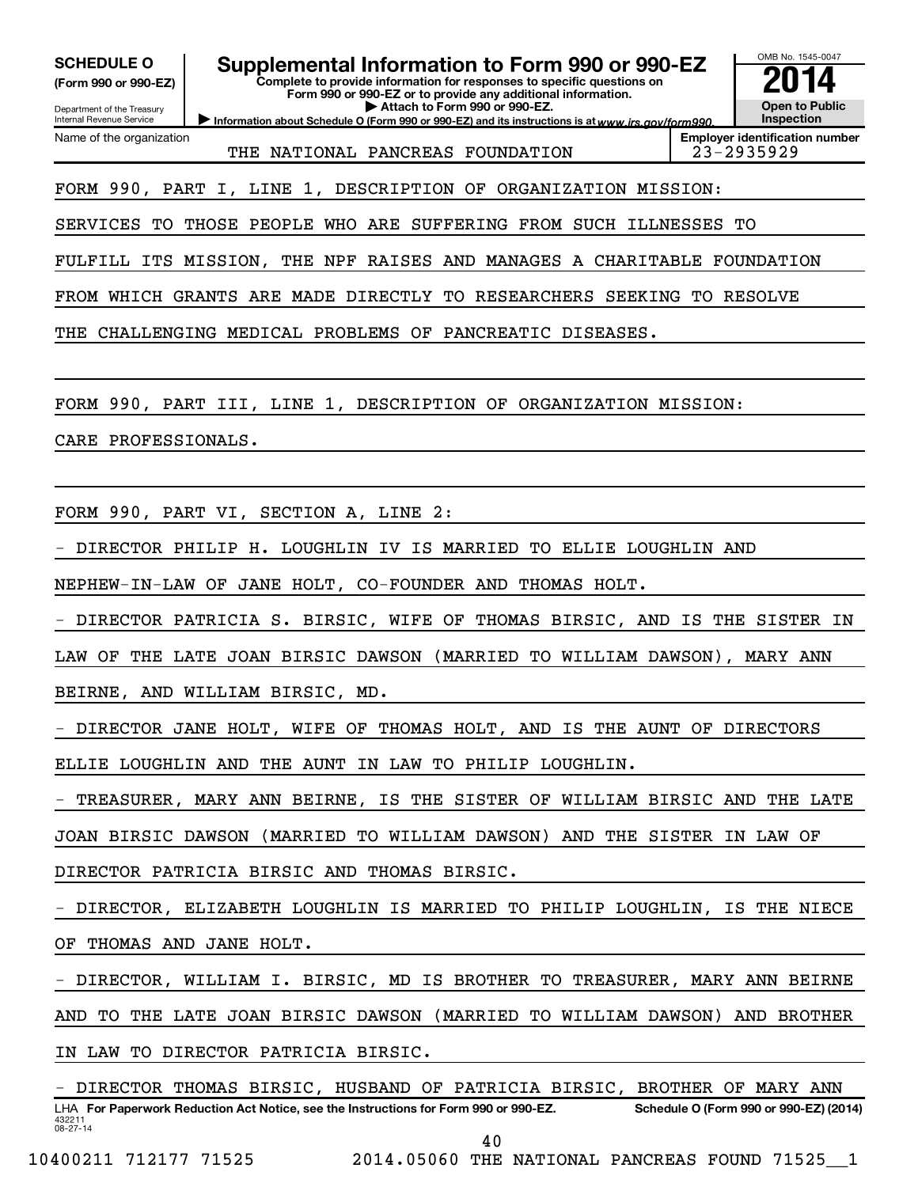**SCHEDULE O** (Form 990 or 990-EZ)

Department of the Treasury
Internal Revenue Service

# Supplemental Information to Form 990 or 990-EZ

**Complete to provide information for responses to specific questions on Form 990 or 990-EZ or to provide any additional information.**
**▶ Attach to Form 990 or 990-EZ.**
**▶ Information about Schedule O (Form 990 or 990-EZ) and its instructions is at www.irs.gov/form990.**

OMB No. 1545-0047
**2014**
**Open to Public Inspection**

Name of the organization: THE NATIONAL PANCREAS FOUNDATION
Employer identification number: 23-2935929

FORM 990, PART I, LINE 1, DESCRIPTION OF ORGANIZATION MISSION:

SERVICES TO THOSE PEOPLE WHO ARE SUFFERING FROM SUCH ILLNESSES TO FULFILL ITS MISSION, THE NPF RAISES AND MANAGES A CHARITABLE FOUNDATION FROM WHICH GRANTS ARE MADE DIRECTLY TO RESEARCHERS SEEKING TO RESOLVE THE CHALLENGING MEDICAL PROBLEMS OF PANCREATIC DISEASES.

FORM 990, PART III, LINE 1, DESCRIPTION OF ORGANIZATION MISSION:

CARE PROFESSIONALS.

FORM 990, PART VI, SECTION A, LINE 2:

- DIRECTOR PHILIP H. LOUGHLIN IV IS MARRIED TO ELLIE LOUGHLIN AND NEPHEW-IN-LAW OF JANE HOLT, CO-FOUNDER AND THOMAS HOLT.
- DIRECTOR PATRICIA S. BIRSIC, WIFE OF THOMAS BIRSIC, AND IS THE SISTER IN LAW OF THE LATE JOAN BIRSIC DAWSON (MARRIED TO WILLIAM DAWSON), MARY ANN BEIRNE, AND WILLIAM BIRSIC, MD.
- DIRECTOR JANE HOLT, WIFE OF THOMAS HOLT, AND IS THE AUNT OF DIRECTORS ELLIE LOUGHLIN AND THE AUNT IN LAW TO PHILIP LOUGHLIN.
- TREASURER, MARY ANN BEIRNE, IS THE SISTER OF WILLIAM BIRSIC AND THE LATE JOAN BIRSIC DAWSON (MARRIED TO WILLIAM DAWSON) AND THE SISTER IN LAW OF DIRECTOR PATRICIA BIRSIC AND THOMAS BIRSIC.
- DIRECTOR, ELIZABETH LOUGHLIN IS MARRIED TO PHILIP LOUGHLIN, IS THE NIECE OF THOMAS AND JANE HOLT.
- DIRECTOR, WILLIAM I. BIRSIC, MD IS BROTHER TO TREASURER, MARY ANN BEIRNE AND TO THE LATE JOAN BIRSIC DAWSON (MARRIED TO WILLIAM DAWSON) AND BROTHER IN LAW TO DIRECTOR PATRICIA BIRSIC.
- DIRECTOR THOMAS BIRSIC, HUSBAND OF PATRICIA BIRSIC, BROTHER OF MARY ANN

LHA **For Paperwork Reduction Act Notice, see the Instructions for Form 990 or 990-EZ.** **Schedule O (Form 990 or 990-EZ) (2014)**

432211 08-27-14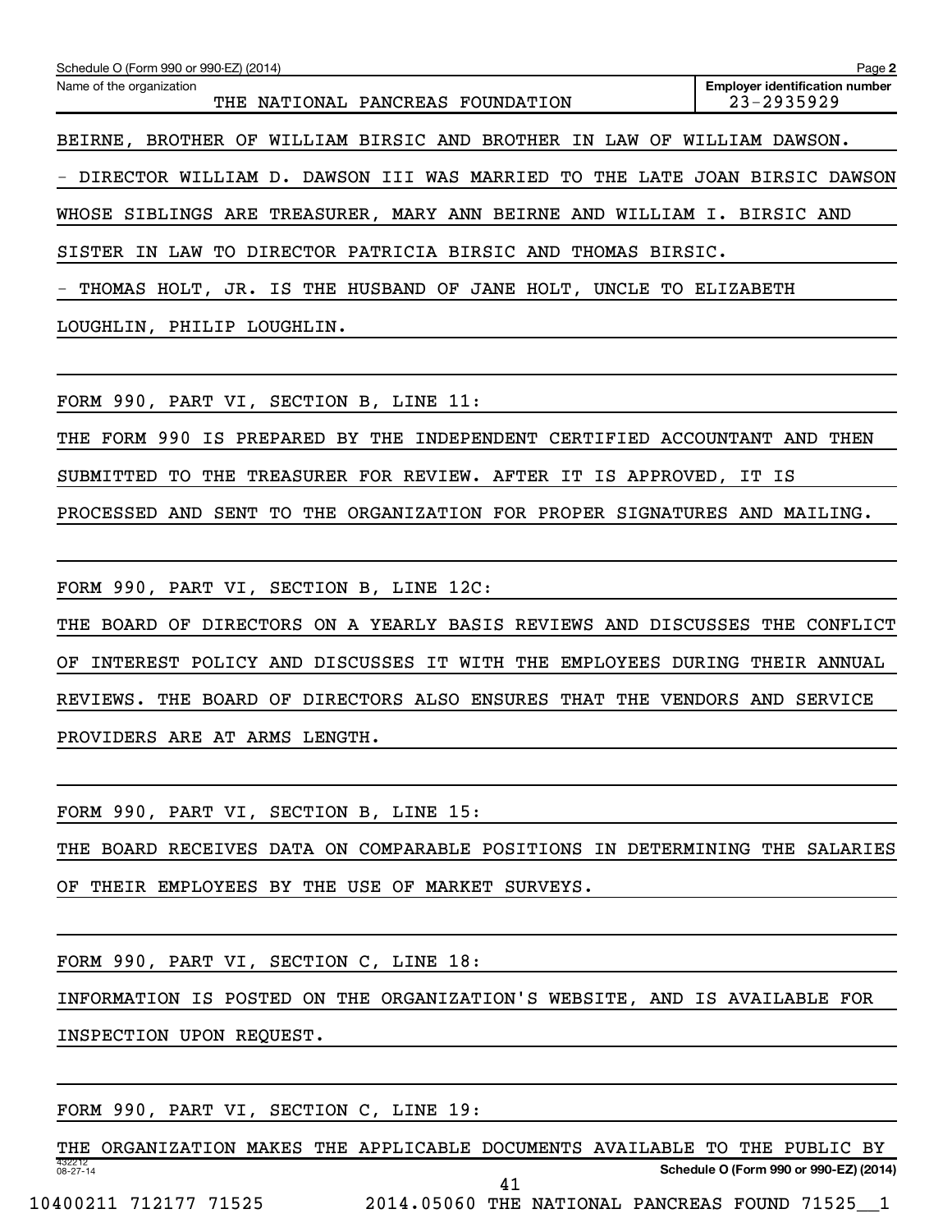Schedule O (Form 990 or 990-EZ) (2014) Page 2

Name of the organization: THE NATIONAL PANCREAS FOUNDATION

Employer identification number: 23-2935929

BEIRNE, BROTHER OF WILLIAM BIRSIC AND BROTHER IN LAW OF WILLIAM DAWSON.

- DIRECTOR WILLIAM D. DAWSON III WAS MARRIED TO THE LATE JOAN BIRSIC DAWSON WHOSE SIBLINGS ARE TREASURER, MARY ANN BEIRNE AND WILLIAM I. BIRSIC AND SISTER IN LAW TO DIRECTOR PATRICIA BIRSIC AND THOMAS BIRSIC.

- THOMAS HOLT, JR. IS THE HUSBAND OF JANE HOLT, UNCLE TO ELIZABETH LOUGHLIN, PHILIP LOUGHLIN.

FORM 990, PART VI, SECTION B, LINE 11:

THE FORM 990 IS PREPARED BY THE INDEPENDENT CERTIFIED ACCOUNTANT AND THEN SUBMITTED TO THE TREASURER FOR REVIEW. AFTER IT IS APPROVED, IT IS PROCESSED AND SENT TO THE ORGANIZATION FOR PROPER SIGNATURES AND MAILING.

FORM 990, PART VI, SECTION B, LINE 12C:

THE BOARD OF DIRECTORS ON A YEARLY BASIS REVIEWS AND DISCUSSES THE CONFLICT OF INTEREST POLICY AND DISCUSSES IT WITH THE EMPLOYEES DURING THEIR ANNUAL REVIEWS. THE BOARD OF DIRECTORS ALSO ENSURES THAT THE VENDORS AND SERVICE PROVIDERS ARE AT ARMS LENGTH.

FORM 990, PART VI, SECTION B, LINE 15:

THE BOARD RECEIVES DATA ON COMPARABLE POSITIONS IN DETERMINING THE SALARIES OF THEIR EMPLOYEES BY THE USE OF MARKET SURVEYS.

FORM 990, PART VI, SECTION C, LINE 18:

INFORMATION IS POSTED ON THE ORGANIZATION'S WEBSITE, AND IS AVAILABLE FOR INSPECTION UPON REQUEST.

FORM 990, PART VI, SECTION C, LINE 19:

THE ORGANIZATION MAKES THE APPLICABLE DOCUMENTS AVAILABLE TO THE PUBLIC BY

432212 08-27-14

Schedule O (Form 990 or 990-EZ) (2014)

10400211 712177 71525 2014.05060 THE NATIONAL PANCREAS FOUND 71525__1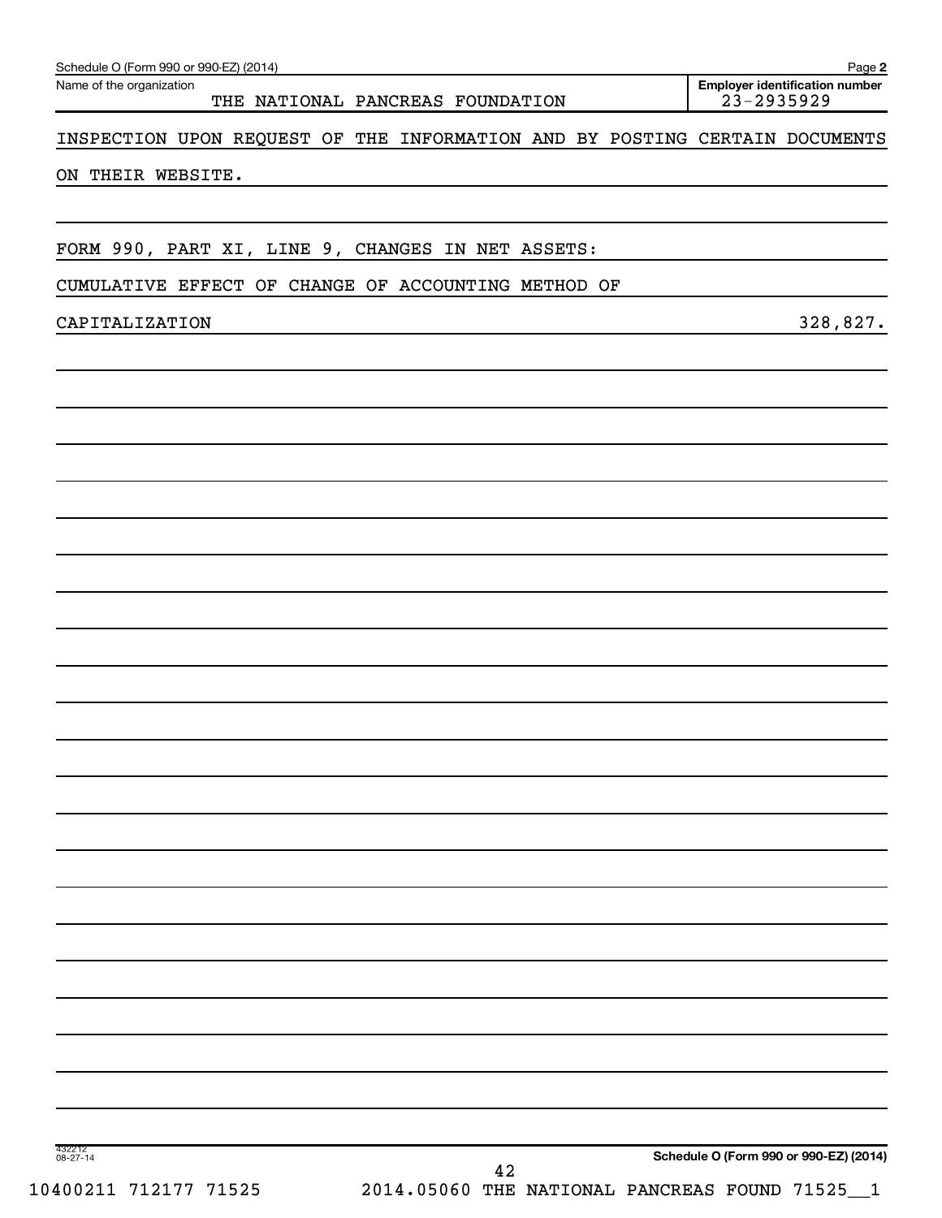Schedule O (Form 990 or 990-EZ) (2014) Page 2

Name of the organization: THE NATIONAL PANCREAS FOUNDATION

Employer identification number: 23-2935929

INSPECTION UPON REQUEST OF THE INFORMATION AND BY POSTING CERTAIN DOCUMENTS ON THEIR WEBSITE.

FORM 990, PART XI, LINE 9, CHANGES IN NET ASSETS:

CUMULATIVE EFFECT OF CHANGE OF ACCOUNTING METHOD OF CAPITALIZATION 328,827.

432212 08-27-14

Schedule O (Form 990 or 990-EZ) (2014)

10400211 712177 71525 2014.05060 THE NATIONAL PANCREAS FOUND 71525__1